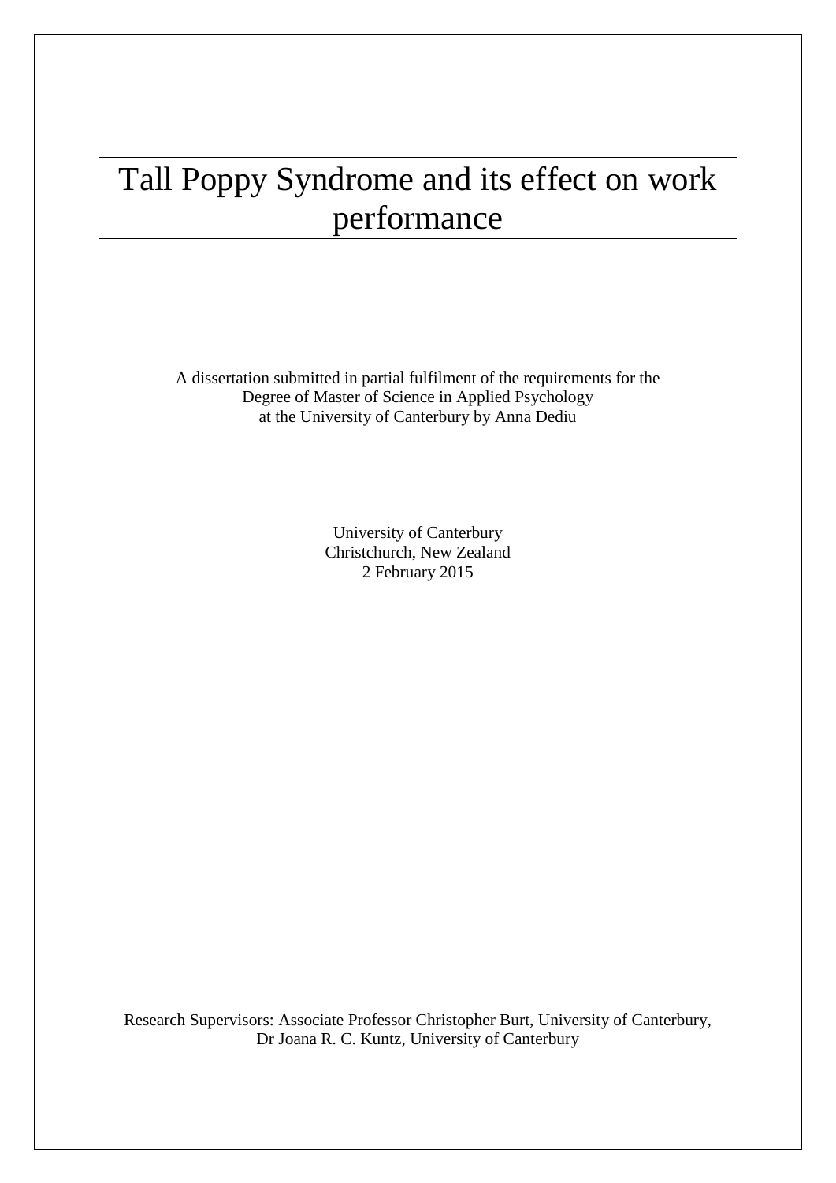# Tall Poppy Syndrome and its effect on work performance

A dissertation submitted in partial fulfilment of the requirements for the Degree of Master of Science in Applied Psychology at the University of Canterbury by Anna Dediu

University of Canterbury
Christchurch, New Zealand
2 February 2015

Research Supervisors: Associate Professor Christopher Burt, University of Canterbury, Dr Joana R. C. Kuntz, University of Canterbury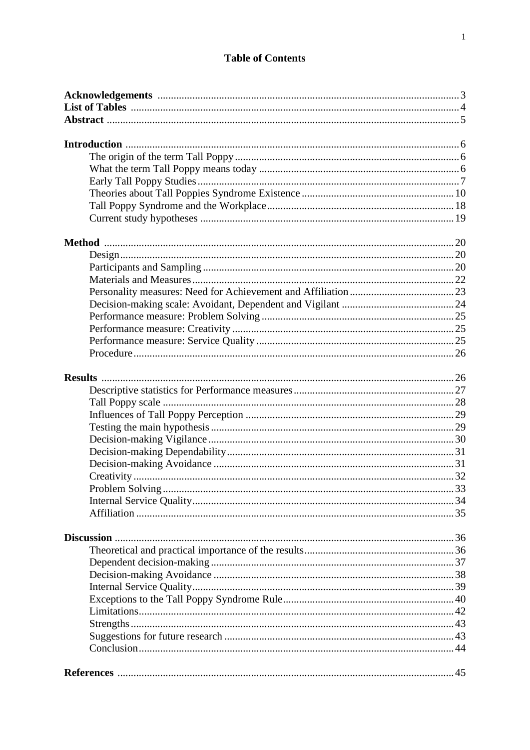# Table of Contents

**Acknowledgements** ........ 3
**List of Tables** ........ 4
**Abstract** ........ 5

**Introduction** ........ 6
- The origin of the term Tall Poppy ........ 6
- What the term Tall Poppy means today ........ 6
- Early Tall Poppy Studies ........ 7
- Theories about Tall Poppies Syndrome Existence ........ 10
- Tall Poppy Syndrome and the Workplace ........ 18
- Current study hypotheses ........ 19

**Method** ........ 20
- Design ........ 20
- Participants and Sampling ........ 20
- Materials and Measures ........ 22
- Personality measures: Need for Achievement and Affiliation ........ 23
- Decision-making scale: Avoidant, Dependent and Vigilant ........ 24
- Performance measure: Problem Solving ........ 25
- Performance measure: Creativity ........ 25
- Performance measure: Service Quality ........ 25
- Procedure ........ 26

**Results** ........ 26
- Descriptive statistics for Performance measures ........ 27
- Tall Poppy scale ........ 28
- Influences of Tall Poppy Perception ........ 29
- Testing the main hypothesis ........ 29
- Decision-making Vigilance ........ 30
- Decision-making Dependability ........ 31
- Decision-making Avoidance ........ 31
- Creativity ........ 32
- Problem Solving ........ 33
- Internal Service Quality ........ 34
- Affiliation ........ 35

**Discussion** ........ 36
- Theoretical and practical importance of the results ........ 36
- Dependent decision-making ........ 37
- Decision-making Avoidance ........ 38
- Internal Service Quality ........ 39
- Exceptions to the Tall Poppy Syndrome Rule ........ 40
- Limitations ........ 42
- Strengths ........ 43
- Suggestions for future research ........ 43
- Conclusion ........ 44

**References** ........ 45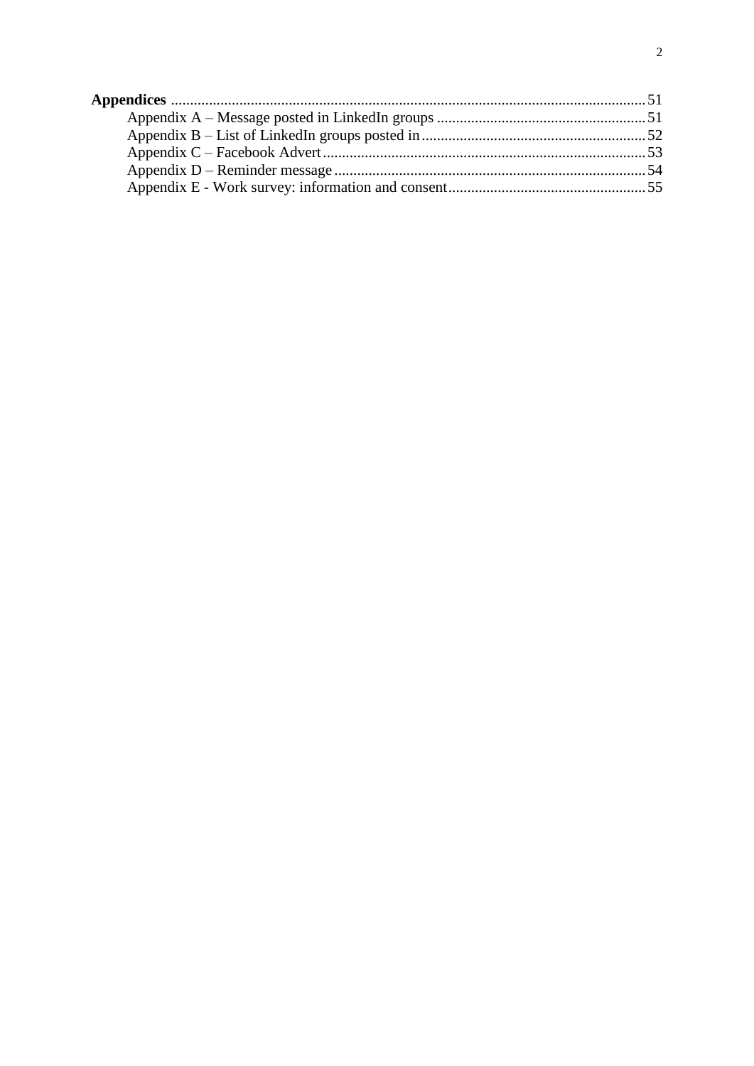**Appendices** ........................................................................................................................ 51

Appendix A – Message posted in LinkedIn groups ........................................................ 51

Appendix B – List of LinkedIn groups posted in ............................................................ 52

Appendix C – Facebook Advert ..................................................................................... 53

Appendix D – Reminder message .................................................................................. 54

Appendix E - Work survey: information and consent .................................................... 55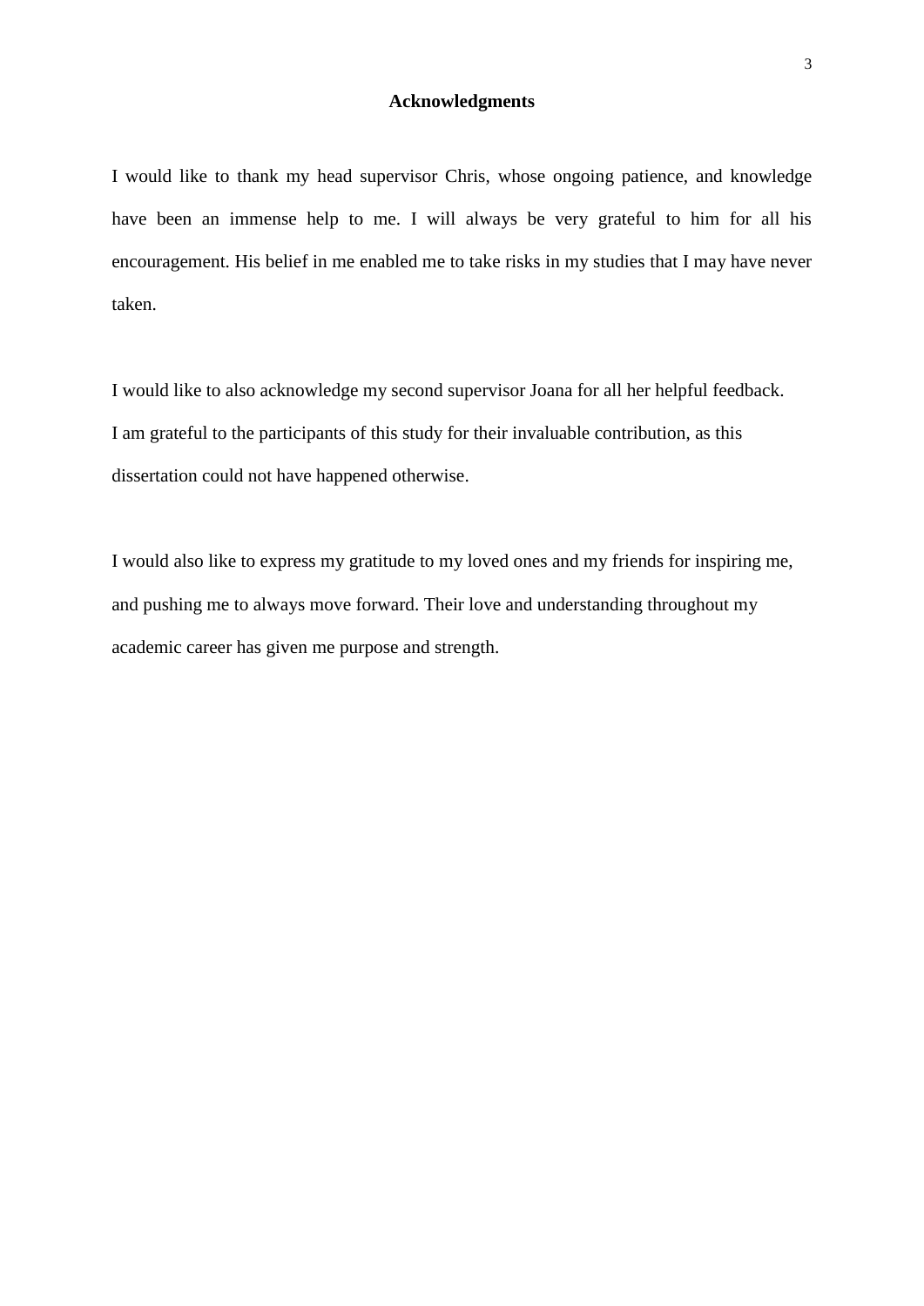# Acknowledgments

I would like to thank my head supervisor Chris, whose ongoing patience, and knowledge have been an immense help to me. I will always be very grateful to him for all his encouragement. His belief in me enabled me to take risks in my studies that I may have never taken.

I would like to also acknowledge my second supervisor Joana for all her helpful feedback. I am grateful to the participants of this study for their invaluable contribution, as this dissertation could not have happened otherwise.

I would also like to express my gratitude to my loved ones and my friends for inspiring me, and pushing me to always move forward. Their love and understanding throughout my academic career has given me purpose and strength.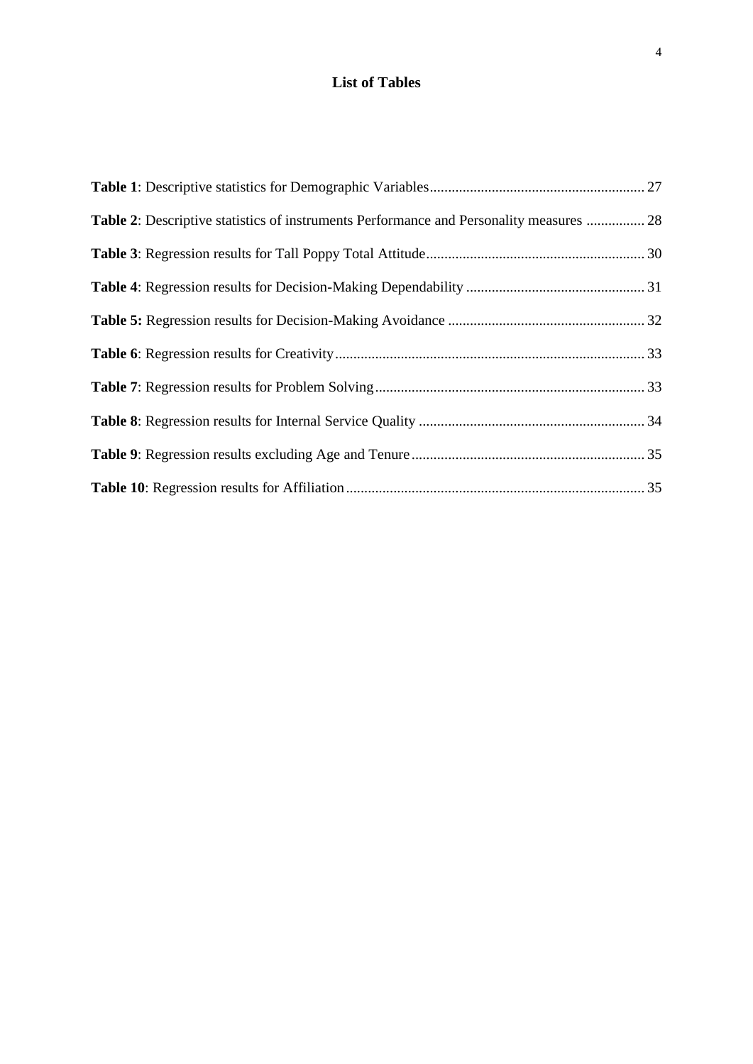# List of Tables

**Table 1**: Descriptive statistics for Demographic Variables ........ 27

**Table 2**: Descriptive statistics of instruments Performance and Personality measures ........ 28

**Table 3**: Regression results for Tall Poppy Total Attitude ........ 30

**Table 4**: Regression results for Decision-Making Dependability ........ 31

**Table 5:** Regression results for Decision-Making Avoidance ........ 32

**Table 6**: Regression results for Creativity ........ 33

**Table 7**: Regression results for Problem Solving ........ 33

**Table 8**: Regression results for Internal Service Quality ........ 34

**Table 9**: Regression results excluding Age and Tenure ........ 35

**Table 10**: Regression results for Affiliation ........ 35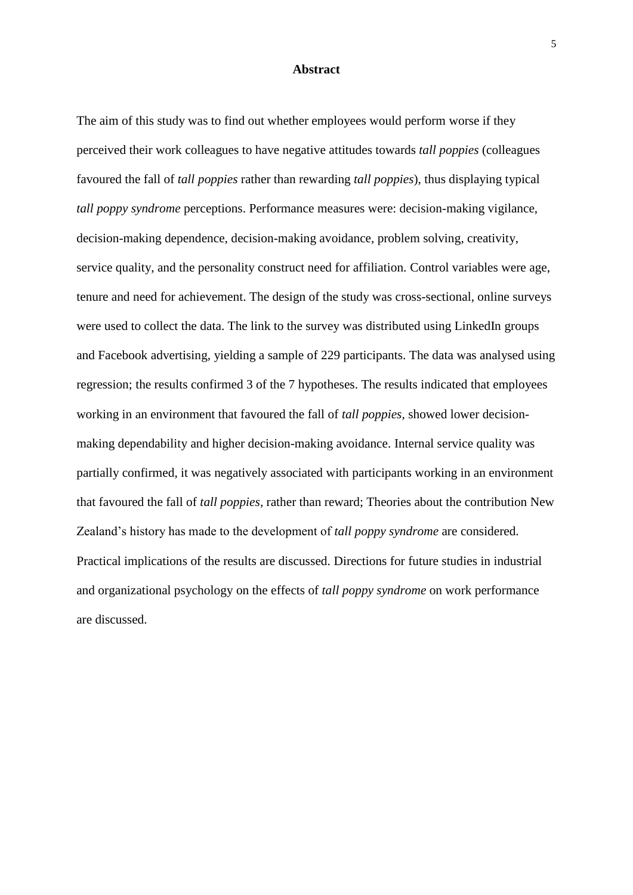## Abstract

The aim of this study was to find out whether employees would perform worse if they perceived their work colleagues to have negative attitudes towards *tall poppies* (colleagues favoured the fall of *tall poppies* rather than rewarding *tall poppies*), thus displaying typical *tall poppy syndrome* perceptions. Performance measures were: decision-making vigilance, decision-making dependence, decision-making avoidance, problem solving, creativity, service quality, and the personality construct need for affiliation. Control variables were age, tenure and need for achievement. The design of the study was cross-sectional, online surveys were used to collect the data. The link to the survey was distributed using LinkedIn groups and Facebook advertising, yielding a sample of 229 participants. The data was analysed using regression; the results confirmed 3 of the 7 hypotheses. The results indicated that employees working in an environment that favoured the fall of *tall poppies,* showed lower decision-making dependability and higher decision-making avoidance. Internal service quality was partially confirmed, it was negatively associated with participants working in an environment that favoured the fall of *tall poppies,* rather than reward; Theories about the contribution New Zealand's history has made to the development of *tall poppy syndrome* are considered. Practical implications of the results are discussed. Directions for future studies in industrial and organizational psychology on the effects of *tall poppy syndrome* on work performance are discussed.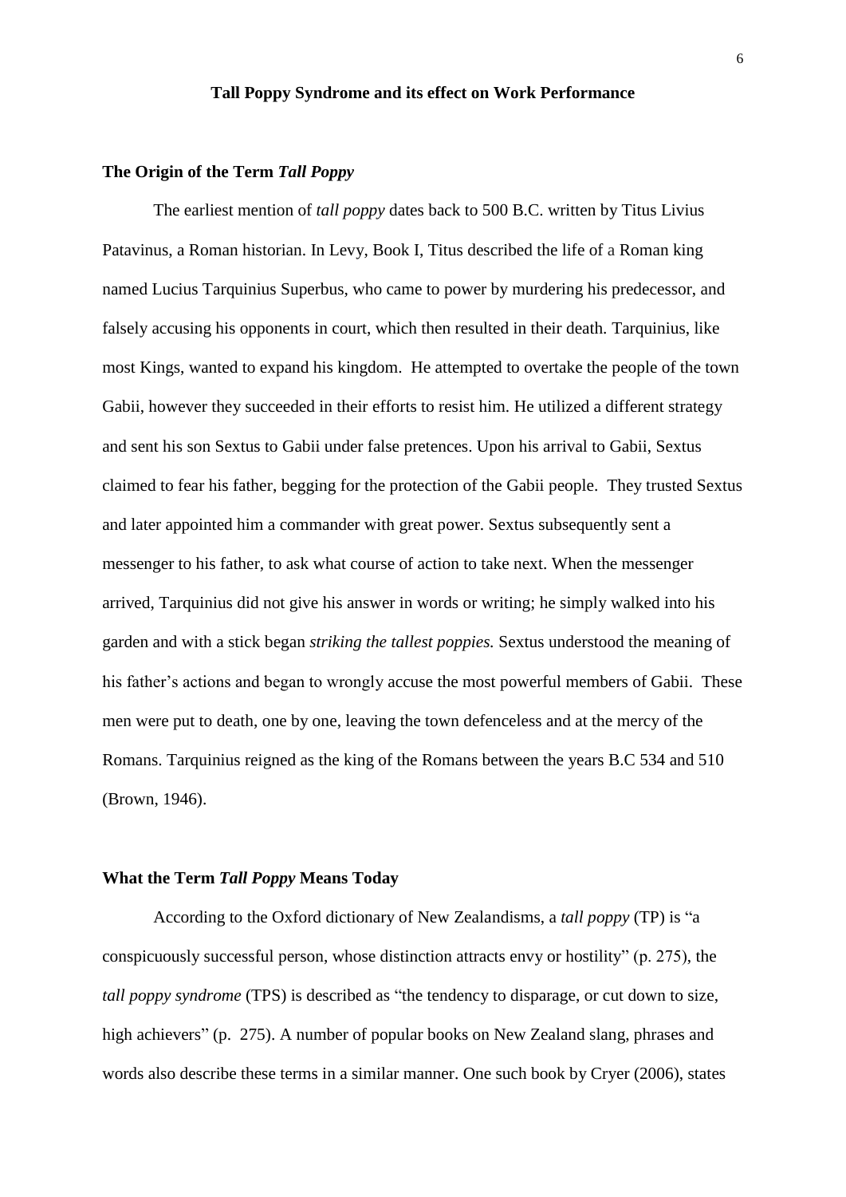## Tall Poppy Syndrome and its effect on Work Performance

### The Origin of the Term *Tall Poppy*

The earliest mention of *tall poppy* dates back to 500 B.C. written by Titus Livius Patavinus, a Roman historian. In Levy, Book I, Titus described the life of a Roman king named Lucius Tarquinius Superbus, who came to power by murdering his predecessor, and falsely accusing his opponents in court, which then resulted in their death. Tarquinius, like most Kings, wanted to expand his kingdom. He attempted to overtake the people of the town Gabii, however they succeeded in their efforts to resist him. He utilized a different strategy and sent his son Sextus to Gabii under false pretences. Upon his arrival to Gabii, Sextus claimed to fear his father, begging for the protection of the Gabii people. They trusted Sextus and later appointed him a commander with great power. Sextus subsequently sent a messenger to his father, to ask what course of action to take next. When the messenger arrived, Tarquinius did not give his answer in words or writing; he simply walked into his garden and with a stick began *striking the tallest poppies.* Sextus understood the meaning of his father's actions and began to wrongly accuse the most powerful members of Gabii. These men were put to death, one by one, leaving the town defenceless and at the mercy of the Romans. Tarquinius reigned as the king of the Romans between the years B.C 534 and 510 (Brown, 1946).

### What the Term *Tall Poppy* Means Today

According to the Oxford dictionary of New Zealandisms, a *tall poppy* (TP) is "a conspicuously successful person, whose distinction attracts envy or hostility" (p. 275), the *tall poppy syndrome* (TPS) is described as "the tendency to disparage, or cut down to size, high achievers" (p. 275). A number of popular books on New Zealand slang, phrases and words also describe these terms in a similar manner. One such book by Cryer (2006), states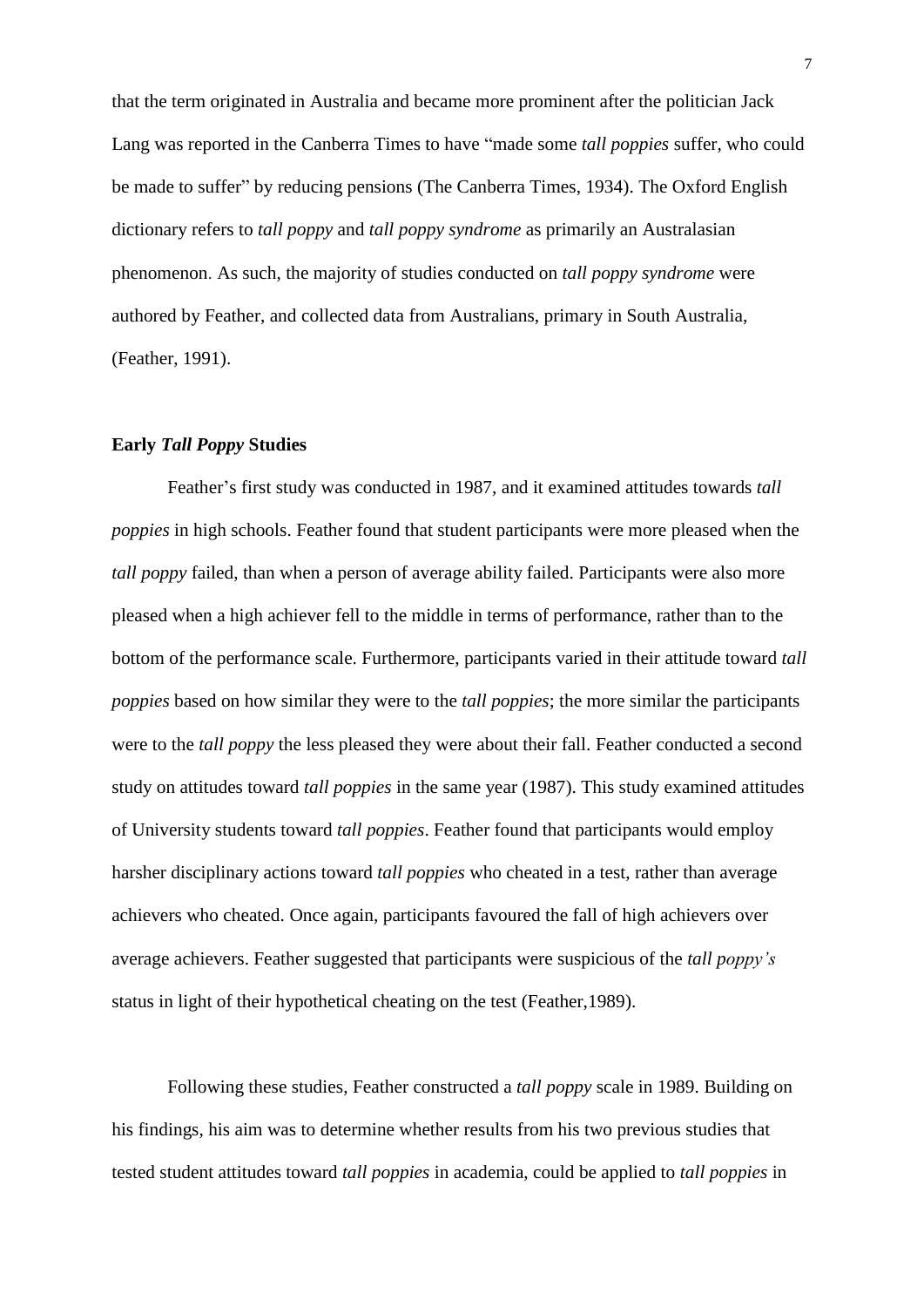that the term originated in Australia and became more prominent after the politician Jack Lang was reported in the Canberra Times to have "made some *tall poppies* suffer, who could be made to suffer" by reducing pensions (The Canberra Times, 1934). The Oxford English dictionary refers to *tall poppy* and *tall poppy syndrome* as primarily an Australasian phenomenon. As such, the majority of studies conducted on *tall poppy syndrome* were authored by Feather, and collected data from Australians, primary in South Australia, (Feather, 1991).

## Early *Tall Poppy* Studies

Feather's first study was conducted in 1987, and it examined attitudes towards *tall poppies* in high schools. Feather found that student participants were more pleased when the *tall poppy* failed, than when a person of average ability failed. Participants were also more pleased when a high achiever fell to the middle in terms of performance, rather than to the bottom of the performance scale. Furthermore, participants varied in their attitude toward *tall poppies* based on how similar they were to the *tall poppies*; the more similar the participants were to the *tall poppy* the less pleased they were about their fall. Feather conducted a second study on attitudes toward *tall poppies* in the same year (1987). This study examined attitudes of University students toward *tall poppies*. Feather found that participants would employ harsher disciplinary actions toward *tall poppies* who cheated in a test, rather than average achievers who cheated. Once again, participants favoured the fall of high achievers over average achievers. Feather suggested that participants were suspicious of the *tall poppy's* status in light of their hypothetical cheating on the test (Feather,1989).

Following these studies, Feather constructed a *tall poppy* scale in 1989. Building on his findings, his aim was to determine whether results from his two previous studies that tested student attitudes toward *tall poppies* in academia, could be applied to *tall poppies* in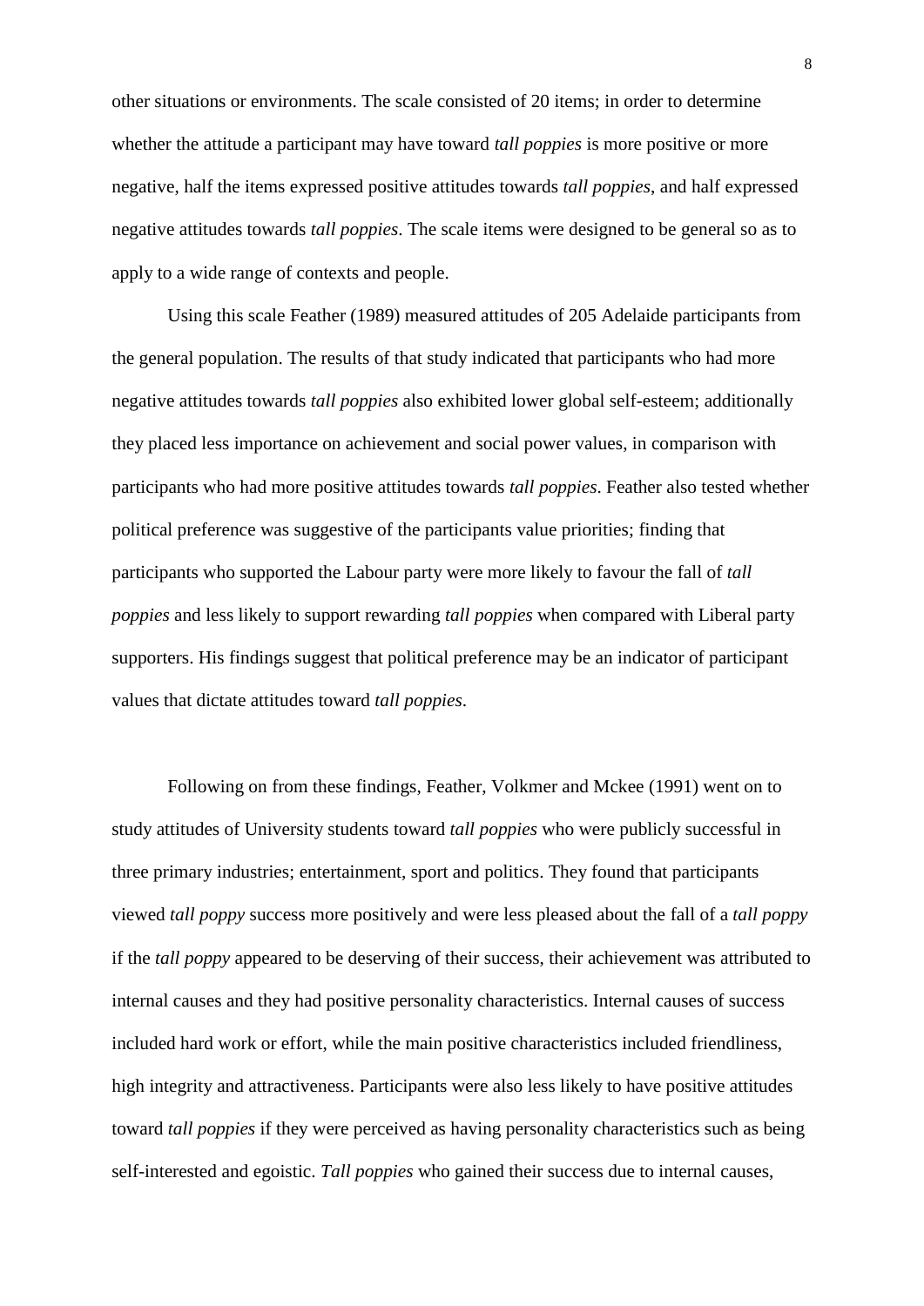other situations or environments. The scale consisted of 20 items; in order to determine whether the attitude a participant may have toward *tall poppies* is more positive or more negative, half the items expressed positive attitudes towards *tall poppies*, and half expressed negative attitudes towards *tall poppies*. The scale items were designed to be general so as to apply to a wide range of contexts and people.

Using this scale Feather (1989) measured attitudes of 205 Adelaide participants from the general population. The results of that study indicated that participants who had more negative attitudes towards *tall poppies* also exhibited lower global self-esteem; additionally they placed less importance on achievement and social power values, in comparison with participants who had more positive attitudes towards *tall poppies*. Feather also tested whether political preference was suggestive of the participants value priorities; finding that participants who supported the Labour party were more likely to favour the fall of *tall poppies* and less likely to support rewarding *tall poppies* when compared with Liberal party supporters. His findings suggest that political preference may be an indicator of participant values that dictate attitudes toward *tall poppies*.

Following on from these findings, Feather, Volkmer and Mckee (1991) went on to study attitudes of University students toward *tall poppies* who were publicly successful in three primary industries; entertainment, sport and politics. They found that participants viewed *tall poppy* success more positively and were less pleased about the fall of a *tall poppy* if the *tall poppy* appeared to be deserving of their success, their achievement was attributed to internal causes and they had positive personality characteristics. Internal causes of success included hard work or effort, while the main positive characteristics included friendliness, high integrity and attractiveness. Participants were also less likely to have positive attitudes toward *tall poppies* if they were perceived as having personality characteristics such as being self-interested and egoistic. *Tall poppies* who gained their success due to internal causes,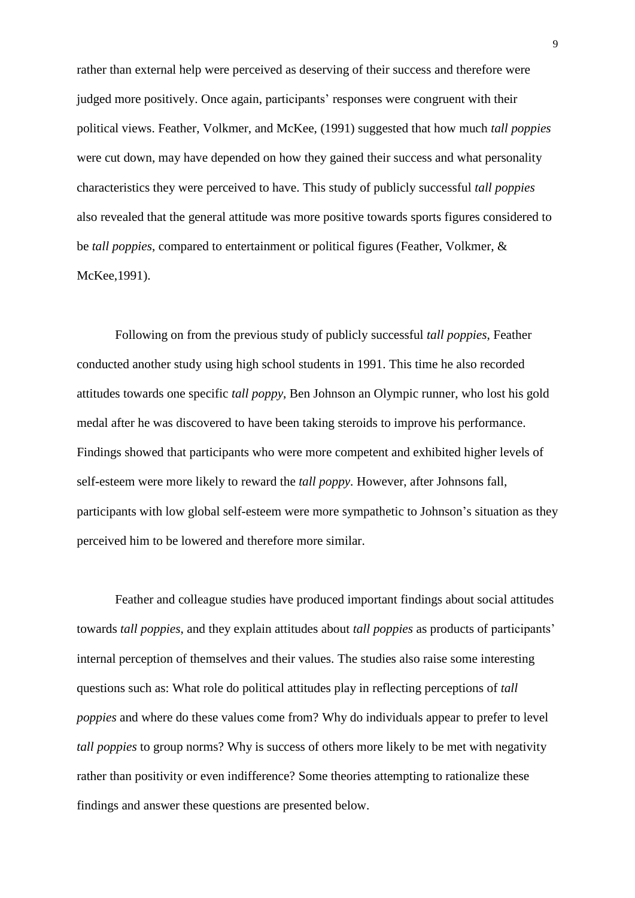rather than external help were perceived as deserving of their success and therefore were judged more positively. Once again, participants' responses were congruent with their political views. Feather, Volkmer, and McKee, (1991) suggested that how much *tall poppies* were cut down, may have depended on how they gained their success and what personality characteristics they were perceived to have. This study of publicly successful *tall poppies* also revealed that the general attitude was more positive towards sports figures considered to be *tall poppies*, compared to entertainment or political figures (Feather, Volkmer, & McKee,1991).

Following on from the previous study of publicly successful *tall poppies*, Feather conducted another study using high school students in 1991. This time he also recorded attitudes towards one specific *tall poppy*, Ben Johnson an Olympic runner, who lost his gold medal after he was discovered to have been taking steroids to improve his performance. Findings showed that participants who were more competent and exhibited higher levels of self-esteem were more likely to reward the *tall poppy*. However, after Johnsons fall, participants with low global self-esteem were more sympathetic to Johnson's situation as they perceived him to be lowered and therefore more similar.

Feather and colleague studies have produced important findings about social attitudes towards *tall poppies*, and they explain attitudes about *tall poppies* as products of participants' internal perception of themselves and their values. The studies also raise some interesting questions such as: What role do political attitudes play in reflecting perceptions of *tall poppies* and where do these values come from? Why do individuals appear to prefer to level *tall poppies* to group norms? Why is success of others more likely to be met with negativity rather than positivity or even indifference? Some theories attempting to rationalize these findings and answer these questions are presented below.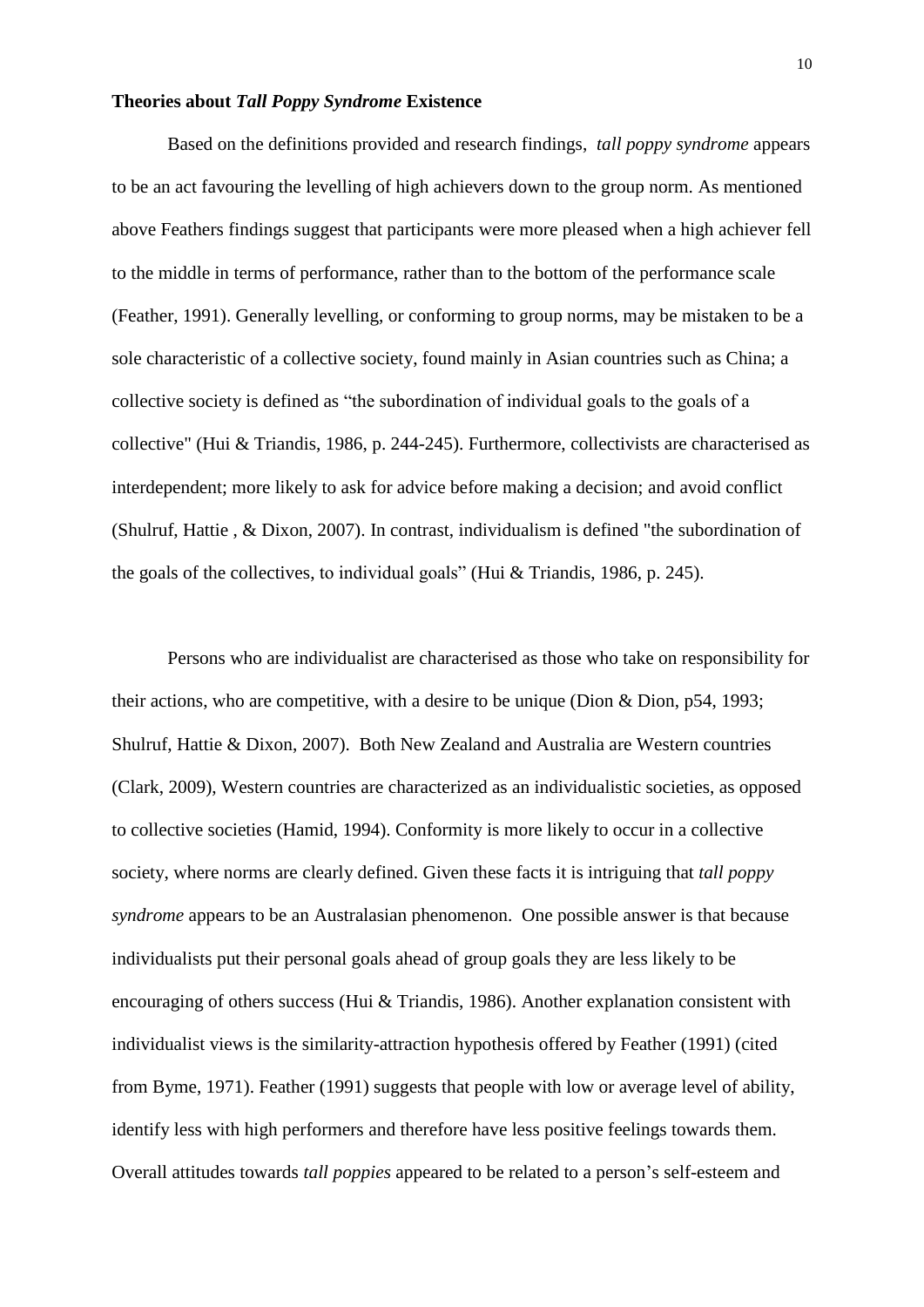**Theories about *Tall Poppy Syndrome* Existence**

Based on the definitions provided and research findings, *tall poppy syndrome* appears to be an act favouring the levelling of high achievers down to the group norm. As mentioned above Feathers findings suggest that participants were more pleased when a high achiever fell to the middle in terms of performance, rather than to the bottom of the performance scale (Feather, 1991). Generally levelling, or conforming to group norms, may be mistaken to be a sole characteristic of a collective society, found mainly in Asian countries such as China; a collective society is defined as "the subordination of individual goals to the goals of a collective" (Hui & Triandis, 1986, p. 244-245). Furthermore, collectivists are characterised as interdependent; more likely to ask for advice before making a decision; and avoid conflict (Shulruf, Hattie , & Dixon, 2007). In contrast, individualism is defined "the subordination of the goals of the collectives, to individual goals" (Hui & Triandis, 1986, p. 245).

Persons who are individualist are characterised as those who take on responsibility for their actions, who are competitive, with a desire to be unique (Dion & Dion, p54, 1993; Shulruf, Hattie & Dixon, 2007). Both New Zealand and Australia are Western countries (Clark, 2009), Western countries are characterized as an individualistic societies, as opposed to collective societies (Hamid, 1994). Conformity is more likely to occur in a collective society, where norms are clearly defined. Given these facts it is intriguing that *tall poppy syndrome* appears to be an Australasian phenomenon. One possible answer is that because individualists put their personal goals ahead of group goals they are less likely to be encouraging of others success (Hui & Triandis, 1986). Another explanation consistent with individualist views is the similarity-attraction hypothesis offered by Feather (1991) (cited from Byme, 1971). Feather (1991) suggests that people with low or average level of ability, identify less with high performers and therefore have less positive feelings towards them. Overall attitudes towards *tall poppies* appeared to be related to a person's self-esteem and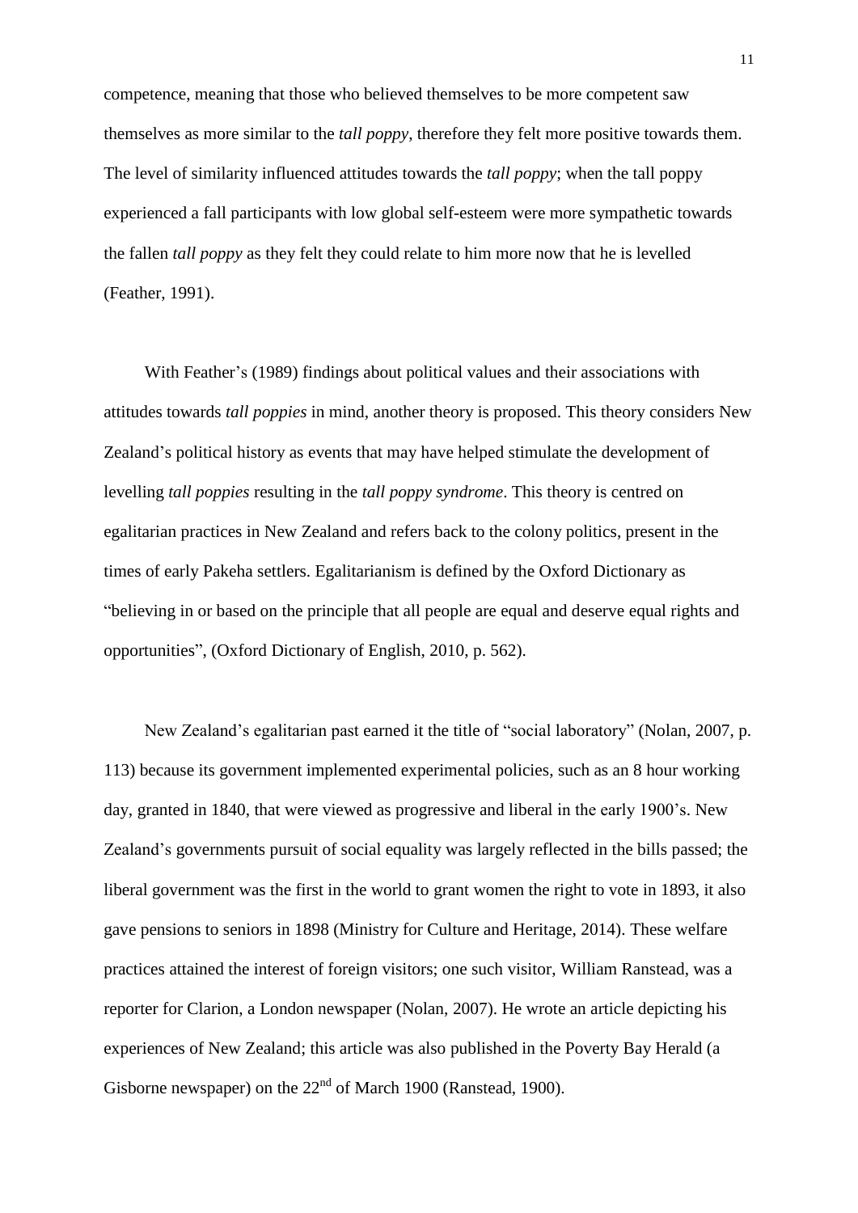competence, meaning that those who believed themselves to be more competent saw themselves as more similar to the *tall poppy*, therefore they felt more positive towards them. The level of similarity influenced attitudes towards the *tall poppy*; when the tall poppy experienced a fall participants with low global self-esteem were more sympathetic towards the fallen *tall poppy* as they felt they could relate to him more now that he is levelled (Feather, 1991).

With Feather's (1989) findings about political values and their associations with attitudes towards *tall poppies* in mind, another theory is proposed. This theory considers New Zealand's political history as events that may have helped stimulate the development of levelling *tall poppies* resulting in the *tall poppy syndrome*. This theory is centred on egalitarian practices in New Zealand and refers back to the colony politics, present in the times of early Pakeha settlers. Egalitarianism is defined by the Oxford Dictionary as "believing in or based on the principle that all people are equal and deserve equal rights and opportunities", (Oxford Dictionary of English, 2010, p. 562).

New Zealand's egalitarian past earned it the title of "social laboratory" (Nolan, 2007, p. 113) because its government implemented experimental policies, such as an 8 hour working day, granted in 1840, that were viewed as progressive and liberal in the early 1900's. New Zealand's governments pursuit of social equality was largely reflected in the bills passed; the liberal government was the first in the world to grant women the right to vote in 1893, it also gave pensions to seniors in 1898 (Ministry for Culture and Heritage, 2014). These welfare practices attained the interest of foreign visitors; one such visitor, William Ranstead, was a reporter for Clarion, a London newspaper (Nolan, 2007). He wrote an article depicting his experiences of New Zealand; this article was also published in the Poverty Bay Herald (a Gisborne newspaper) on the 22nd of March 1900 (Ranstead, 1900).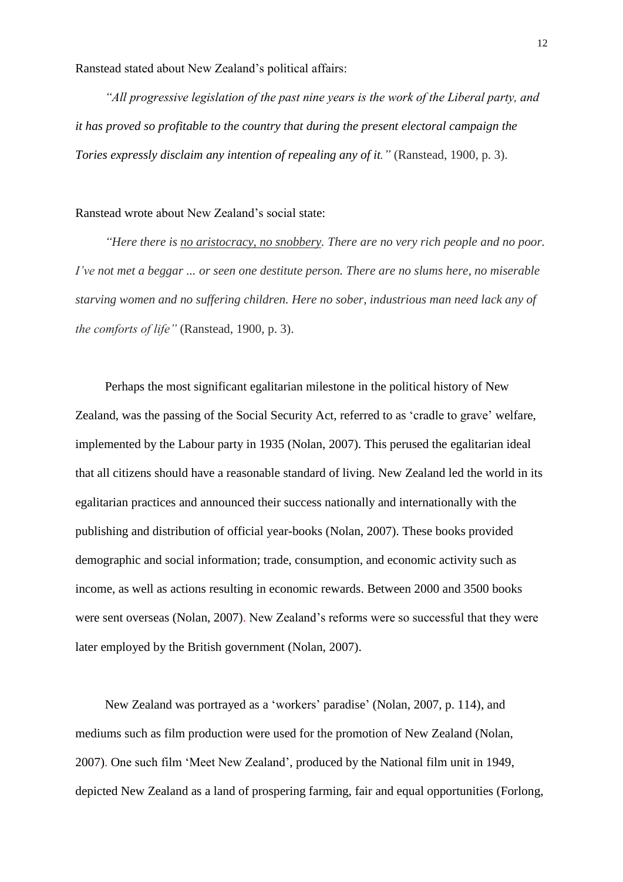Ranstead stated about New Zealand's political affairs:

> *"All progressive legislation of the past nine years is the work of the Liberal party, and it has proved so profitable to the country that during the present electoral campaign the Tories expressly disclaim any intention of repealing any of it."* (Ranstead, 1900, p. 3).

Ranstead wrote about New Zealand's social state:

> *"Here there is <u>no aristocracy, no snobbery</u>. There are no very rich people and no poor. I've not met a beggar ... or seen one destitute person. There are no slums here, no miserable starving women and no suffering children. Here no sober, industrious man need lack any of the comforts of life"* (Ranstead, 1900, p. 3).

Perhaps the most significant egalitarian milestone in the political history of New Zealand, was the passing of the Social Security Act, referred to as 'cradle to grave' welfare, implemented by the Labour party in 1935 (Nolan, 2007). This perused the egalitarian ideal that all citizens should have a reasonable standard of living. New Zealand led the world in its egalitarian practices and announced their success nationally and internationally with the publishing and distribution of official year-books (Nolan, 2007). These books provided demographic and social information; trade, consumption, and economic activity such as income, as well as actions resulting in economic rewards. Between 2000 and 3500 books were sent overseas (Nolan, 2007). New Zealand's reforms were so successful that they were later employed by the British government (Nolan, 2007).

New Zealand was portrayed as a 'workers' paradise' (Nolan, 2007, p. 114), and mediums such as film production were used for the promotion of New Zealand (Nolan, 2007). One such film 'Meet New Zealand', produced by the National film unit in 1949, depicted New Zealand as a land of prospering farming, fair and equal opportunities (Forlong,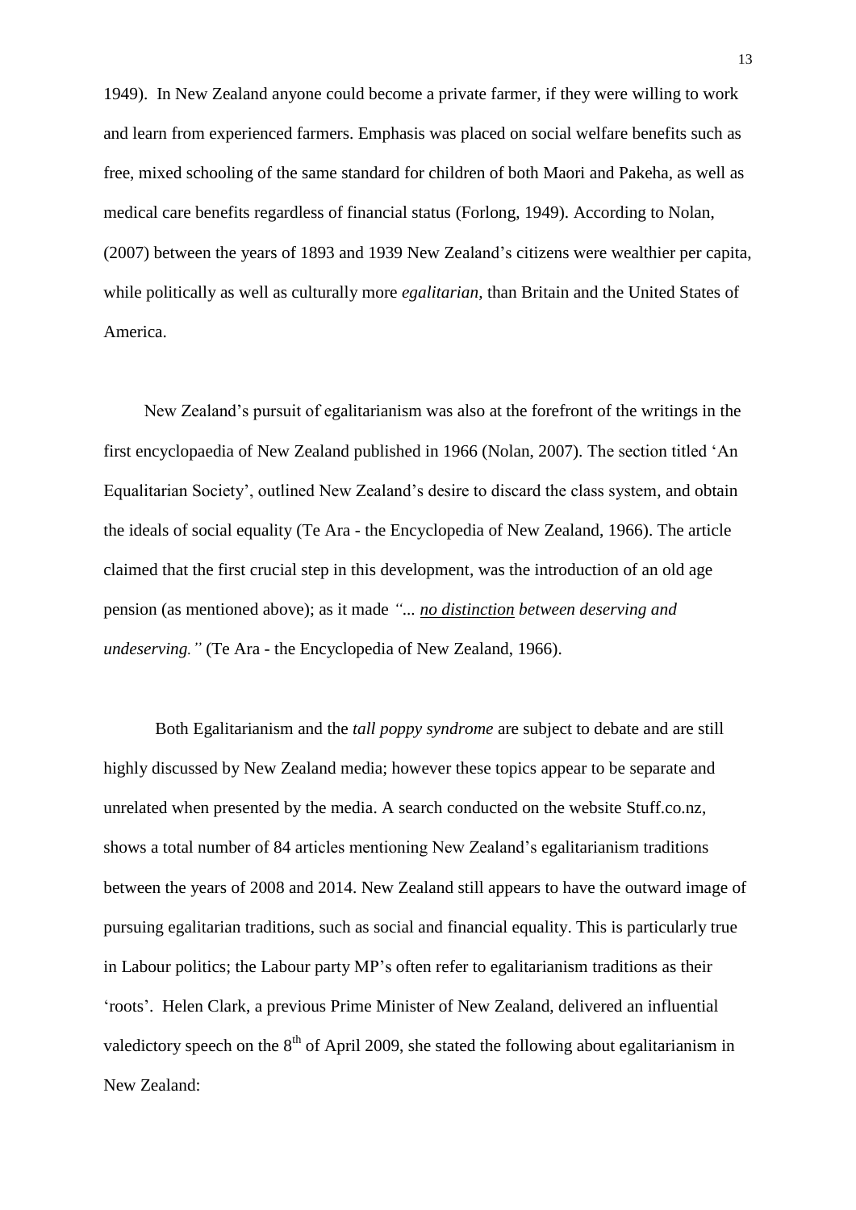1949). In New Zealand anyone could become a private farmer, if they were willing to work and learn from experienced farmers. Emphasis was placed on social welfare benefits such as free, mixed schooling of the same standard for children of both Maori and Pakeha, as well as medical care benefits regardless of financial status (Forlong, 1949). According to Nolan, (2007) between the years of 1893 and 1939 New Zealand's citizens were wealthier per capita, while politically as well as culturally more *egalitarian,* than Britain and the United States of America.

New Zealand's pursuit of egalitarianism was also at the forefront of the writings in the first encyclopaedia of New Zealand published in 1966 (Nolan, 2007). The section titled 'An Equalitarian Society', outlined New Zealand's desire to discard the class system, and obtain the ideals of social equality (Te Ara - the Encyclopedia of New Zealand, 1966). The article claimed that the first crucial step in this development, was the introduction of an old age pension (as mentioned above); as it made *"... <u>no distinction</u> between deserving and undeserving."* (Te Ara - the Encyclopedia of New Zealand, 1966).

Both Egalitarianism and the *tall poppy syndrome* are subject to debate and are still highly discussed by New Zealand media; however these topics appear to be separate and unrelated when presented by the media. A search conducted on the website Stuff.co.nz, shows a total number of 84 articles mentioning New Zealand's egalitarianism traditions between the years of 2008 and 2014. New Zealand still appears to have the outward image of pursuing egalitarian traditions, such as social and financial equality. This is particularly true in Labour politics; the Labour party MP's often refer to egalitarianism traditions as their 'roots'. Helen Clark, a previous Prime Minister of New Zealand, delivered an influential valedictory speech on the 8th of April 2009, she stated the following about egalitarianism in New Zealand: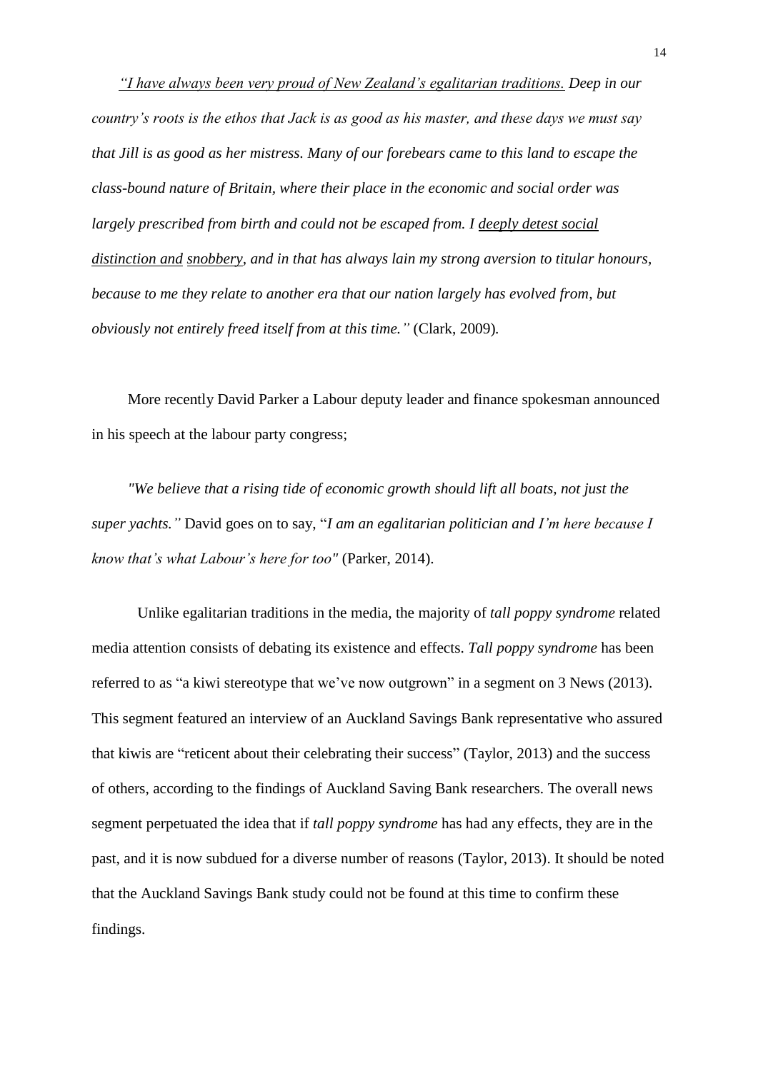*"I have always been very proud of New Zealand's egalitarian traditions. Deep in our country's roots is the ethos that Jack is as good as his master, and these days we must say that Jill is as good as her mistress. Many of our forebears came to this land to escape the class-bound nature of Britain, where their place in the economic and social order was largely prescribed from birth and could not be escaped from. I deeply detest social distinction and snobbery, and in that has always lain my strong aversion to titular honours, because to me they relate to another era that our nation largely has evolved from, but obviously not entirely freed itself from at this time."* (Clark, 2009).

More recently David Parker a Labour deputy leader and finance spokesman announced in his speech at the labour party congress;

*"We believe that a rising tide of economic growth should lift all boats, not just the super yachts."* David goes on to say, "*I am an egalitarian politician and I'm here because I know that's what Labour's here for too"* (Parker, 2014).

Unlike egalitarian traditions in the media, the majority of *tall poppy syndrome* related media attention consists of debating its existence and effects. *Tall poppy syndrome* has been referred to as "a kiwi stereotype that we've now outgrown" in a segment on 3 News (2013). This segment featured an interview of an Auckland Savings Bank representative who assured that kiwis are "reticent about their celebrating their success" (Taylor, 2013) and the success of others, according to the findings of Auckland Saving Bank researchers. The overall news segment perpetuated the idea that if *tall poppy syndrome* has had any effects, they are in the past, and it is now subdued for a diverse number of reasons (Taylor, 2013). It should be noted that the Auckland Savings Bank study could not be found at this time to confirm these findings.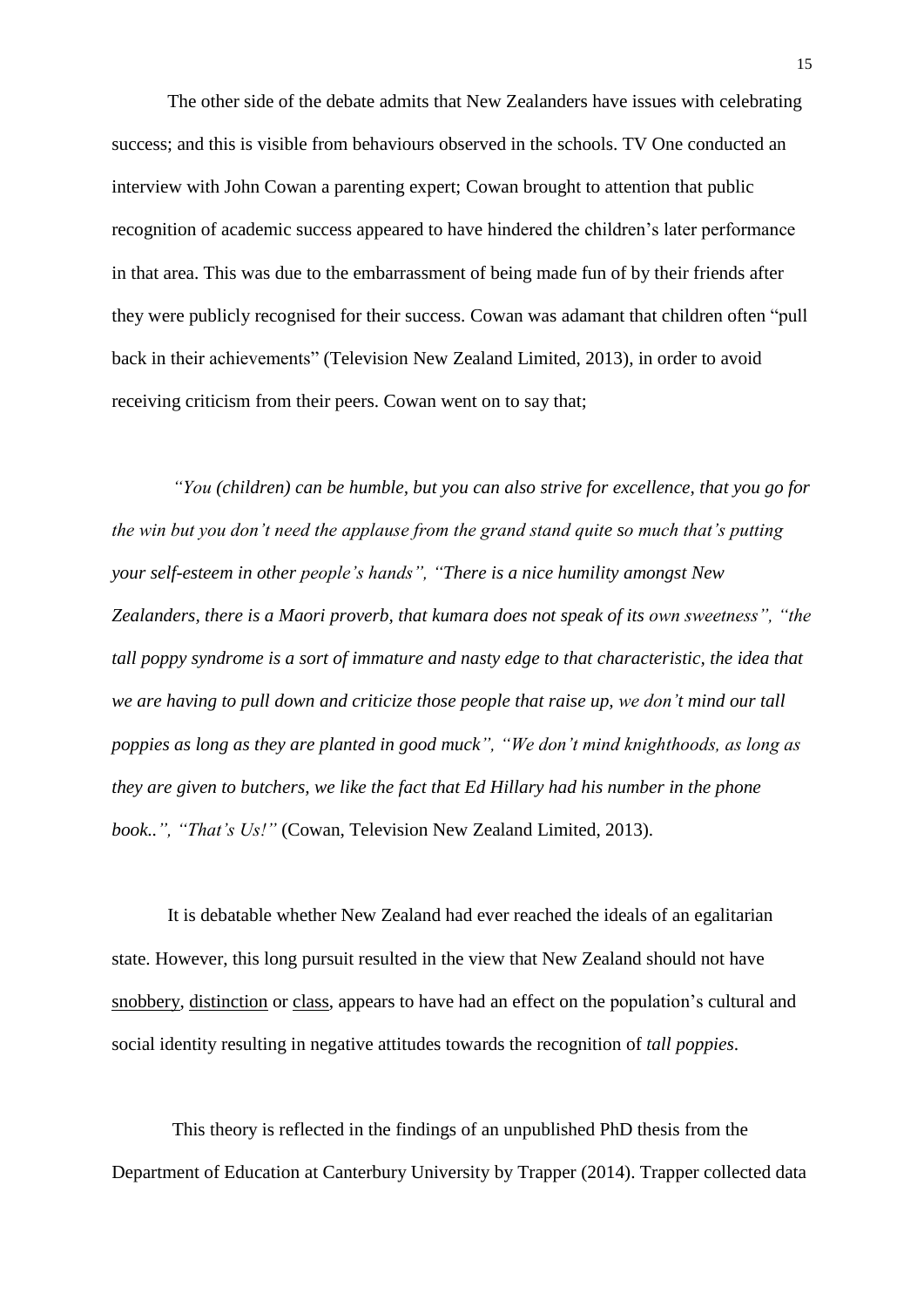The other side of the debate admits that New Zealanders have issues with celebrating success; and this is visible from behaviours observed in the schools. TV One conducted an interview with John Cowan a parenting expert; Cowan brought to attention that public recognition of academic success appeared to have hindered the children's later performance in that area. This was due to the embarrassment of being made fun of by their friends after they were publicly recognised for their success. Cowan was adamant that children often "pull back in their achievements" (Television New Zealand Limited, 2013), in order to avoid receiving criticism from their peers. Cowan went on to say that;

*"You (children) can be humble, but you can also strive for excellence, that you go for the win but you don't need the applause from the grand stand quite so much that's putting your self-esteem in other people's hands", "There is a nice humility amongst New Zealanders, there is a Maori proverb, that kumara does not speak of its own sweetness", "the tall poppy syndrome is a sort of immature and nasty edge to that characteristic, the idea that we are having to pull down and criticize those people that raise up, we don't mind our tall poppies as long as they are planted in good muck", "We don't mind knighthoods, as long as they are given to butchers, we like the fact that Ed Hillary had his number in the phone book..", "That's Us!"* (Cowan, Television New Zealand Limited, 2013).

It is debatable whether New Zealand had ever reached the ideals of an egalitarian state. However, this long pursuit resulted in the view that New Zealand should not have <u>snobbery</u>, <u>distinction</u> or <u>class</u>, appears to have had an effect on the population's cultural and social identity resulting in negative attitudes towards the recognition of *tall poppies*.

This theory is reflected in the findings of an unpublished PhD thesis from the Department of Education at Canterbury University by Trapper (2014). Trapper collected data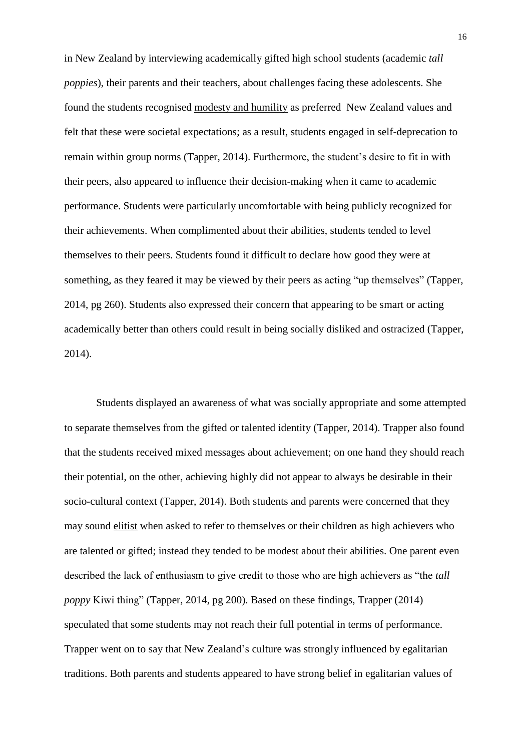in New Zealand by interviewing academically gifted high school students (academic *tall poppies*), their parents and their teachers, about challenges facing these adolescents. She found the students recognised <u>modesty and humility</u> as preferred New Zealand values and felt that these were societal expectations; as a result, students engaged in self-deprecation to remain within group norms (Tapper, 2014). Furthermore, the student's desire to fit in with their peers, also appeared to influence their decision-making when it came to academic performance. Students were particularly uncomfortable with being publicly recognized for their achievements. When complimented about their abilities, students tended to level themselves to their peers. Students found it difficult to declare how good they were at something, as they feared it may be viewed by their peers as acting "up themselves" (Tapper, 2014, pg 260). Students also expressed their concern that appearing to be smart or acting academically better than others could result in being socially disliked and ostracized (Tapper, 2014).

Students displayed an awareness of what was socially appropriate and some attempted to separate themselves from the gifted or talented identity (Tapper, 2014). Trapper also found that the students received mixed messages about achievement; on one hand they should reach their potential, on the other, achieving highly did not appear to always be desirable in their socio-cultural context (Tapper, 2014). Both students and parents were concerned that they may sound <u>elitist</u> when asked to refer to themselves or their children as high achievers who are talented or gifted; instead they tended to be modest about their abilities. One parent even described the lack of enthusiasm to give credit to those who are high achievers as "the *tall poppy* Kiwi thing" (Tapper, 2014, pg 200). Based on these findings, Trapper (2014) speculated that some students may not reach their full potential in terms of performance. Trapper went on to say that New Zealand's culture was strongly influenced by egalitarian traditions. Both parents and students appeared to have strong belief in egalitarian values of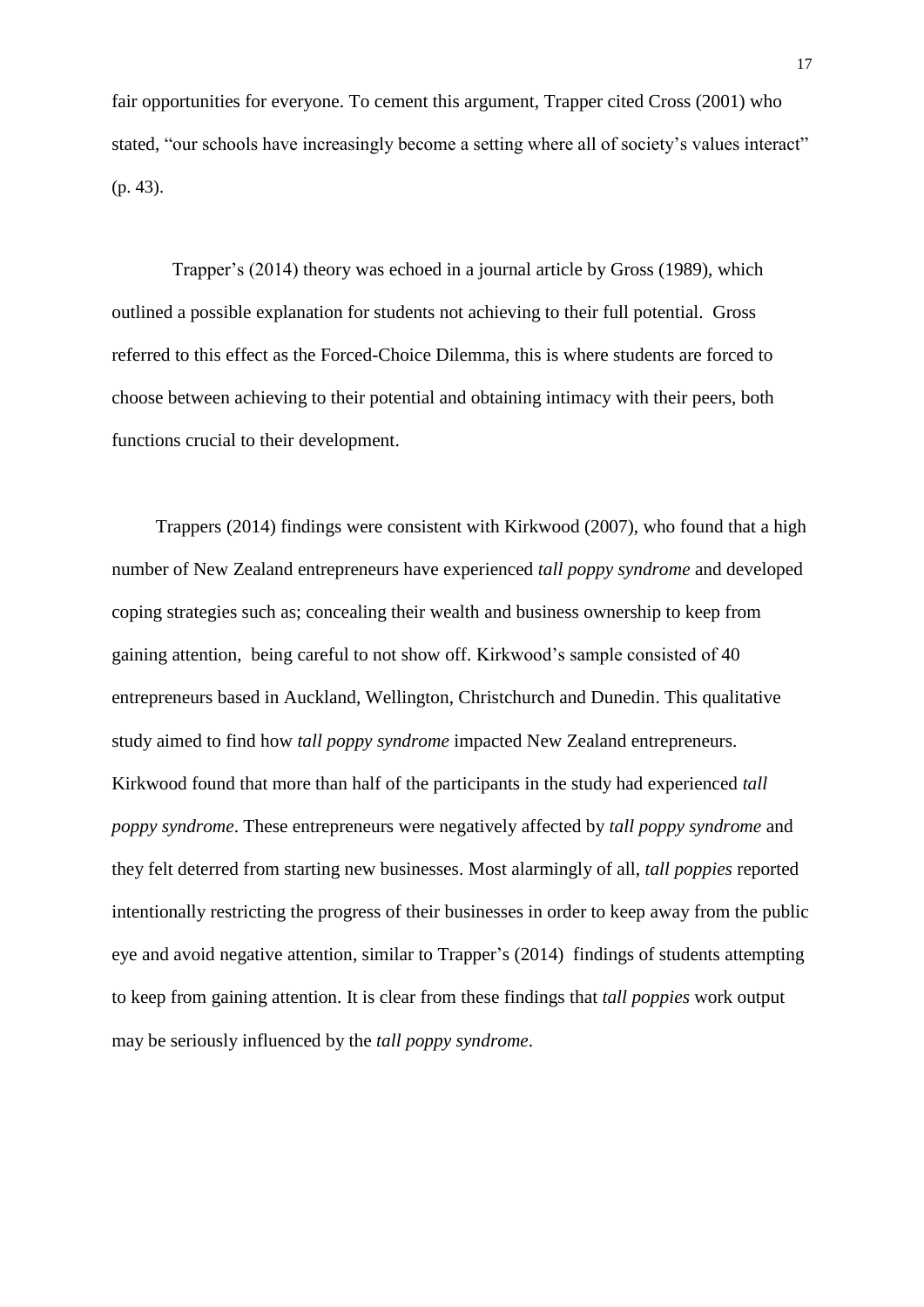fair opportunities for everyone. To cement this argument, Trapper cited Cross (2001) who stated, "our schools have increasingly become a setting where all of society's values interact" (p. 43).

Trapper's (2014) theory was echoed in a journal article by Gross (1989), which outlined a possible explanation for students not achieving to their full potential. Gross referred to this effect as the Forced-Choice Dilemma, this is where students are forced to choose between achieving to their potential and obtaining intimacy with their peers, both functions crucial to their development.

Trappers (2014) findings were consistent with Kirkwood (2007), who found that a high number of New Zealand entrepreneurs have experienced *tall poppy syndrome* and developed coping strategies such as; concealing their wealth and business ownership to keep from gaining attention, being careful to not show off. Kirkwood's sample consisted of 40 entrepreneurs based in Auckland, Wellington, Christchurch and Dunedin. This qualitative study aimed to find how *tall poppy syndrome* impacted New Zealand entrepreneurs. Kirkwood found that more than half of the participants in the study had experienced *tall poppy syndrome*. These entrepreneurs were negatively affected by *tall poppy syndrome* and they felt deterred from starting new businesses. Most alarmingly of all, *tall poppies* reported intentionally restricting the progress of their businesses in order to keep away from the public eye and avoid negative attention, similar to Trapper's (2014) findings of students attempting to keep from gaining attention. It is clear from these findings that *tall poppies* work output may be seriously influenced by the *tall poppy syndrome*.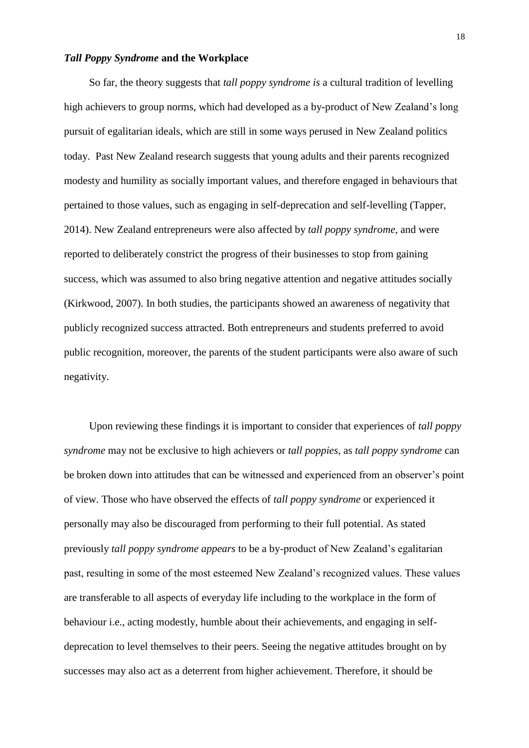### *Tall Poppy Syndrome* and the Workplace

So far, the theory suggests that *tall poppy syndrome is* a cultural tradition of levelling high achievers to group norms, which had developed as a by-product of New Zealand's long pursuit of egalitarian ideals, which are still in some ways perused in New Zealand politics today.  Past New Zealand research suggests that young adults and their parents recognized modesty and humility as socially important values, and therefore engaged in behaviours that pertained to those values, such as engaging in self-deprecation and self-levelling (Tapper, 2014). New Zealand entrepreneurs were also affected by *tall poppy syndrome*, and were reported to deliberately constrict the progress of their businesses to stop from gaining success, which was assumed to also bring negative attention and negative attitudes socially (Kirkwood, 2007). In both studies, the participants showed an awareness of negativity that publicly recognized success attracted. Both entrepreneurs and students preferred to avoid public recognition, moreover, the parents of the student participants were also aware of such negativity.

Upon reviewing these findings it is important to consider that experiences of *tall poppy syndrome* may not be exclusive to high achievers or *tall poppies*, as *tall poppy syndrome* can be broken down into attitudes that can be witnessed and experienced from an observer's point of view. Those who have observed the effects of *tall poppy syndrome* or experienced it personally may also be discouraged from performing to their full potential. As stated previously *tall poppy syndrome appears* to be a by-product of New Zealand's egalitarian past, resulting in some of the most esteemed New Zealand's recognized values. These values are transferable to all aspects of everyday life including to the workplace in the form of behaviour i.e., acting modestly, humble about their achievements, and engaging in self-deprecation to level themselves to their peers. Seeing the negative attitudes brought on by successes may also act as a deterrent from higher achievement. Therefore, it should be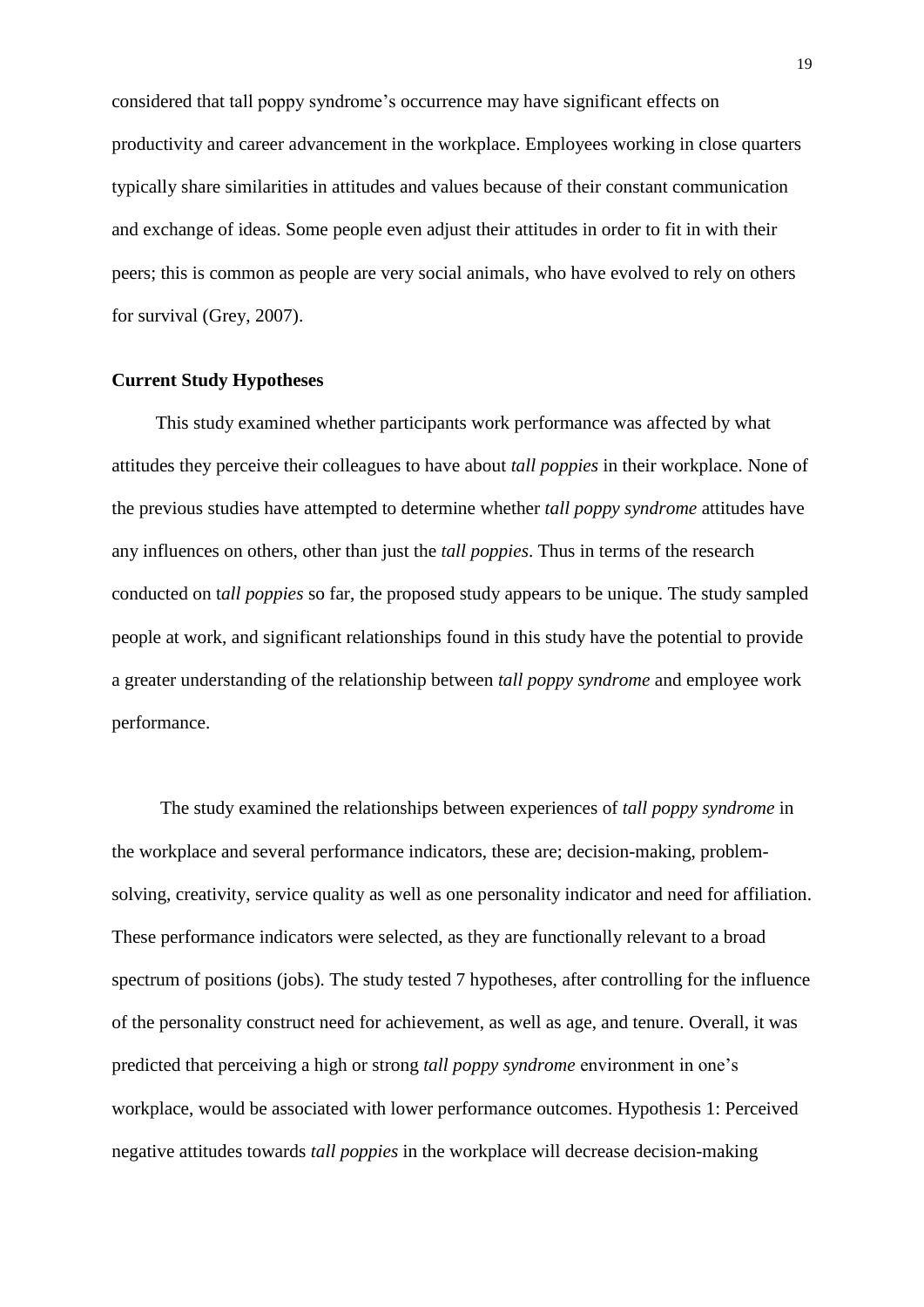considered that tall poppy syndrome's occurrence may have significant effects on productivity and career advancement in the workplace. Employees working in close quarters typically share similarities in attitudes and values because of their constant communication and exchange of ideas. Some people even adjust their attitudes in order to fit in with their peers; this is common as people are very social animals, who have evolved to rely on others for survival (Grey, 2007).

**Current Study Hypotheses**

This study examined whether participants work performance was affected by what attitudes they perceive their colleagues to have about *tall poppies* in their workplace. None of the previous studies have attempted to determine whether *tall poppy syndrome* attitudes have any influences on others, other than just the *tall poppies*. Thus in terms of the research conducted on t*all poppies* so far, the proposed study appears to be unique. The study sampled people at work, and significant relationships found in this study have the potential to provide a greater understanding of the relationship between *tall poppy syndrome* and employee work performance.

The study examined the relationships between experiences of *tall poppy syndrome* in the workplace and several performance indicators, these are; decision-making, problem-solving, creativity, service quality as well as one personality indicator and need for affiliation. These performance indicators were selected, as they are functionally relevant to a broad spectrum of positions (jobs). The study tested 7 hypotheses, after controlling for the influence of the personality construct need for achievement, as well as age, and tenure. Overall, it was predicted that perceiving a high or strong *tall poppy syndrome* environment in one's workplace, would be associated with lower performance outcomes. Hypothesis 1: Perceived negative attitudes towards *tall poppies* in the workplace will decrease decision-making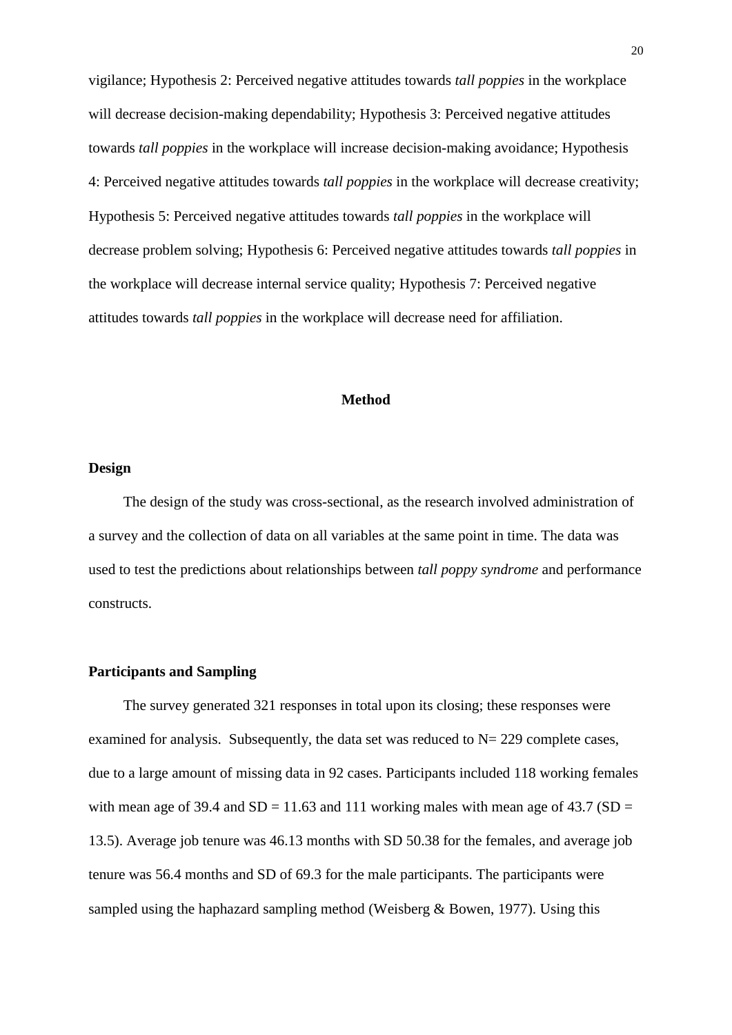vigilance; Hypothesis 2: Perceived negative attitudes towards *tall poppies* in the workplace will decrease decision-making dependability; Hypothesis 3: Perceived negative attitudes towards *tall poppies* in the workplace will increase decision-making avoidance; Hypothesis 4: Perceived negative attitudes towards *tall poppies* in the workplace will decrease creativity; Hypothesis 5: Perceived negative attitudes towards *tall poppies* in the workplace will decrease problem solving; Hypothesis 6: Perceived negative attitudes towards *tall poppies* in the workplace will decrease internal service quality; Hypothesis 7: Perceived negative attitudes towards *tall poppies* in the workplace will decrease need for affiliation.

## Method

### Design

The design of the study was cross-sectional, as the research involved administration of a survey and the collection of data on all variables at the same point in time. The data was used to test the predictions about relationships between *tall poppy syndrome* and performance constructs.

### Participants and Sampling

The survey generated 321 responses in total upon its closing; these responses were examined for analysis. Subsequently, the data set was reduced to N= 229 complete cases, due to a large amount of missing data in 92 cases. Participants included 118 working females with mean age of 39.4 and SD = 11.63 and 111 working males with mean age of 43.7 (SD = 13.5). Average job tenure was 46.13 months with SD 50.38 for the females, and average job tenure was 56.4 months and SD of 69.3 for the male participants. The participants were sampled using the haphazard sampling method (Weisberg & Bowen, 1977). Using this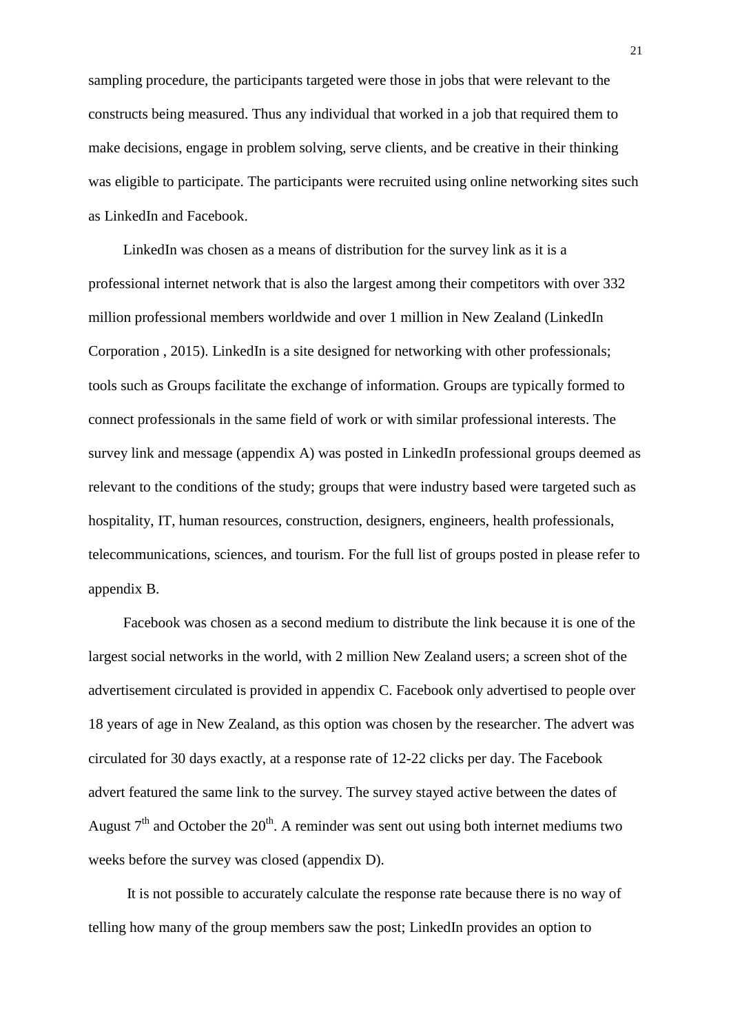sampling procedure, the participants targeted were those in jobs that were relevant to the constructs being measured. Thus any individual that worked in a job that required them to make decisions, engage in problem solving, serve clients, and be creative in their thinking was eligible to participate. The participants were recruited using online networking sites such as LinkedIn and Facebook.

LinkedIn was chosen as a means of distribution for the survey link as it is a professional internet network that is also the largest among their competitors with over 332 million professional members worldwide and over 1 million in New Zealand (LinkedIn Corporation , 2015). LinkedIn is a site designed for networking with other professionals; tools such as Groups facilitate the exchange of information. Groups are typically formed to connect professionals in the same field of work or with similar professional interests. The survey link and message (appendix A) was posted in LinkedIn professional groups deemed as relevant to the conditions of the study; groups that were industry based were targeted such as hospitality, IT, human resources, construction, designers, engineers, health professionals, telecommunications, sciences, and tourism. For the full list of groups posted in please refer to appendix B.

Facebook was chosen as a second medium to distribute the link because it is one of the largest social networks in the world, with 2 million New Zealand users; a screen shot of the advertisement circulated is provided in appendix C. Facebook only advertised to people over 18 years of age in New Zealand, as this option was chosen by the researcher. The advert was circulated for 30 days exactly, at a response rate of 12-22 clicks per day. The Facebook advert featured the same link to the survey. The survey stayed active between the dates of August 7th and October the 20th. A reminder was sent out using both internet mediums two weeks before the survey was closed (appendix D).

It is not possible to accurately calculate the response rate because there is no way of telling how many of the group members saw the post; LinkedIn provides an option to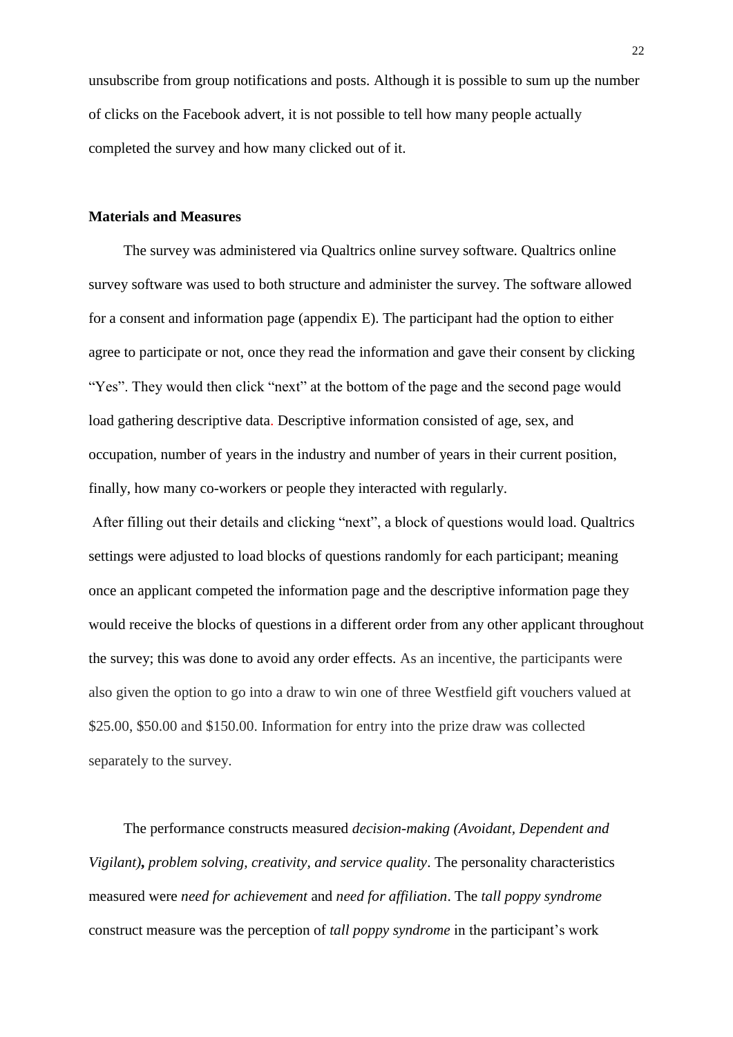unsubscribe from group notifications and posts. Although it is possible to sum up the number of clicks on the Facebook advert, it is not possible to tell how many people actually completed the survey and how many clicked out of it.

**Materials and Measures**

The survey was administered via Qualtrics online survey software. Qualtrics online survey software was used to both structure and administer the survey. The software allowed for a consent and information page (appendix E). The participant had the option to either agree to participate or not, once they read the information and gave their consent by clicking "Yes". They would then click "next" at the bottom of the page and the second page would load gathering descriptive data. Descriptive information consisted of age, sex, and occupation, number of years in the industry and number of years in their current position, finally, how many co-workers or people they interacted with regularly.

After filling out their details and clicking "next", a block of questions would load. Qualtrics settings were adjusted to load blocks of questions randomly for each participant; meaning once an applicant competed the information page and the descriptive information page they would receive the blocks of questions in a different order from any other applicant throughout the survey; this was done to avoid any order effects. As an incentive, the participants were also given the option to go into a draw to win one of three Westfield gift vouchers valued at $25.00, $50.00 and $150.00. Information for entry into the prize draw was collected separately to the survey.

The performance constructs measured *decision-making (Avoidant, Dependent and Vigilant)**,** problem solving, creativity, and service quality*. The personality characteristics measured were *need for achievement* and *need for affiliation*. The *tall poppy syndrome* construct measure was the perception of *tall poppy syndrome* in the participant's work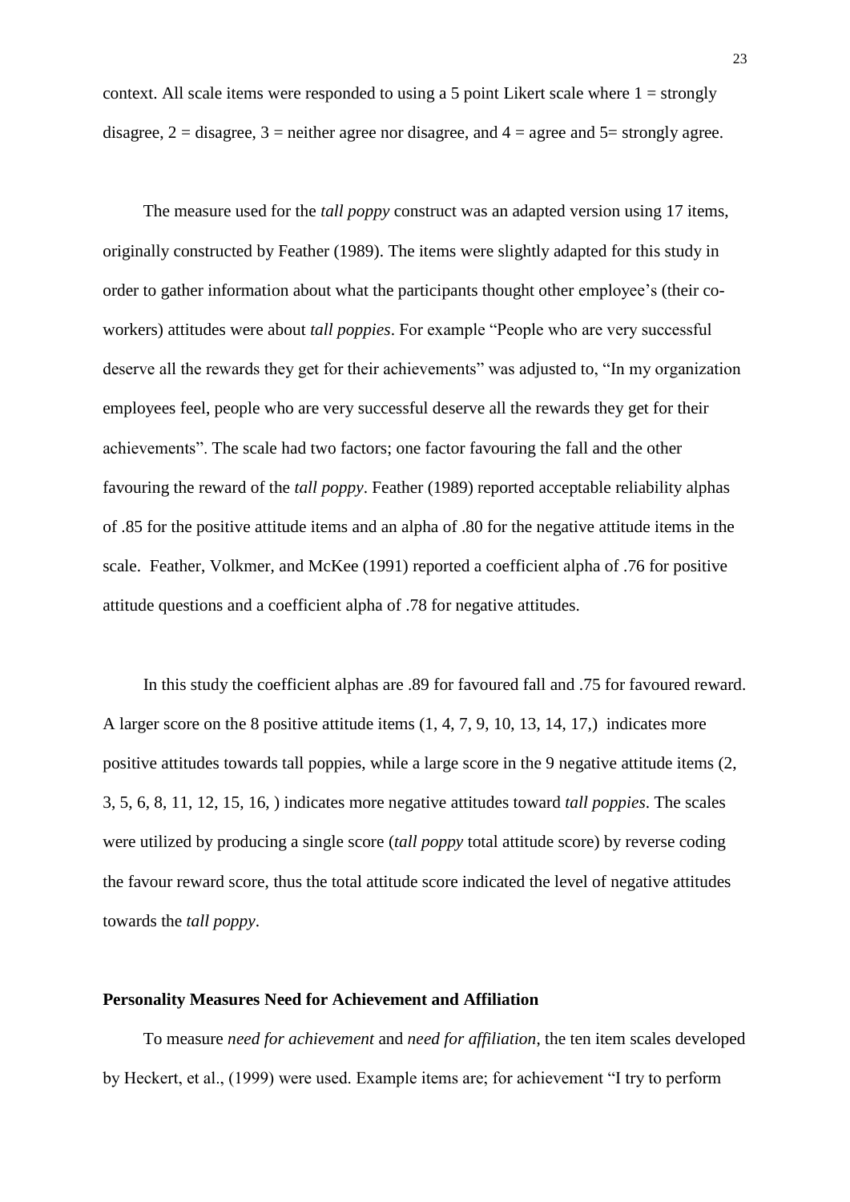context. All scale items were responded to using a 5 point Likert scale where 1 = strongly disagree, 2 = disagree, 3 = neither agree nor disagree, and 4 = agree and 5= strongly agree.

The measure used for the *tall poppy* construct was an adapted version using 17 items, originally constructed by Feather (1989). The items were slightly adapted for this study in order to gather information about what the participants thought other employee's (their co-workers) attitudes were about *tall poppies*. For example "People who are very successful deserve all the rewards they get for their achievements" was adjusted to, "In my organization employees feel, people who are very successful deserve all the rewards they get for their achievements". The scale had two factors; one factor favouring the fall and the other favouring the reward of the *tall poppy*. Feather (1989) reported acceptable reliability alphas of .85 for the positive attitude items and an alpha of .80 for the negative attitude items in the scale. Feather, Volkmer, and McKee (1991) reported a coefficient alpha of .76 for positive attitude questions and a coefficient alpha of .78 for negative attitudes.

In this study the coefficient alphas are .89 for favoured fall and .75 for favoured reward. A larger score on the 8 positive attitude items (1, 4, 7, 9, 10, 13, 14, 17,) indicates more positive attitudes towards tall poppies, while a large score in the 9 negative attitude items (2, 3, 5, 6, 8, 11, 12, 15, 16, ) indicates more negative attitudes toward *tall poppies*. The scales were utilized by producing a single score (*tall poppy* total attitude score) by reverse coding the favour reward score, thus the total attitude score indicated the level of negative attitudes towards the *tall poppy*.

**Personality Measures Need for Achievement and Affiliation**

To measure *need for achievement* and *need for affiliation*, the ten item scales developed by Heckert, et al., (1999) were used. Example items are; for achievement "I try to perform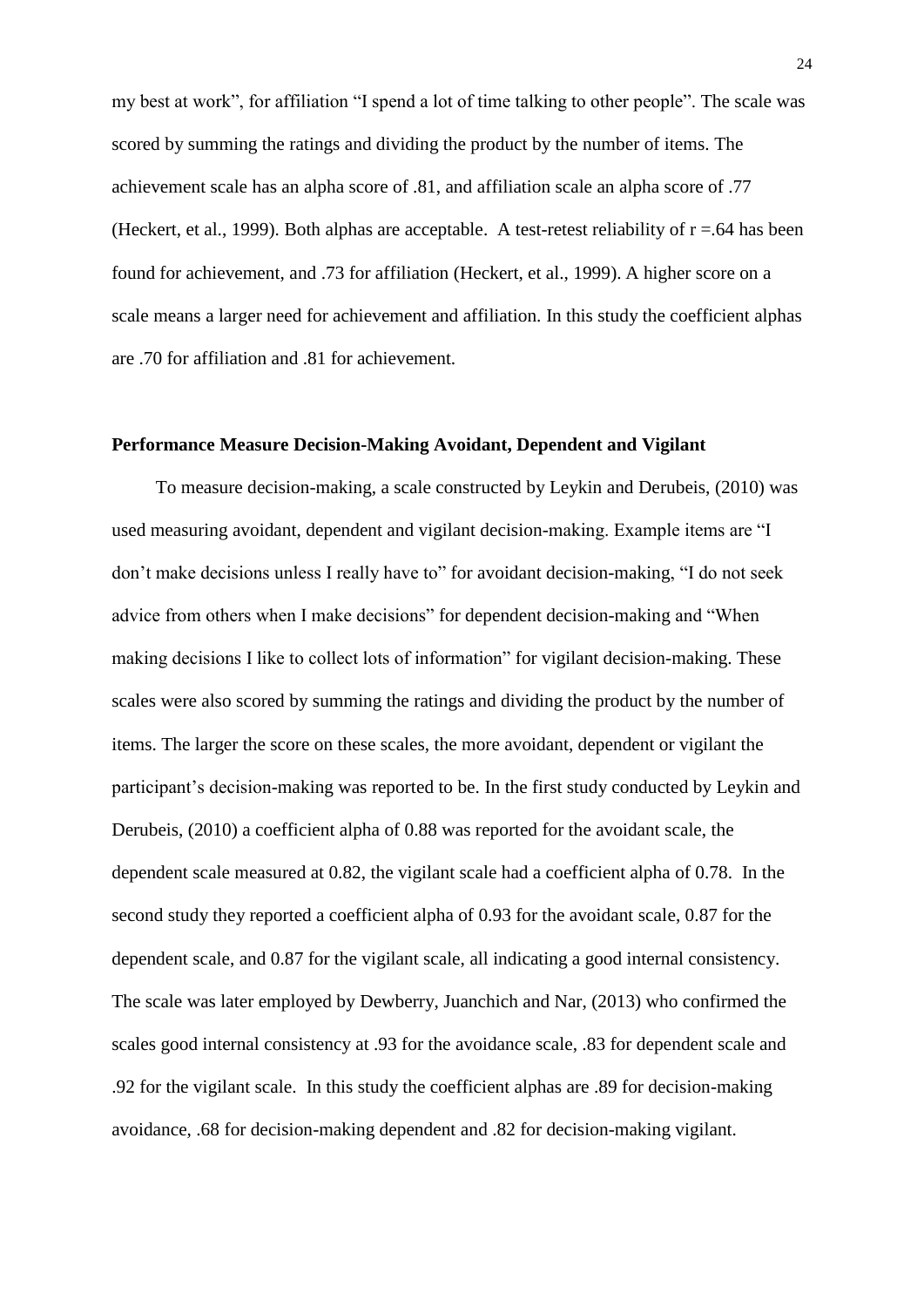my best at work", for affiliation "I spend a lot of time talking to other people". The scale was scored by summing the ratings and dividing the product by the number of items. The achievement scale has an alpha score of .81, and affiliation scale an alpha score of .77 (Heckert, et al., 1999). Both alphas are acceptable. A test-retest reliability of r =.64 has been found for achievement, and .73 for affiliation (Heckert, et al., 1999). A higher score on a scale means a larger need for achievement and affiliation. In this study the coefficient alphas are .70 for affiliation and .81 for achievement.

**Performance Measure Decision-Making Avoidant, Dependent and Vigilant**

To measure decision-making, a scale constructed by Leykin and Derubeis, (2010) was used measuring avoidant, dependent and vigilant decision-making. Example items are "I don't make decisions unless I really have to" for avoidant decision-making, "I do not seek advice from others when I make decisions" for dependent decision-making and "When making decisions I like to collect lots of information" for vigilant decision-making. These scales were also scored by summing the ratings and dividing the product by the number of items. The larger the score on these scales, the more avoidant, dependent or vigilant the participant's decision-making was reported to be. In the first study conducted by Leykin and Derubeis, (2010) a coefficient alpha of 0.88 was reported for the avoidant scale, the dependent scale measured at 0.82, the vigilant scale had a coefficient alpha of 0.78. In the second study they reported a coefficient alpha of 0.93 for the avoidant scale, 0.87 for the dependent scale, and 0.87 for the vigilant scale, all indicating a good internal consistency. The scale was later employed by Dewberry, Juanchich and Nar, (2013) who confirmed the scales good internal consistency at .93 for the avoidance scale, .83 for dependent scale and .92 for the vigilant scale. In this study the coefficient alphas are .89 for decision-making avoidance, .68 for decision-making dependent and .82 for decision-making vigilant.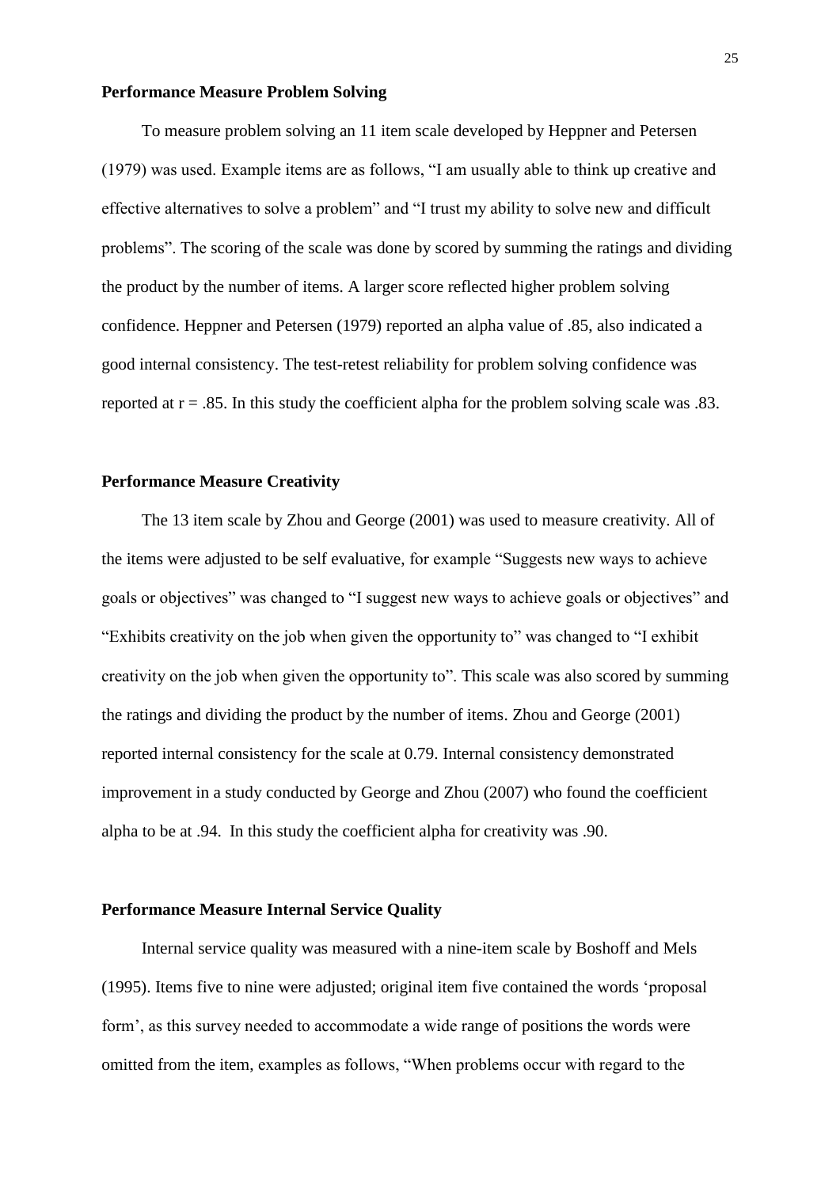### Performance Measure Problem Solving

To measure problem solving an 11 item scale developed by Heppner and Petersen (1979) was used. Example items are as follows, "I am usually able to think up creative and effective alternatives to solve a problem" and "I trust my ability to solve new and difficult problems". The scoring of the scale was done by scored by summing the ratings and dividing the product by the number of items. A larger score reflected higher problem solving confidence. Heppner and Petersen (1979) reported an alpha value of .85, also indicated a good internal consistency. The test-retest reliability for problem solving confidence was reported at r = .85. In this study the coefficient alpha for the problem solving scale was .83.

### Performance Measure Creativity

The 13 item scale by Zhou and George (2001) was used to measure creativity. All of the items were adjusted to be self evaluative, for example "Suggests new ways to achieve goals or objectives" was changed to "I suggest new ways to achieve goals or objectives" and "Exhibits creativity on the job when given the opportunity to" was changed to "I exhibit creativity on the job when given the opportunity to". This scale was also scored by summing the ratings and dividing the product by the number of items. Zhou and George (2001) reported internal consistency for the scale at 0.79. Internal consistency demonstrated improvement in a study conducted by George and Zhou (2007) who found the coefficient alpha to be at .94. In this study the coefficient alpha for creativity was .90.

### Performance Measure Internal Service Quality

Internal service quality was measured with a nine-item scale by Boshoff and Mels (1995). Items five to nine were adjusted; original item five contained the words 'proposal form', as this survey needed to accommodate a wide range of positions the words were omitted from the item, examples as follows, "When problems occur with regard to the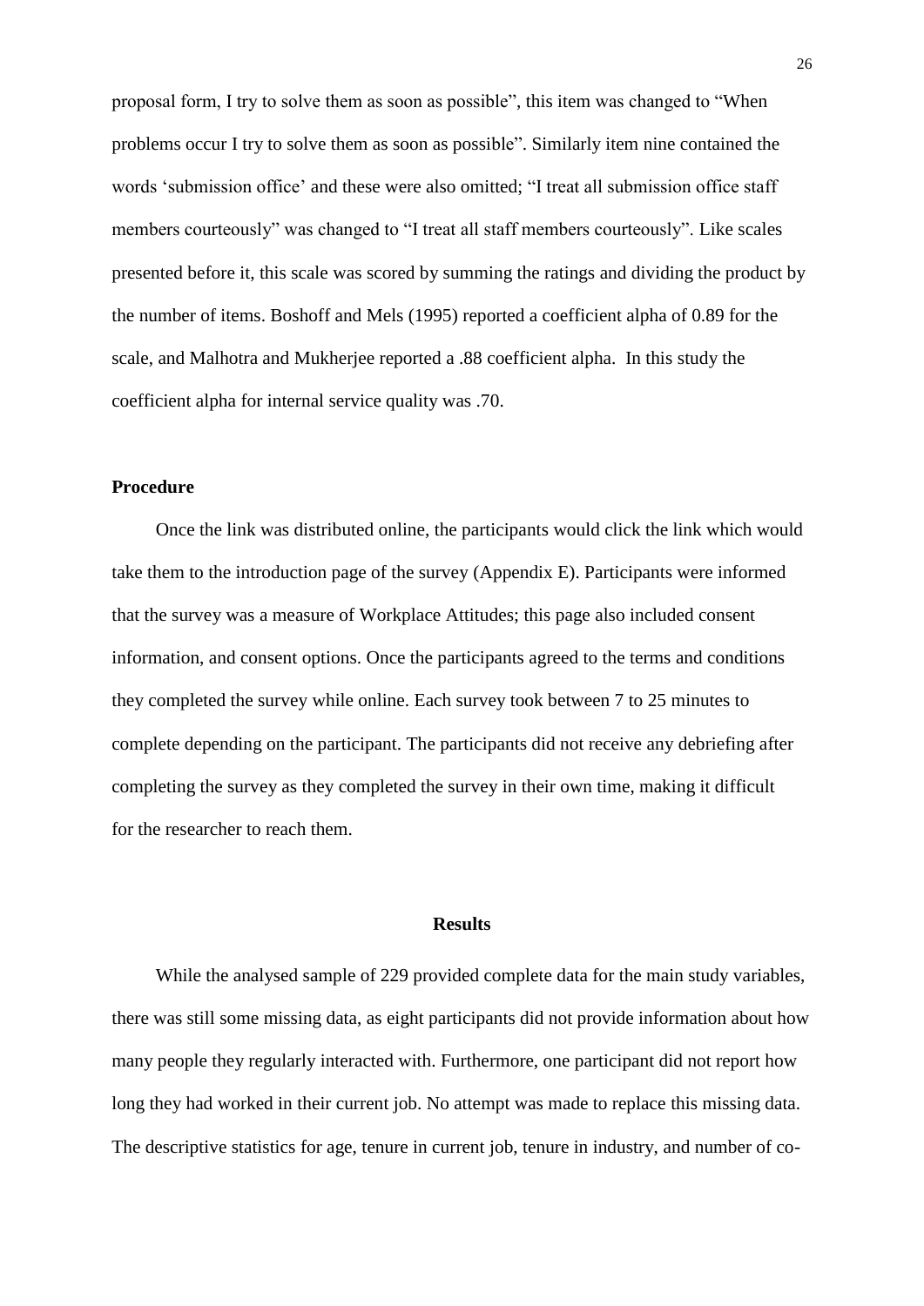proposal form, I try to solve them as soon as possible", this item was changed to "When problems occur I try to solve them as soon as possible". Similarly item nine contained the words 'submission office' and these were also omitted; "I treat all submission office staff members courteously" was changed to "I treat all staff members courteously". Like scales presented before it, this scale was scored by summing the ratings and dividing the product by the number of items. Boshoff and Mels (1995) reported a coefficient alpha of 0.89 for the scale, and Malhotra and Mukherjee reported a .88 coefficient alpha. In this study the coefficient alpha for internal service quality was .70.

**Procedure**

Once the link was distributed online, the participants would click the link which would take them to the introduction page of the survey (Appendix E). Participants were informed that the survey was a measure of Workplace Attitudes; this page also included consent information, and consent options. Once the participants agreed to the terms and conditions they completed the survey while online. Each survey took between 7 to 25 minutes to complete depending on the participant. The participants did not receive any debriefing after completing the survey as they completed the survey in their own time, making it difficult for the researcher to reach them.

## Results

While the analysed sample of 229 provided complete data for the main study variables, there was still some missing data, as eight participants did not provide information about how many people they regularly interacted with. Furthermore, one participant did not report how long they had worked in their current job. No attempt was made to replace this missing data. The descriptive statistics for age, tenure in current job, tenure in industry, and number of co-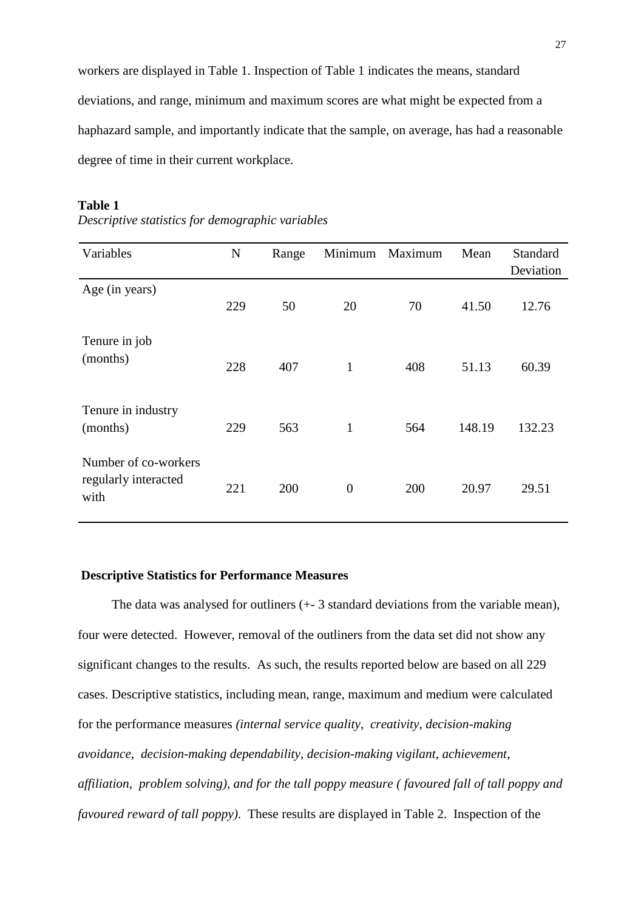workers are displayed in Table 1. Inspection of Table 1 indicates the means, standard deviations, and range, minimum and maximum scores are what might be expected from a haphazard sample, and importantly indicate that the sample, on average, has had a reasonable degree of time in their current workplace.

**Table 1**
*Descriptive statistics for demographic variables*

| Variables | N | Range | Minimum | Maximum | Mean | Standard Deviation |
|---|---|---|---|---|---|---|
| Age (in years) | 229 | 50 | 20 | 70 | 41.50 | 12.76 |
| Tenure in job (months) | 228 | 407 | 1 | 408 | 51.13 | 60.39 |
| Tenure in industry (months) | 229 | 563 | 1 | 564 | 148.19 | 132.23 |
| Number of co-workers regularly interacted with | 221 | 200 | 0 | 200 | 20.97 | 29.51 |

**Descriptive Statistics for Performance Measures**

The data was analysed for outliners (+- 3 standard deviations from the variable mean), four were detected. However, removal of the outliners from the data set did not show any significant changes to the results. As such, the results reported below are based on all 229 cases. Descriptive statistics, including mean, range, maximum and medium were calculated for the performance measures *(internal service quality*, *creativity*, *decision-making avoidance*, *decision-making dependability*, *decision-making vigilant*, *achievement*, *affiliation*, *problem solving), and for the tall poppy measure ( favoured fall of tall poppy and favoured reward of tall poppy)*. These results are displayed in Table 2. Inspection of the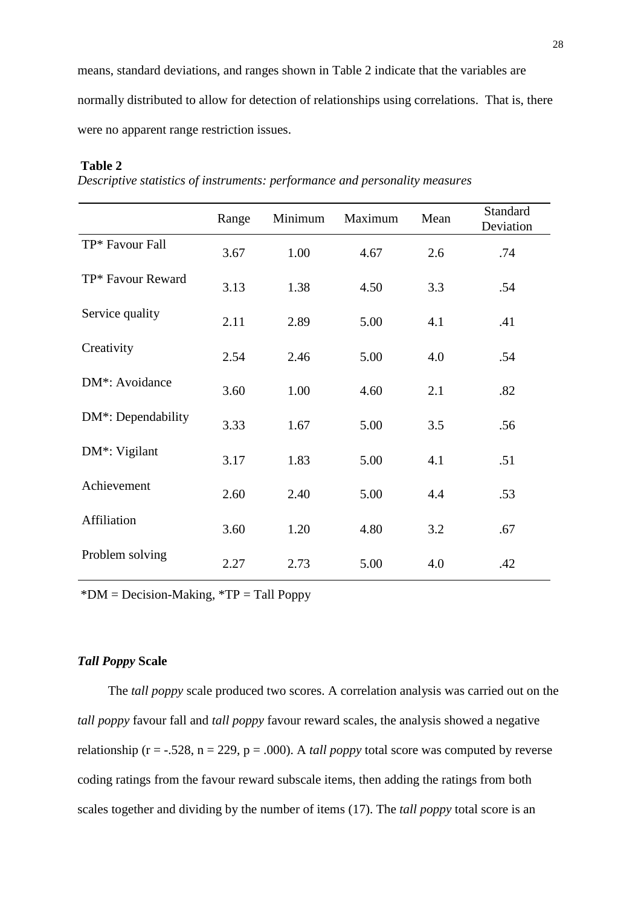means, standard deviations, and ranges shown in Table 2 indicate that the variables are normally distributed to allow for detection of relationships using correlations. That is, there were no apparent range restriction issues.

**Table 2**

*Descriptive statistics of instruments: performance and personality measures*

| | Range | Minimum | Maximum | Mean | Standard Deviation |
|---|---|---|---|---|---|
| TP* Favour Fall | 3.67 | 1.00 | 4.67 | 2.6 | .74 |
| TP* Favour Reward | 3.13 | 1.38 | 4.50 | 3.3 | .54 |
| Service quality | 2.11 | 2.89 | 5.00 | 4.1 | .41 |
| Creativity | 2.54 | 2.46 | 5.00 | 4.0 | .54 |
| DM*: Avoidance | 3.60 | 1.00 | 4.60 | 2.1 | .82 |
| DM*: Dependability | 3.33 | 1.67 | 5.00 | 3.5 | .56 |
| DM*: Vigilant | 3.17 | 1.83 | 5.00 | 4.1 | .51 |
| Achievement | 2.60 | 2.40 | 5.00 | 4.4 | .53 |
| Affiliation | 3.60 | 1.20 | 4.80 | 3.2 | .67 |
| Problem solving | 2.27 | 2.73 | 5.00 | 4.0 | .42 |

*DM = Decision-Making, *TP = Tall Poppy

### ***Tall Poppy* Scale**

The *tall poppy* scale produced two scores. A correlation analysis was carried out on the *tall poppy* favour fall and *tall poppy* favour reward scales, the analysis showed a negative relationship ($r = -.528$, $n = 229$, $p = .000$). A *tall poppy* total score was computed by reverse coding ratings from the favour reward subscale items, then adding the ratings from both scales together and dividing by the number of items (17). The *tall poppy* total score is an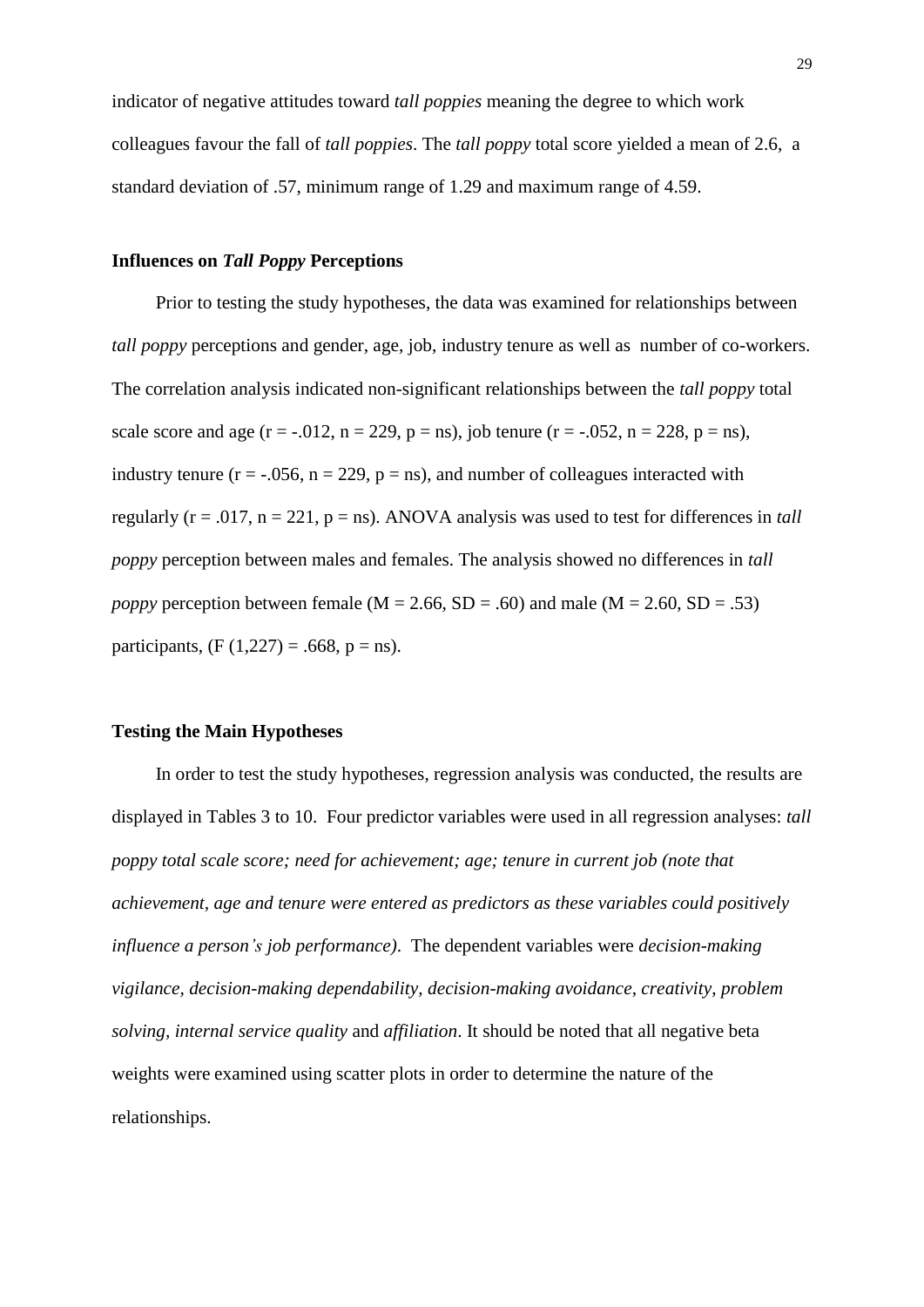indicator of negative attitudes toward *tall poppies* meaning the degree to which work colleagues favour the fall of *tall poppies*. The *tall poppy* total score yielded a mean of 2.6, a standard deviation of .57, minimum range of 1.29 and maximum range of 4.59.

## Influences on *Tall Poppy* Perceptions

Prior to testing the study hypotheses, the data was examined for relationships between *tall poppy* perceptions and gender, age, job, industry tenure as well as number of co-workers. The correlation analysis indicated non-significant relationships between the *tall poppy* total scale score and age ($r = -.012$, $n = 229$, $p = ns$), job tenure ($r = -.052$, $n = 228$, $p = ns$), industry tenure ($r = -.056$, $n = 229$, $p = ns$), and number of colleagues interacted with regularly ($r = .017$, $n = 221$, $p = ns$). ANOVA analysis was used to test for differences in *tall poppy* perception between males and females. The analysis showed no differences in *tall poppy* perception between female ($M = 2.66$, $SD = .60$) and male ($M = 2.60$, $SD = .53$) participants, ($F\ (1,227) = .668$, $p = ns$).

## Testing the Main Hypotheses

In order to test the study hypotheses, regression analysis was conducted, the results are displayed in Tables 3 to 10. Four predictor variables were used in all regression analyses: *tall poppy total scale score; need for achievement; age; tenure in current job (note that achievement, age and tenure were entered as predictors as these variables could positively influence a person's job performance)*. The dependent variables were *decision-making vigilance, decision-making dependability, decision-making avoidance, creativity, problem solving, internal service quality* and *affiliation*. It should be noted that all negative beta weights were examined using scatter plots in order to determine the nature of the relationships.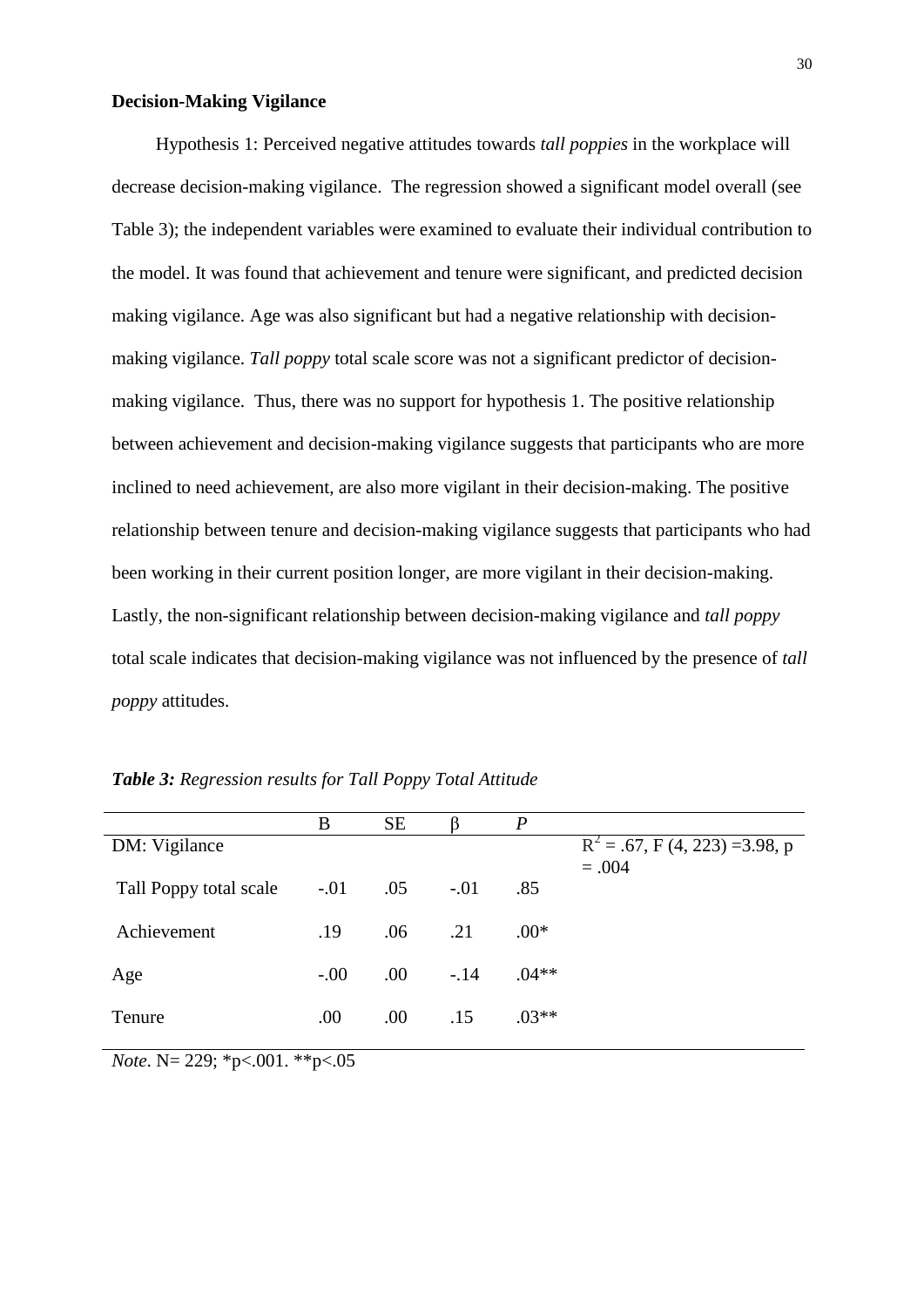**Decision-Making Vigilance**

Hypothesis 1: Perceived negative attitudes towards *tall poppies* in the workplace will decrease decision-making vigilance. The regression showed a significant model overall (see Table 3); the independent variables were examined to evaluate their individual contribution to the model. It was found that achievement and tenure were significant, and predicted decision making vigilance. Age was also significant but had a negative relationship with decision-making vigilance. *Tall poppy* total scale score was not a significant predictor of decision-making vigilance. Thus, there was no support for hypothesis 1. The positive relationship between achievement and decision-making vigilance suggests that participants who are more inclined to need achievement, are also more vigilant in their decision-making. The positive relationship between tenure and decision-making vigilance suggests that participants who had been working in their current position longer, are more vigilant in their decision-making. Lastly, the non-significant relationship between decision-making vigilance and *tall poppy* total scale indicates that decision-making vigilance was not influenced by the presence of *tall poppy* attitudes.

***Table 3:*** *Regression results for Tall Poppy Total Attitude*

| | B | SE | β | *P* | |
|---|---|---|---|---|---|
| DM: Vigilance | | | | | $R^2$ = .67, F (4, 223) =3.98, p = .004 |
| Tall Poppy total scale | -.01 | .05 | -.01 | .85 | |
| Achievement | .19 | .06 | .21 | .00* | |
| Age | -.00 | .00 | -.14 | .04** | |
| Tenure | .00 | .00 | .15 | .03** | |

*Note*. N= 229; *p<.001. **p<.05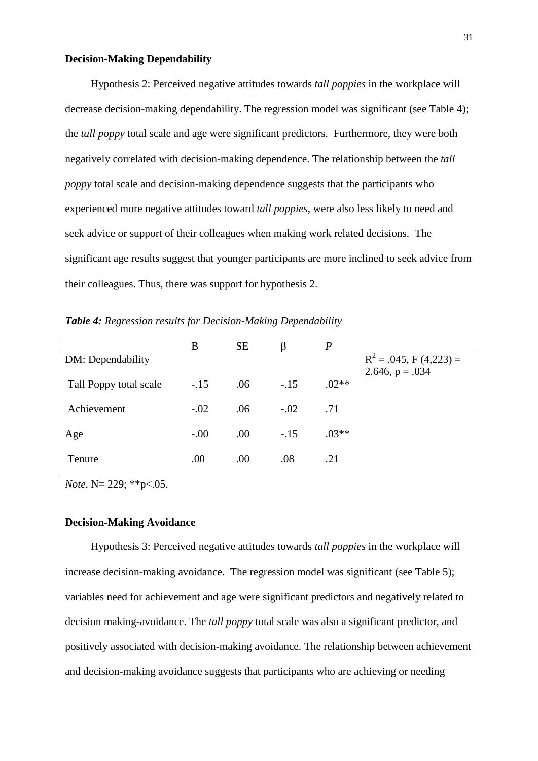**Decision-Making Dependability**

Hypothesis 2: Perceived negative attitudes towards *tall poppies* in the workplace will decrease decision-making dependability. The regression model was significant (see Table 4); the *tall poppy* total scale and age were significant predictors. Furthermore, they were both negatively correlated with decision-making dependence. The relationship between the *tall poppy* total scale and decision-making dependence suggests that the participants who experienced more negative attitudes toward *tall poppies*, were also less likely to need and seek advice or support of their colleagues when making work related decisions. The significant age results suggest that younger participants are more inclined to seek advice from their colleagues. Thus, there was support for hypothesis 2.

***Table 4:*** *Regression results for Decision-Making Dependability*

| | B | SE | β | *P* | |
|---|---|---|---|---|---|
| DM: Dependability | | | | | $R^2$ = .045, F (4,223) = 2.646, p = .034 |
| Tall Poppy total scale | -.15 | .06 | -.15 | .02** | |
| Achievement | -.02 | .06 | -.02 | .71 | |
| Age | -.00 | .00 | -.15 | .03** | |
| Tenure | .00 | .00 | .08 | .21 | |

*Note*. N= 229; **p<.05.

**Decision-Making Avoidance**

Hypothesis 3: Perceived negative attitudes towards *tall poppies* in the workplace will increase decision-making avoidance. The regression model was significant (see Table 5); variables need for achievement and age were significant predictors and negatively related to decision making-avoidance. The *tall poppy* total scale was also a significant predictor, and positively associated with decision-making avoidance. The relationship between achievement and decision-making avoidance suggests that participants who are achieving or needing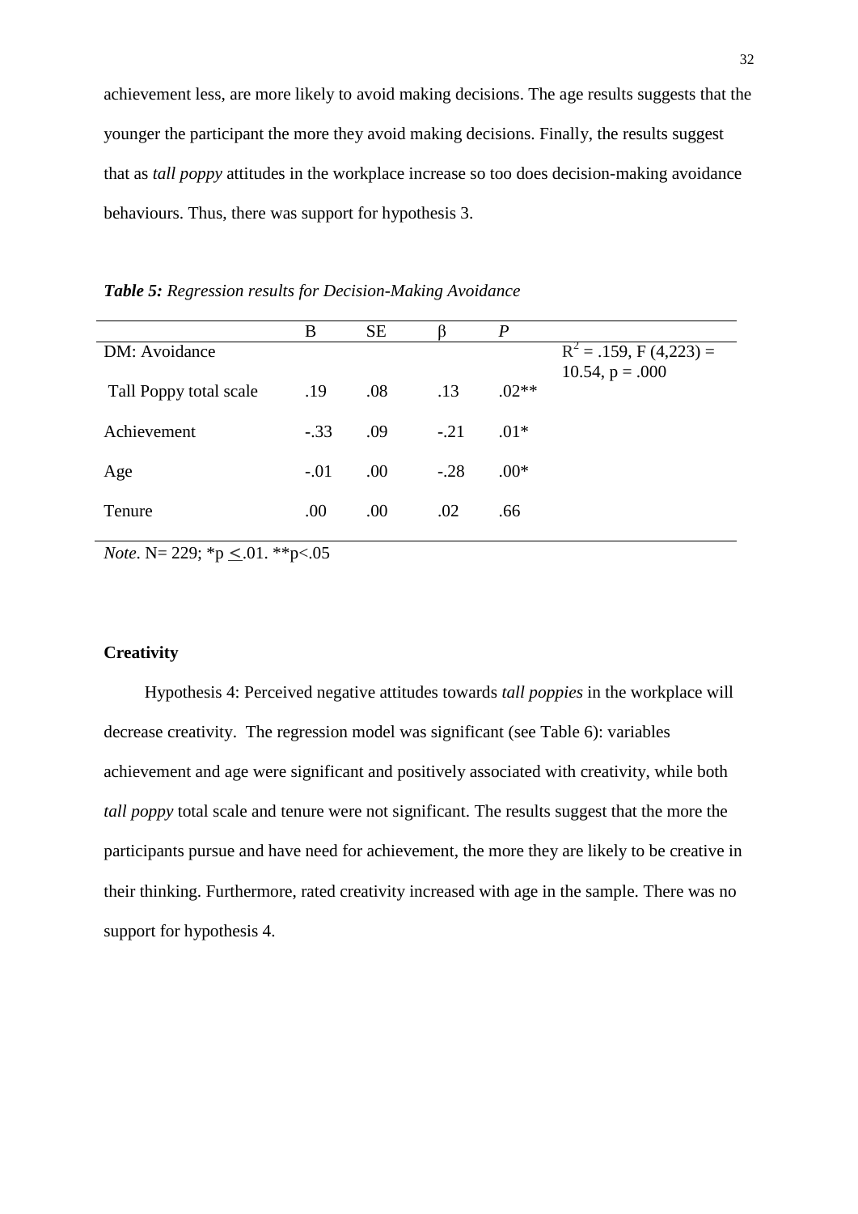achievement less, are more likely to avoid making decisions. The age results suggests that the younger the participant the more they avoid making decisions. Finally, the results suggest that as *tall poppy* attitudes in the workplace increase so too does decision-making avoidance behaviours. Thus, there was support for hypothesis 3.

***Table 5:*** *Regression results for Decision-Making Avoidance*

| | B | SE | β | *P* | |
|---|---|---|---|---|---|
| DM: Avoidance | | | | | $R^2$ = .159, F (4,223) = 10.54, p = .000 |
| Tall Poppy total scale | .19 | .08 | .13 | .02** | |
| Achievement | -.33 | .09 | -.21 | .01* | |
| Age | -.01 | .00 | -.28 | .00* | |
| Tenure | .00 | .00 | .02 | .66 | |

*Note*. N= 229; *p $\leq$.01. **p<.05

**Creativity**

Hypothesis 4: Perceived negative attitudes towards *tall poppies* in the workplace will decrease creativity. The regression model was significant (see Table 6): variables achievement and age were significant and positively associated with creativity, while both *tall poppy* total scale and tenure were not significant. The results suggest that the more the participants pursue and have need for achievement, the more they are likely to be creative in their thinking. Furthermore, rated creativity increased with age in the sample. There was no support for hypothesis 4.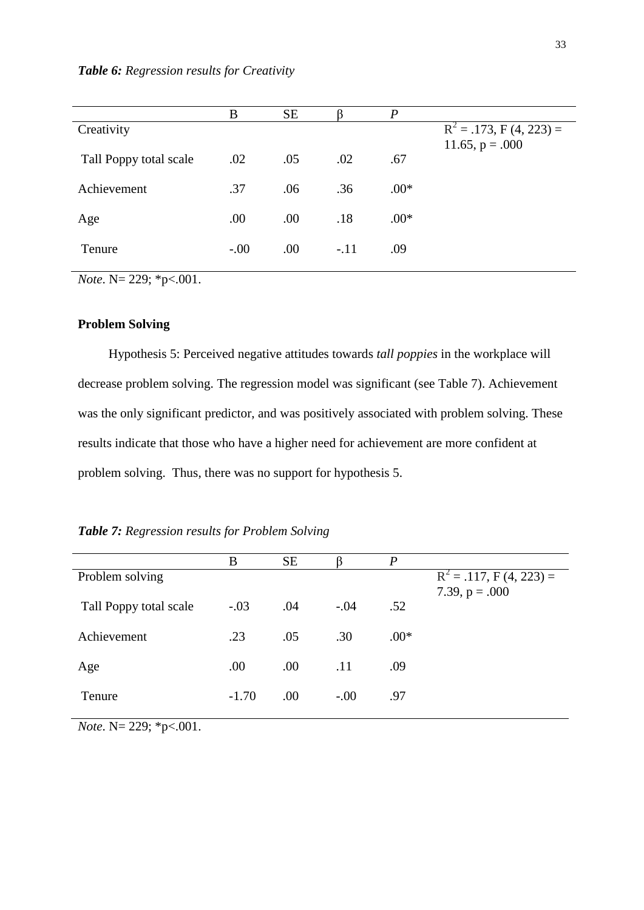***Table 6:*** *Regression results for Creativity*

| | B | SE | β | *P* | |
|---|---|---|---|---|---|
| Creativity | | | | | $R^2$ = .173, F (4, 223) = 11.65, p = .000 |
| Tall Poppy total scale | .02 | .05 | .02 | .67 | |
| Achievement | .37 | .06 | .36 | .00* | |
| Age | .00 | .00 | .18 | .00* | |
| Tenure | -.00 | .00 | -.11 | .09 | |

*Note*. N= 229; *p<.001.

**Problem Solving**

Hypothesis 5: Perceived negative attitudes towards *tall poppies* in the workplace will decrease problem solving. The regression model was significant (see Table 7). Achievement was the only significant predictor, and was positively associated with problem solving. These results indicate that those who have a higher need for achievement are more confident at problem solving. Thus, there was no support for hypothesis 5.

***Table 7:*** *Regression results for Problem Solving*

| | B | SE | β | *P* | |
|---|---|---|---|---|---|
| Problem solving | | | | | $R^2$ = .117, F (4, 223) = 7.39, p = .000 |
| Tall Poppy total scale | -.03 | .04 | -.04 | .52 | |
| Achievement | .23 | .05 | .30 | .00* | |
| Age | .00 | .00 | .11 | .09 | |
| Tenure | -1.70 | .00 | -.00 | .97 | |

*Note*. N= 229; *p<.001.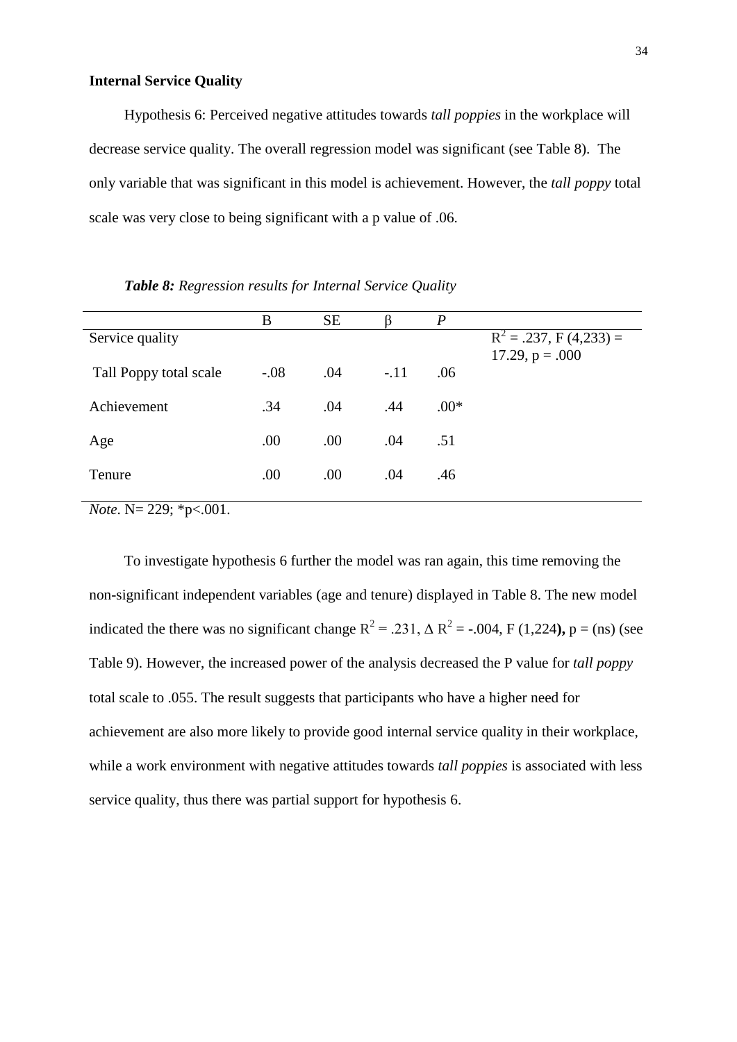**Internal Service Quality**

Hypothesis 6: Perceived negative attitudes towards *tall poppies* in the workplace will decrease service quality. The overall regression model was significant (see Table 8). The only variable that was significant in this model is achievement. However, the *tall poppy* total scale was very close to being significant with a p value of .06.

***Table 8:*** *Regression results for Internal Service Quality*

| | B | SE | β | *P* | |
|---|---|---|---|---|---|
| Service quality | | | | | $R^2$ = .237, F (4,233) = 17.29, p = .000 |
| Tall Poppy total scale | -.08 | .04 | -.11 | .06 | |
| Achievement | .34 | .04 | .44 | .00* | |
| Age | .00 | .00 | .04 | .51 | |
| Tenure | .00 | .00 | .04 | .46 | |

*Note*. N= 229; *p<.001.

To investigate hypothesis 6 further the model was ran again, this time removing the non-significant independent variables (age and tenure) displayed in Table 8. The new model indicated the there was no significant change $R^2$ = .231, $\Delta R^2$ = -.004, F (1,224**),** p = (ns) (see Table 9). However, the increased power of the analysis decreased the P value for *tall poppy* total scale to .055. The result suggests that participants who have a higher need for achievement are also more likely to provide good internal service quality in their workplace, while a work environment with negative attitudes towards *tall poppies* is associated with less service quality, thus there was partial support for hypothesis 6.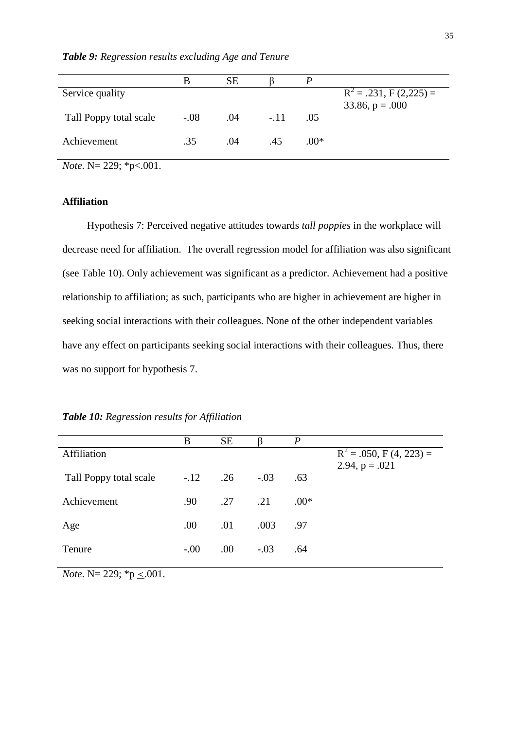***Table 9:*** *Regression results excluding Age and Tenure*

| | B | SE | β | *P* | |
|---|---|---|---|---|---|
| Service quality | | | | | $R^2$ = .231, F (2,225) = 33.86, p = .000 |
| Tall Poppy total scale | -.08 | .04 | -.11 | .05 | |
| Achievement | .35 | .04 | .45 | .00* | |

*Note*. N= 229; *p<.001.

**Affiliation**

Hypothesis 7: Perceived negative attitudes towards *tall poppies* in the workplace will decrease need for affiliation. The overall regression model for affiliation was also significant (see Table 10). Only achievement was significant as a predictor. Achievement had a positive relationship to affiliation; as such, participants who are higher in achievement are higher in seeking social interactions with their colleagues. None of the other independent variables have any effect on participants seeking social interactions with their colleagues. Thus, there was no support for hypothesis 7.

***Table 10:*** *Regression results for Affiliation*

| | B | SE | β | *P* | |
|---|---|---|---|---|---|
| Affiliation | | | | | $R^2$ = .050, F (4, 223) = 2.94, p = .021 |
| Tall Poppy total scale | -.12 | .26 | -.03 | .63 | |
| Achievement | .90 | .27 | .21 | .00* | |
| Age | .00 | .01 | .003 | .97 | |
| Tenure | -.00 | .00 | -.03 | .64 | |

*Note*. N= 229; *p $\leq$.001.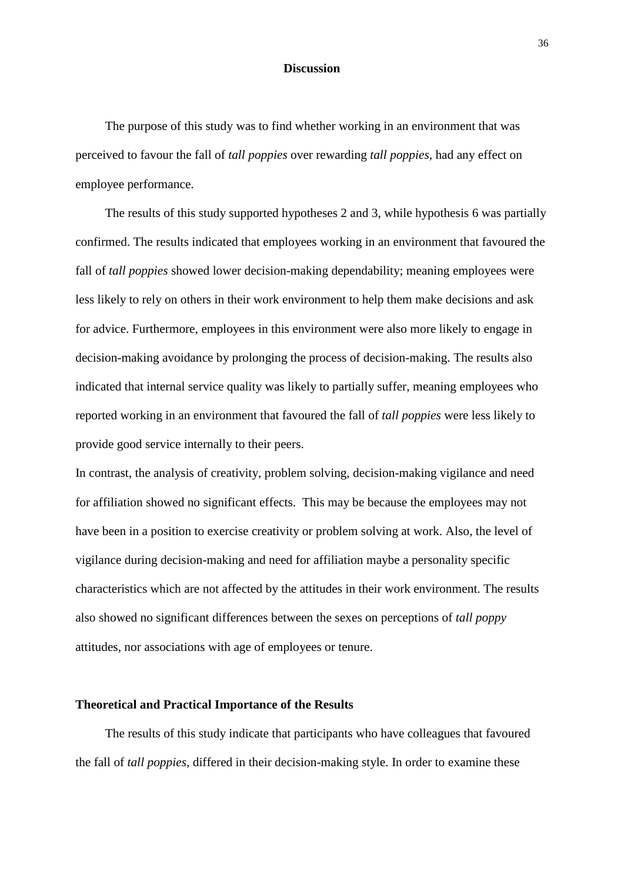## Discussion

The purpose of this study was to find whether working in an environment that was perceived to favour the fall of *tall poppies* over rewarding *tall poppies*, had any effect on employee performance.

The results of this study supported hypotheses 2 and 3, while hypothesis 6 was partially confirmed. The results indicated that employees working in an environment that favoured the fall of *tall poppies* showed lower decision-making dependability; meaning employees were less likely to rely on others in their work environment to help them make decisions and ask for advice. Furthermore, employees in this environment were also more likely to engage in decision-making avoidance by prolonging the process of decision-making. The results also indicated that internal service quality was likely to partially suffer, meaning employees who reported working in an environment that favoured the fall of *tall poppies* were less likely to provide good service internally to their peers.

In contrast, the analysis of creativity, problem solving, decision-making vigilance and need for affiliation showed no significant effects. This may be because the employees may not have been in a position to exercise creativity or problem solving at work. Also, the level of vigilance during decision-making and need for affiliation maybe a personality specific characteristics which are not affected by the attitudes in their work environment. The results also showed no significant differences between the sexes on perceptions of *tall poppy* attitudes, nor associations with age of employees or tenure.

### Theoretical and Practical Importance of the Results

The results of this study indicate that participants who have colleagues that favoured the fall of *tall poppies*, differed in their decision-making style. In order to examine these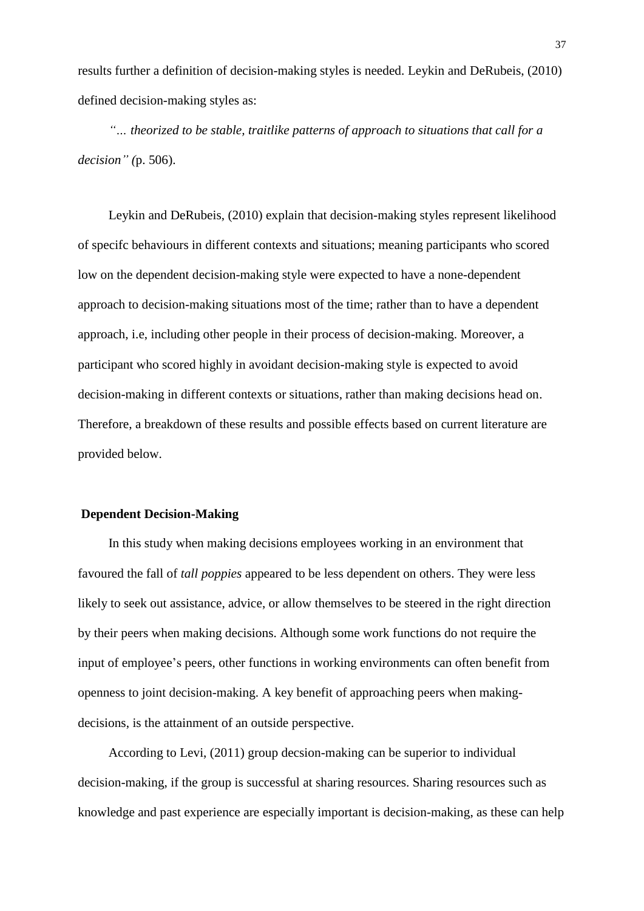results further a definition of decision-making styles is needed. Leykin and DeRubeis, (2010) defined decision-making styles as:

*"... theorized to be stable, traitlike patterns of approach to situations that call for a decision" (*p. 506).

Leykin and DeRubeis, (2010) explain that decision-making styles represent likelihood of specifc behaviours in different contexts and situations; meaning participants who scored low on the dependent decision-making style were expected to have a none-dependent approach to decision-making situations most of the time; rather than to have a dependent approach, i.e, including other people in their process of decision-making. Moreover, a participant who scored highly in avoidant decision-making style is expected to avoid decision-making in different contexts or situations, rather than making decisions head on. Therefore, a breakdown of these results and possible effects based on current literature are provided below.

**Dependent Decision-Making**

In this study when making decisions employees working in an environment that favoured the fall of *tall poppies* appeared to be less dependent on others. They were less likely to seek out assistance, advice, or allow themselves to be steered in the right direction by their peers when making decisions. Although some work functions do not require the input of employee's peers, other functions in working environments can often benefit from openness to joint decision-making. A key benefit of approaching peers when making-decisions, is the attainment of an outside perspective.

According to Levi, (2011) group decsion-making can be superior to individual decision-making, if the group is successful at sharing resources. Sharing resources such as knowledge and past experience are especially important is decision-making, as these can help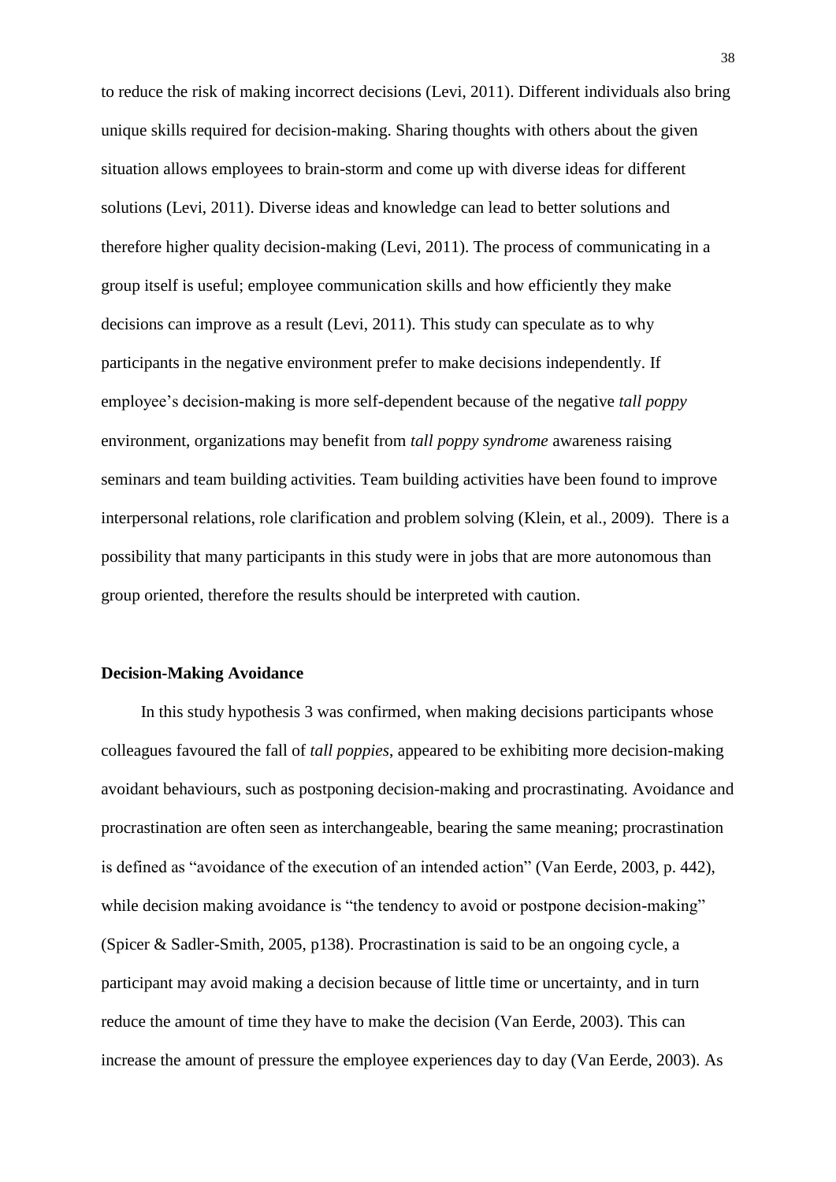to reduce the risk of making incorrect decisions (Levi, 2011). Different individuals also bring unique skills required for decision-making. Sharing thoughts with others about the given situation allows employees to brain-storm and come up with diverse ideas for different solutions (Levi, 2011). Diverse ideas and knowledge can lead to better solutions and therefore higher quality decision-making (Levi, 2011). The process of communicating in a group itself is useful; employee communication skills and how efficiently they make decisions can improve as a result (Levi, 2011). This study can speculate as to why participants in the negative environment prefer to make decisions independently. If employee's decision-making is more self-dependent because of the negative *tall poppy* environment, organizations may benefit from *tall poppy syndrome* awareness raising seminars and team building activities. Team building activities have been found to improve interpersonal relations, role clarification and problem solving (Klein, et al., 2009). There is a possibility that many participants in this study were in jobs that are more autonomous than group oriented, therefore the results should be interpreted with caution.

**Decision-Making Avoidance**

In this study hypothesis 3 was confirmed, when making decisions participants whose colleagues favoured the fall of *tall poppies*, appeared to be exhibiting more decision-making avoidant behaviours, such as postponing decision-making and procrastinating. Avoidance and procrastination are often seen as interchangeable, bearing the same meaning; procrastination is defined as "avoidance of the execution of an intended action" (Van Eerde, 2003, p. 442), while decision making avoidance is "the tendency to avoid or postpone decision-making" (Spicer & Sadler-Smith, 2005, p138). Procrastination is said to be an ongoing cycle, a participant may avoid making a decision because of little time or uncertainty, and in turn reduce the amount of time they have to make the decision (Van Eerde, 2003). This can increase the amount of pressure the employee experiences day to day (Van Eerde, 2003). As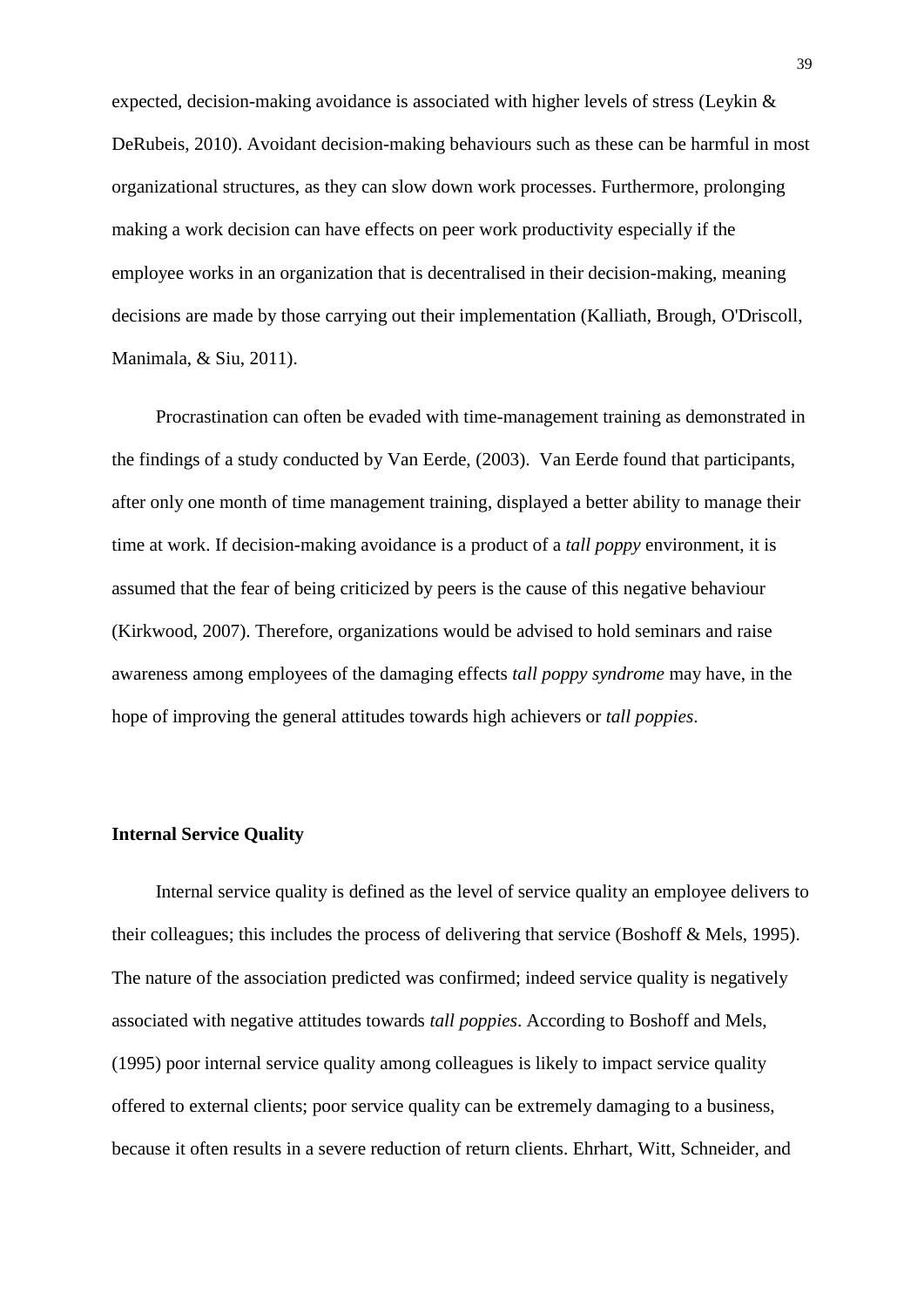expected, decision-making avoidance is associated with higher levels of stress (Leykin & DeRubeis, 2010). Avoidant decision-making behaviours such as these can be harmful in most organizational structures, as they can slow down work processes. Furthermore, prolonging making a work decision can have effects on peer work productivity especially if the employee works in an organization that is decentralised in their decision-making, meaning decisions are made by those carrying out their implementation (Kalliath, Brough, O'Driscoll, Manimala, & Siu, 2011).

Procrastination can often be evaded with time-management training as demonstrated in the findings of a study conducted by Van Eerde, (2003). Van Eerde found that participants, after only one month of time management training, displayed a better ability to manage their time at work. If decision-making avoidance is a product of a *tall poppy* environment, it is assumed that the fear of being criticized by peers is the cause of this negative behaviour (Kirkwood, 2007). Therefore, organizations would be advised to hold seminars and raise awareness among employees of the damaging effects *tall poppy syndrome* may have, in the hope of improving the general attitudes towards high achievers or *tall poppies*.

**Internal Service Quality**

Internal service quality is defined as the level of service quality an employee delivers to their colleagues; this includes the process of delivering that service (Boshoff & Mels, 1995). The nature of the association predicted was confirmed; indeed service quality is negatively associated with negative attitudes towards *tall poppies*. According to Boshoff and Mels, (1995) poor internal service quality among colleagues is likely to impact service quality offered to external clients; poor service quality can be extremely damaging to a business, because it often results in a severe reduction of return clients. Ehrhart, Witt, Schneider, and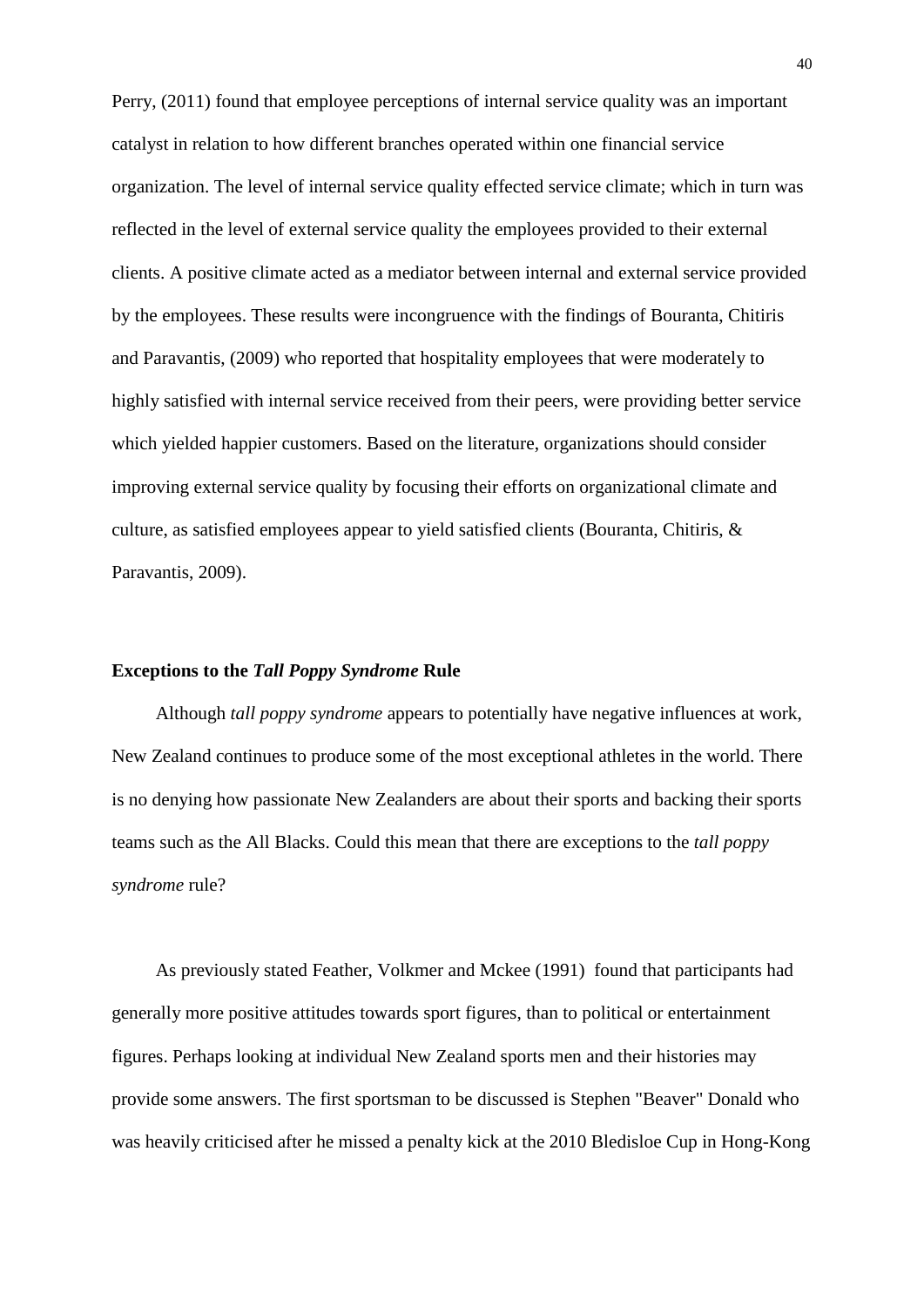Perry, (2011) found that employee perceptions of internal service quality was an important catalyst in relation to how different branches operated within one financial service organization. The level of internal service quality effected service climate; which in turn was reflected in the level of external service quality the employees provided to their external clients. A positive climate acted as a mediator between internal and external service provided by the employees. These results were incongruence with the findings of Bouranta, Chitiris and Paravantis, (2009) who reported that hospitality employees that were moderately to highly satisfied with internal service received from their peers, were providing better service which yielded happier customers. Based on the literature, organizations should consider improving external service quality by focusing their efforts on organizational climate and culture, as satisfied employees appear to yield satisfied clients (Bouranta, Chitiris, & Paravantis, 2009).

## Exceptions to the *Tall Poppy Syndrome* Rule

Although *tall poppy syndrome* appears to potentially have negative influences at work, New Zealand continues to produce some of the most exceptional athletes in the world. There is no denying how passionate New Zealanders are about their sports and backing their sports teams such as the All Blacks. Could this mean that there are exceptions to the *tall poppy syndrome* rule?

As previously stated Feather, Volkmer and Mckee (1991) found that participants had generally more positive attitudes towards sport figures, than to political or entertainment figures. Perhaps looking at individual New Zealand sports men and their histories may provide some answers. The first sportsman to be discussed is Stephen "Beaver" Donald who was heavily criticised after he missed a penalty kick at the 2010 Bledisloe Cup in Hong-Kong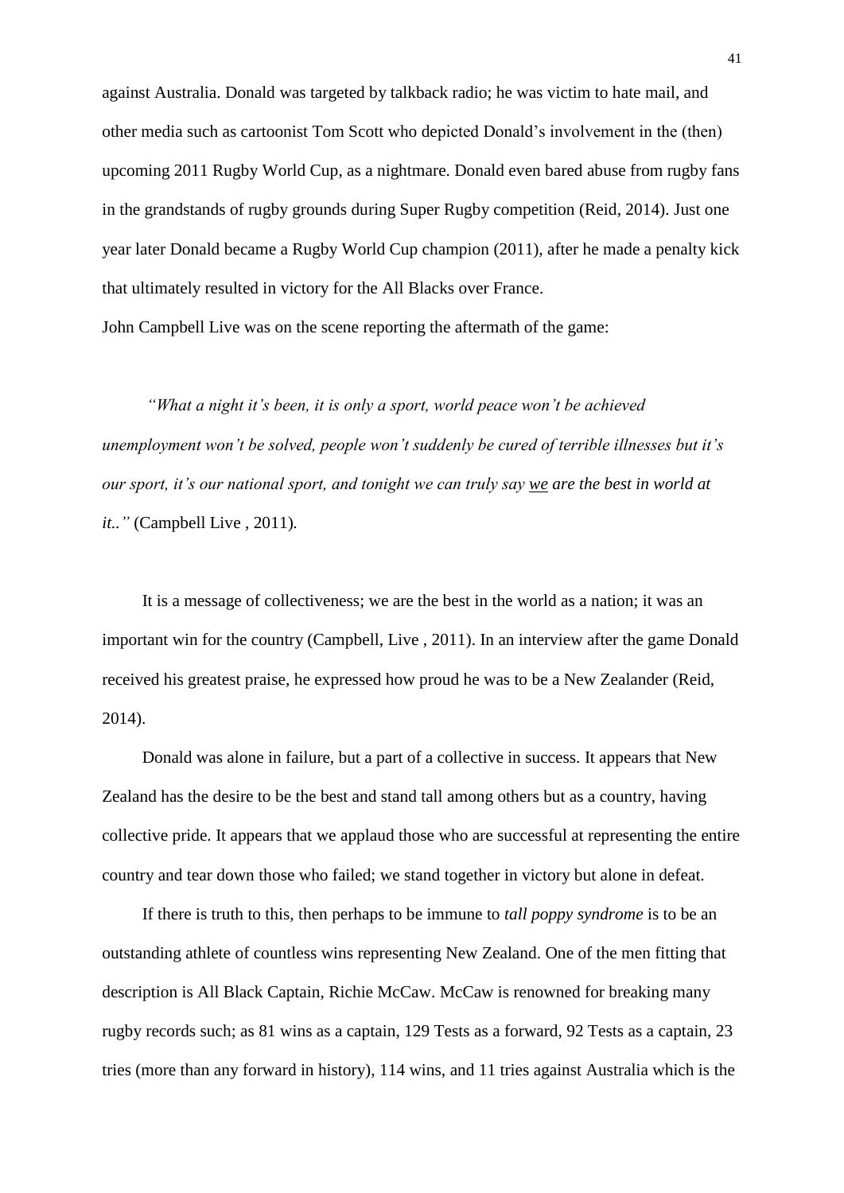against Australia. Donald was targeted by talkback radio; he was victim to hate mail, and other media such as cartoonist Tom Scott who depicted Donald's involvement in the (then) upcoming 2011 Rugby World Cup, as a nightmare. Donald even bared abuse from rugby fans in the grandstands of rugby grounds during Super Rugby competition (Reid, 2014). Just one year later Donald became a Rugby World Cup champion (2011), after he made a penalty kick that ultimately resulted in victory for the All Blacks over France.

John Campbell Live was on the scene reporting the aftermath of the game:

> *"What a night it's been, it is only a sport, world peace won't be achieved unemployment won't be solved, people won't suddenly be cured of terrible illnesses but it's our sport, it's our national sport, and tonight we can truly say <u>we</u> are the best in world at it.."* (Campbell Live , 2011).

It is a message of collectiveness; we are the best in the world as a nation; it was an important win for the country (Campbell, Live , 2011). In an interview after the game Donald received his greatest praise, he expressed how proud he was to be a New Zealander (Reid, 2014).

Donald was alone in failure, but a part of a collective in success. It appears that New Zealand has the desire to be the best and stand tall among others but as a country, having collective pride. It appears that we applaud those who are successful at representing the entire country and tear down those who failed; we stand together in victory but alone in defeat.

If there is truth to this, then perhaps to be immune to *tall poppy syndrome* is to be an outstanding athlete of countless wins representing New Zealand. One of the men fitting that description is All Black Captain, Richie McCaw. McCaw is renowned for breaking many rugby records such; as 81 wins as a captain, 129 Tests as a forward, 92 Tests as a captain, 23 tries (more than any forward in history), 114 wins, and 11 tries against Australia which is the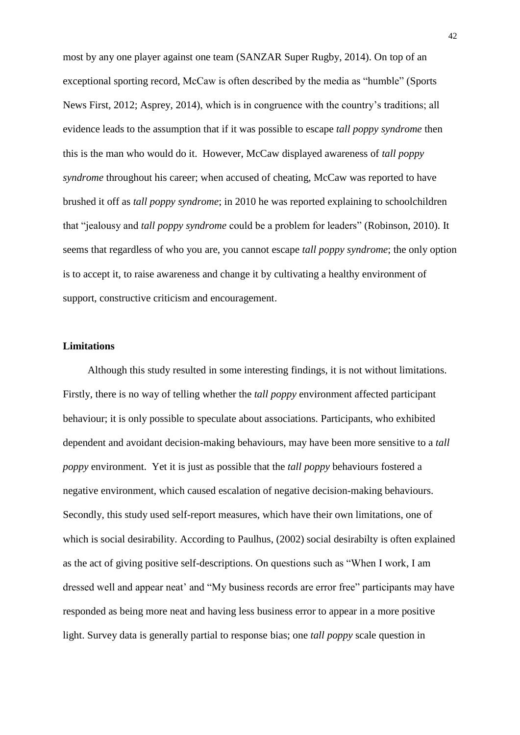most by any one player against one team (SANZAR Super Rugby, 2014). On top of an exceptional sporting record, McCaw is often described by the media as "humble" (Sports News First, 2012; Asprey, 2014), which is in congruence with the country's traditions; all evidence leads to the assumption that if it was possible to escape *tall poppy syndrome* then this is the man who would do it. However, McCaw displayed awareness of *tall poppy syndrome* throughout his career; when accused of cheating, McCaw was reported to have brushed it off as *tall poppy syndrome*; in 2010 he was reported explaining to schoolchildren that "jealousy and *tall poppy syndrome* could be a problem for leaders" (Robinson, 2010). It seems that regardless of who you are, you cannot escape *tall poppy syndrome*; the only option is to accept it, to raise awareness and change it by cultivating a healthy environment of support, constructive criticism and encouragement.

**Limitations**

Although this study resulted in some interesting findings, it is not without limitations. Firstly, there is no way of telling whether the *tall poppy* environment affected participant behaviour; it is only possible to speculate about associations. Participants, who exhibited dependent and avoidant decision-making behaviours, may have been more sensitive to a *tall poppy* environment. Yet it is just as possible that the *tall poppy* behaviours fostered a negative environment, which caused escalation of negative decision-making behaviours. Secondly, this study used self-report measures, which have their own limitations, one of which is social desirability. According to Paulhus, (2002) social desirabilty is often explained as the act of giving positive self-descriptions. On questions such as "When I work, I am dressed well and appear neat' and "My business records are error free" participants may have responded as being more neat and having less business error to appear in a more positive light. Survey data is generally partial to response bias; one *tall poppy* scale question in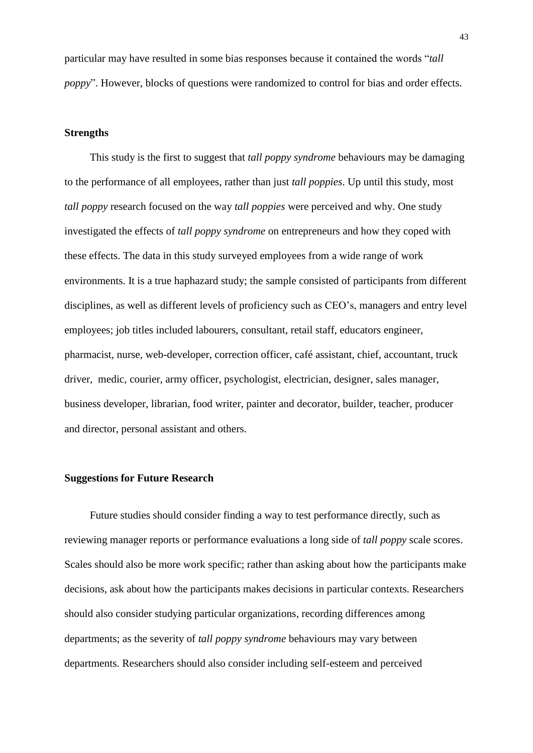particular may have resulted in some bias responses because it contained the words "*tall poppy*". However, blocks of questions were randomized to control for bias and order effects.

**Strengths**

This study is the first to suggest that *tall poppy syndrome* behaviours may be damaging to the performance of all employees, rather than just *tall poppies*. Up until this study, most *tall poppy* research focused on the way *tall poppies* were perceived and why. One study investigated the effects of *tall poppy syndrome* on entrepreneurs and how they coped with these effects. The data in this study surveyed employees from a wide range of work environments. It is a true haphazard study; the sample consisted of participants from different disciplines, as well as different levels of proficiency such as CEO's, managers and entry level employees; job titles included labourers, consultant, retail staff, educators engineer, pharmacist, nurse, web-developer, correction officer, café assistant, chief, accountant, truck driver, medic, courier, army officer, psychologist, electrician, designer, sales manager, business developer, librarian, food writer, painter and decorator, builder, teacher, producer and director, personal assistant and others.

**Suggestions for Future Research**

Future studies should consider finding a way to test performance directly, such as reviewing manager reports or performance evaluations a long side of *tall poppy* scale scores. Scales should also be more work specific; rather than asking about how the participants make decisions, ask about how the participants makes decisions in particular contexts. Researchers should also consider studying particular organizations, recording differences among departments; as the severity of *tall poppy syndrome* behaviours may vary between departments. Researchers should also consider including self-esteem and perceived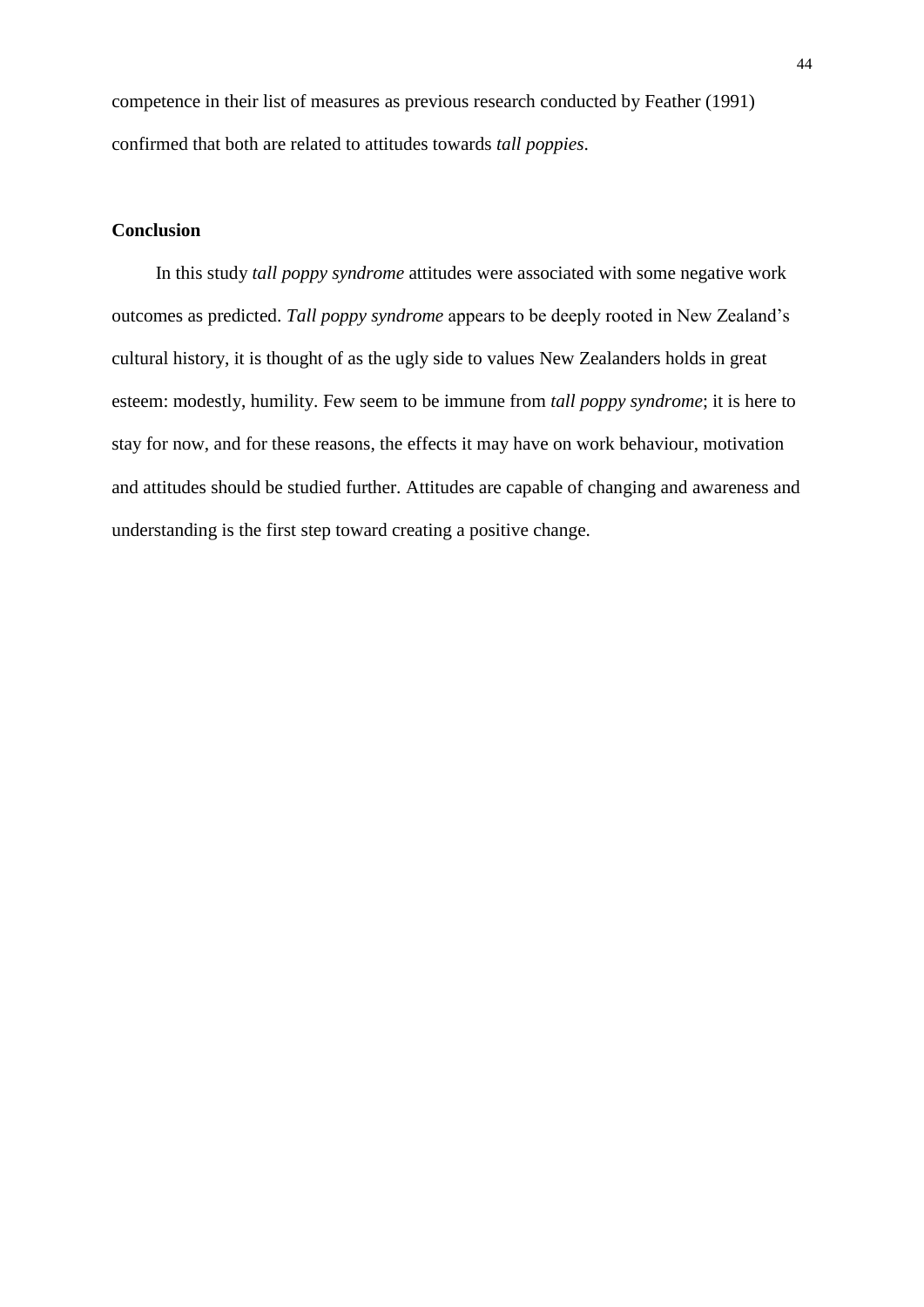competence in their list of measures as previous research conducted by Feather (1991) confirmed that both are related to attitudes towards *tall poppies*.

## Conclusion

In this study *tall poppy syndrome* attitudes were associated with some negative work outcomes as predicted. *Tall poppy syndrome* appears to be deeply rooted in New Zealand's cultural history, it is thought of as the ugly side to values New Zealanders holds in great esteem: modestly, humility. Few seem to be immune from *tall poppy syndrome*; it is here to stay for now, and for these reasons, the effects it may have on work behaviour, motivation and attitudes should be studied further. Attitudes are capable of changing and awareness and understanding is the first step toward creating a positive change.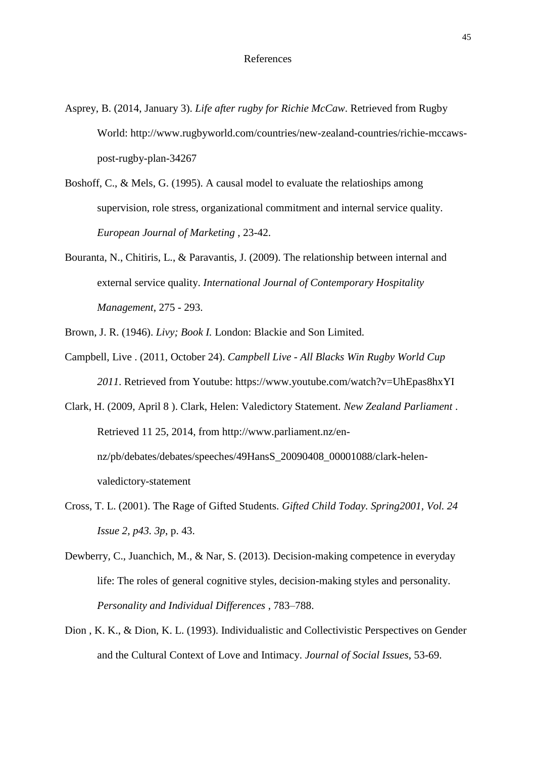# References

Asprey, B. (2014, January 3). *Life after rugby for Richie McCaw*. Retrieved from Rugby World: http://www.rugbyworld.com/countries/new-zealand-countries/richie-mccaws-post-rugby-plan-34267

Boshoff, C., & Mels, G. (1995). A causal model to evaluate the relatioships among supervision, role stress, organizational commitment and internal service quality. *European Journal of Marketing* , 23-42.

Bouranta, N., Chitiris, L., & Paravantis, J. (2009). The relationship between internal and external service quality. *International Journal of Contemporary Hospitality Management*, 275 - 293.

Brown, J. R. (1946). *Livy; Book I.* London: Blackie and Son Limited.

Campbell, Live . (2011, October 24). *Campbell Live - All Blacks Win Rugby World Cup 2011*. Retrieved from Youtube: https://www.youtube.com/watch?v=UhEpas8hxYI

Clark, H. (2009, April 8 ). Clark, Helen: Valedictory Statement. *New Zealand Parliament* . Retrieved 11 25, 2014, from http://www.parliament.nz/en-nz/pb/debates/debates/speeches/49HansS_20090408_00001088/clark-helen-valedictory-statement

Cross, T. L. (2001). The Rage of Gifted Students. *Gifted Child Today. Spring2001, Vol. 24 Issue 2, p43. 3p*, p. 43.

Dewberry, C., Juanchich, M., & Nar, S. (2013). Decision-making competence in everyday life: The roles of general cognitive styles, decision-making styles and personality. *Personality and Individual Differences* , 783–788.

Dion , K. K., & Dion, K. L. (1993). Individualistic and Collectivistic Perspectives on Gender and the Cultural Context of Love and Intimacy. *Journal of Social Issues*, 53-69.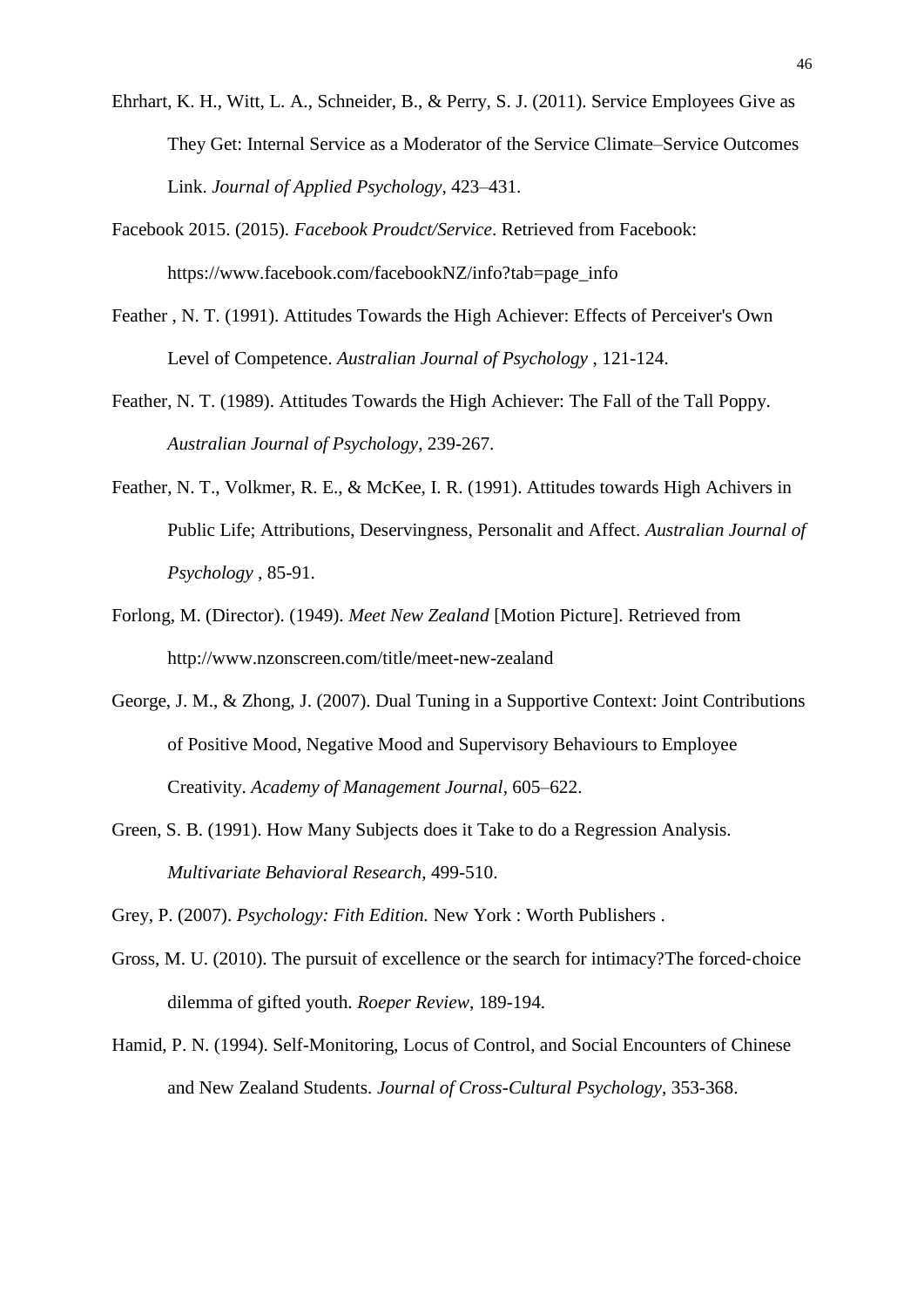Ehrhart, K. H., Witt, L. A., Schneider, B., & Perry, S. J. (2011). Service Employees Give as They Get: Internal Service as a Moderator of the Service Climate–Service Outcomes Link. *Journal of Applied Psychology*, 423–431.

Facebook 2015. (2015). *Facebook Proudct/Service*. Retrieved from Facebook: https://www.facebook.com/facebookNZ/info?tab=page_info

Feather , N. T. (1991). Attitudes Towards the High Achiever: Effects of Perceiver's Own Level of Competence. *Australian Journal of Psychology* , 121-124.

Feather, N. T. (1989). Attitudes Towards the High Achiever: The Fall of the Tall Poppy. *Australian Journal of Psychology*, 239-267.

Feather, N. T., Volkmer, R. E., & McKee, I. R. (1991). Attitudes towards High Achivers in Public Life; Attributions, Deservingness, Personalit and Affect. *Australian Journal of Psychology* , 85-91.

Forlong, M. (Director). (1949). *Meet New Zealand* [Motion Picture]. Retrieved from http://www.nzonscreen.com/title/meet-new-zealand

George, J. M., & Zhong, J. (2007). Dual Tuning in a Supportive Context: Joint Contributions of Positive Mood, Negative Mood and Supervisory Behaviours to Employee Creativity. *Academy of Management Journal*, 605–622.

Green, S. B. (1991). How Many Subjects does it Take to do a Regression Analysis. *Multivariate Behavioral Research*, 499-510.

Grey, P. (2007). *Psychology: Fith Edition.* New York : Worth Publishers .

Gross, M. U. (2010). The pursuit of excellence or the search for intimacy?The forced‐choice dilemma of gifted youth. *Roeper Review*, 189-194.

Hamid, P. N. (1994). Self-Monitoring, Locus of Control, and Social Encounters of Chinese and New Zealand Students. *Journal of Cross-Cultural Psychology*, 353-368.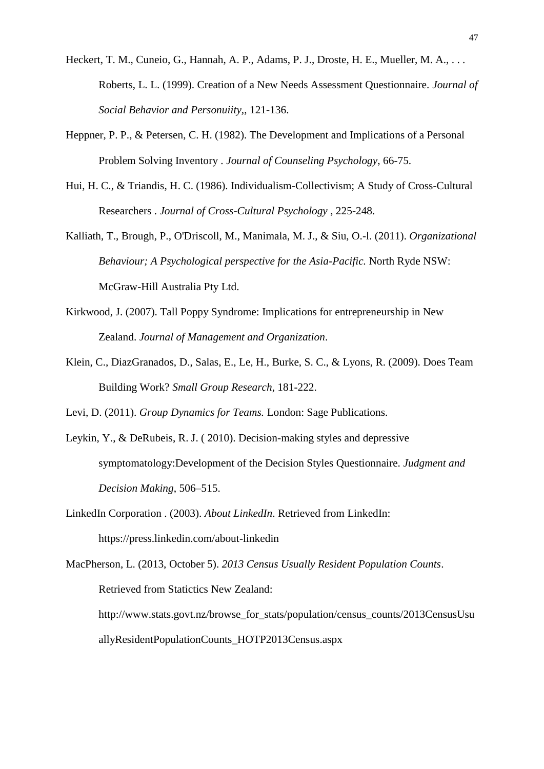Heckert, T. M., Cuneio, G., Hannah, A. P., Adams, P. J., Droste, H. E., Mueller, M. A., . . . Roberts, L. L. (1999). Creation of a New Needs Assessment Questionnaire. *Journal of Social Behavior and Personuiity*,, 121-136.

Heppner, P. P., & Petersen, C. H. (1982). The Development and Implications of a Personal Problem Solving Inventory . *Journal of Counseling Psychology*, 66-75.

Hui, H. C., & Triandis, H. C. (1986). Individualism-Collectivism; A Study of Cross-Cultural Researchers . *Journal of Cross-Cultural Psychology* , 225-248.

Kalliath, T., Brough, P., O'Driscoll, M., Manimala, M. J., & Siu, O.-l. (2011). *Organizational Behaviour; A Psychological perspective for the Asia-Pacific*. North Ryde NSW: McGraw-Hill Australia Pty Ltd.

Kirkwood, J. (2007). Tall Poppy Syndrome: Implications for entrepreneurship in New Zealand. *Journal of Management and Organization*.

Klein, C., DiazGranados, D., Salas, E., Le, H., Burke, S. C., & Lyons, R. (2009). Does Team Building Work? *Small Group Research*, 181-222.

Levi, D. (2011). *Group Dynamics for Teams.* London: Sage Publications.

Leykin, Y., & DeRubeis, R. J. ( 2010). Decision-making styles and depressive symptomatology:Development of the Decision Styles Questionnaire. *Judgment and Decision Making*, 506–515.

LinkedIn Corporation . (2003). *About LinkedIn*. Retrieved from LinkedIn: https://press.linkedin.com/about-linkedin

MacPherson, L. (2013, October 5). *2013 Census Usually Resident Population Counts*. Retrieved from Statictics New Zealand: http://www.stats.govt.nz/browse_for_stats/population/census_counts/2013CensusUsuallyResidentPopulationCounts_HOTP2013Census.aspx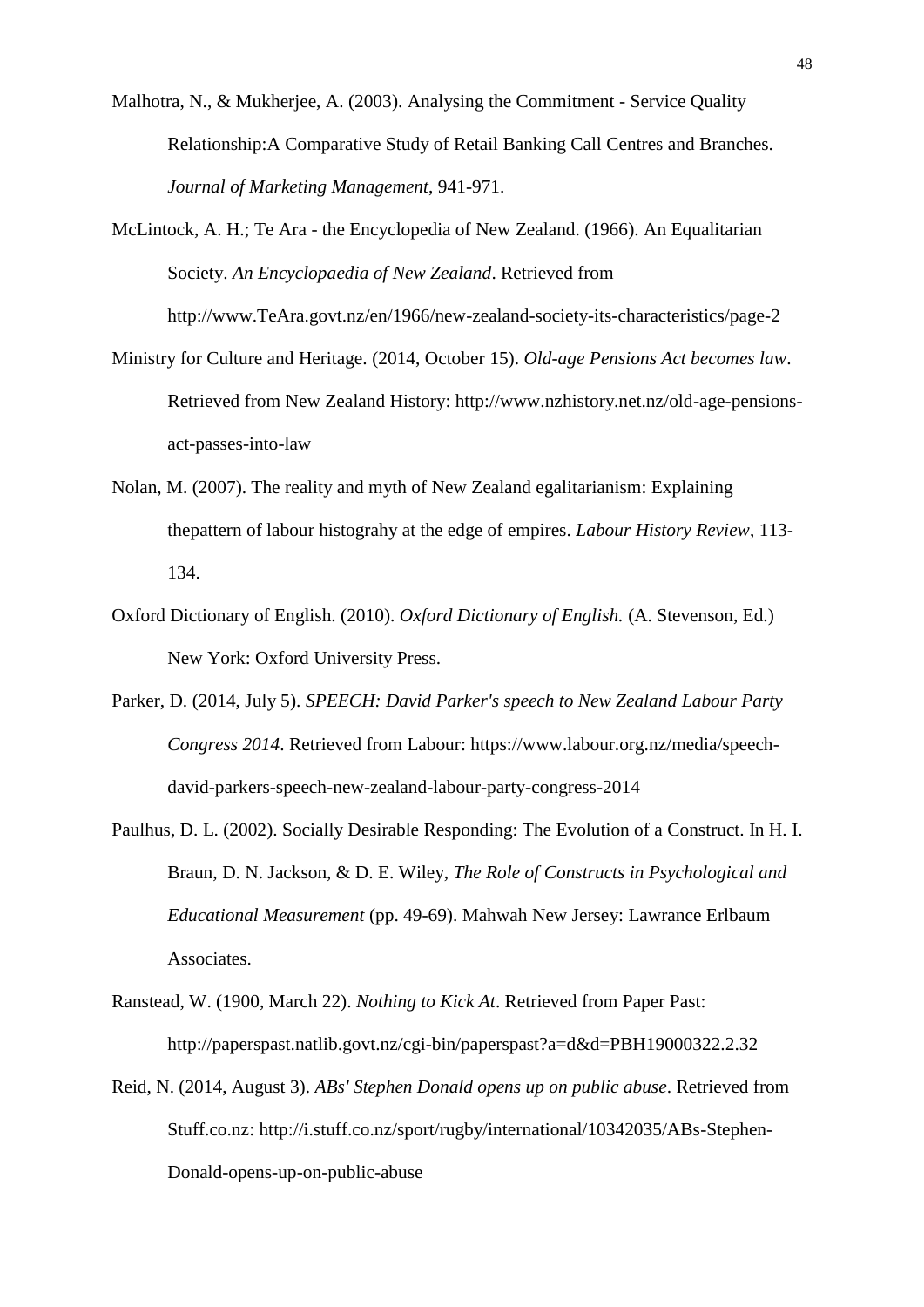Malhotra, N., & Mukherjee, A. (2003). Analysing the Commitment - Service Quality Relationship:A Comparative Study of Retail Banking Call Centres and Branches. *Journal of Marketing Management*, 941-971.

McLintock, A. H.; Te Ara - the Encyclopedia of New Zealand. (1966). An Equalitarian Society. *An Encyclopaedia of New Zealand*. Retrieved from http://www.TeAra.govt.nz/en/1966/new-zealand-society-its-characteristics/page-2

Ministry for Culture and Heritage. (2014, October 15). *Old-age Pensions Act becomes law*. Retrieved from New Zealand History: http://www.nzhistory.net.nz/old-age-pensions-act-passes-into-law

Nolan, M. (2007). The reality and myth of New Zealand egalitarianism: Explaining thepattern of labour histograhy at the edge of empires. *Labour History Review*, 113-134.

Oxford Dictionary of English. (2010). *Oxford Dictionary of English.* (A. Stevenson, Ed.) New York: Oxford University Press.

Parker, D. (2014, July 5). *SPEECH: David Parker's speech to New Zealand Labour Party Congress 2014*. Retrieved from Labour: https://www.labour.org.nz/media/speech-david-parkers-speech-new-zealand-labour-party-congress-2014

Paulhus, D. L. (2002). Socially Desirable Responding: The Evolution of a Construct. In H. I. Braun, D. N. Jackson, & D. E. Wiley, *The Role of Constructs in Psychological and Educational Measurement* (pp. 49-69). Mahwah New Jersey: Lawrance Erlbaum Associates.

Ranstead, W. (1900, March 22). *Nothing to Kick At*. Retrieved from Paper Past: http://paperspast.natlib.govt.nz/cgi-bin/paperspast?a=d&d=PBH19000322.2.32

Reid, N. (2014, August 3). *ABs' Stephen Donald opens up on public abuse*. Retrieved from Stuff.co.nz: http://i.stuff.co.nz/sport/rugby/international/10342035/ABs-Stephen-Donald-opens-up-on-public-abuse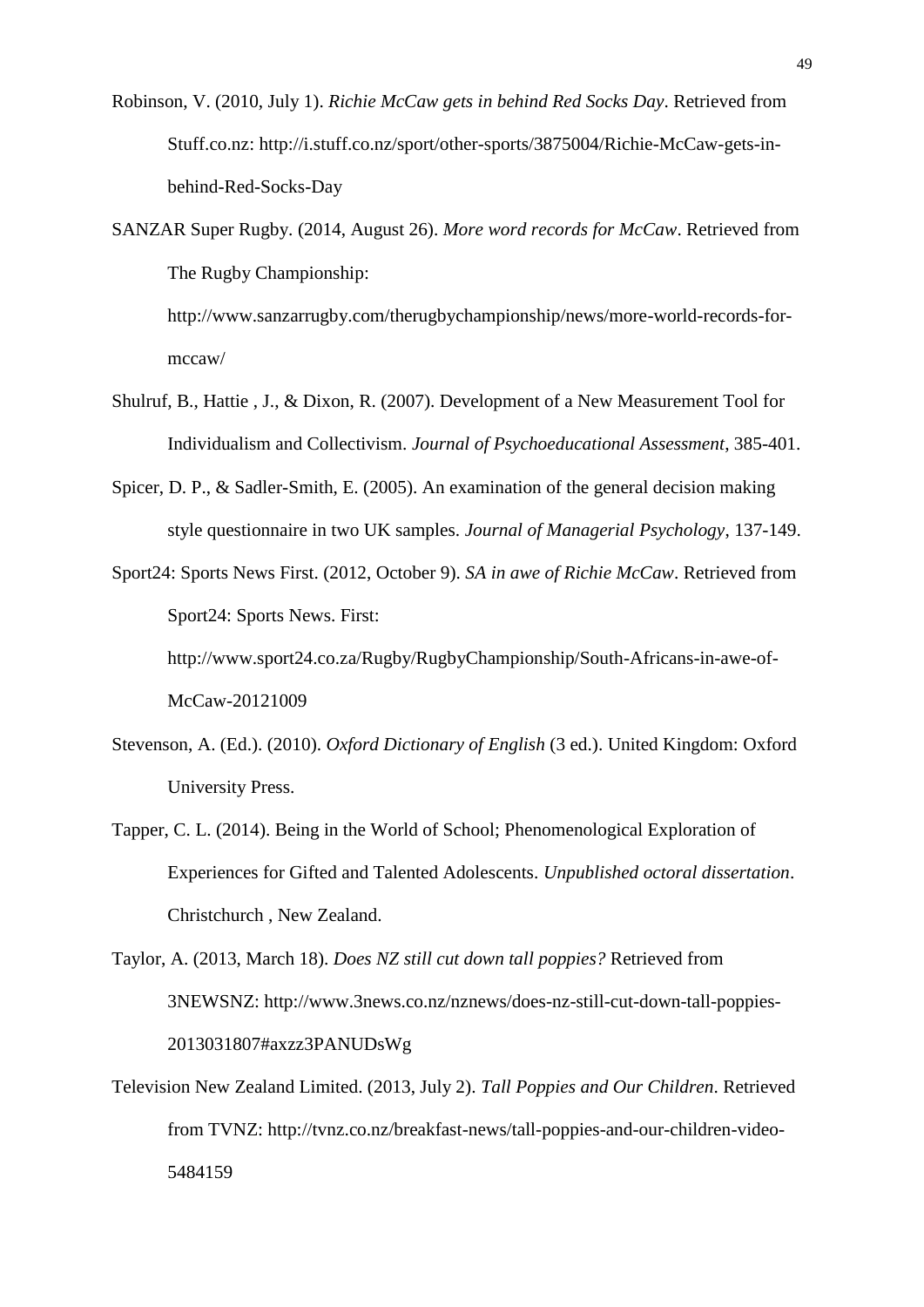Robinson, V. (2010, July 1). *Richie McCaw gets in behind Red Socks Day*. Retrieved from Stuff.co.nz: http://i.stuff.co.nz/sport/other-sports/3875004/Richie-McCaw-gets-in-behind-Red-Socks-Day

SANZAR Super Rugby. (2014, August 26). *More word records for McCaw*. Retrieved from The Rugby Championship: http://www.sanzarrugby.com/therugbychampionship/news/more-world-records-for-mccaw/

Shulruf, B., Hattie , J., & Dixon, R. (2007). Development of a New Measurement Tool for Individualism and Collectivism. *Journal of Psychoeducational Assessment*, 385-401.

Spicer, D. P., & Sadler-Smith, E. (2005). An examination of the general decision making style questionnaire in two UK samples. *Journal of Managerial Psychology*, 137-149.

Sport24: Sports News First. (2012, October 9). *SA in awe of Richie McCaw*. Retrieved from Sport24: Sports News. First: http://www.sport24.co.za/Rugby/RugbyChampionship/South-Africans-in-awe-of-McCaw-20121009

Stevenson, A. (Ed.). (2010). *Oxford Dictionary of English* (3 ed.). United Kingdom: Oxford University Press.

Tapper, C. L. (2014). Being in the World of School; Phenomenological Exploration of Experiences for Gifted and Talented Adolescents. *Unpublished octoral dissertation*. Christchurch , New Zealand.

Taylor, A. (2013, March 18). *Does NZ still cut down tall poppies?* Retrieved from 3NEWSNZ: http://www.3news.co.nz/nznews/does-nz-still-cut-down-tall-poppies-2013031807#axzz3PANUDsWg

Television New Zealand Limited. (2013, July 2). *Tall Poppies and Our Children*. Retrieved from TVNZ: http://tvnz.co.nz/breakfast-news/tall-poppies-and-our-children-video-5484159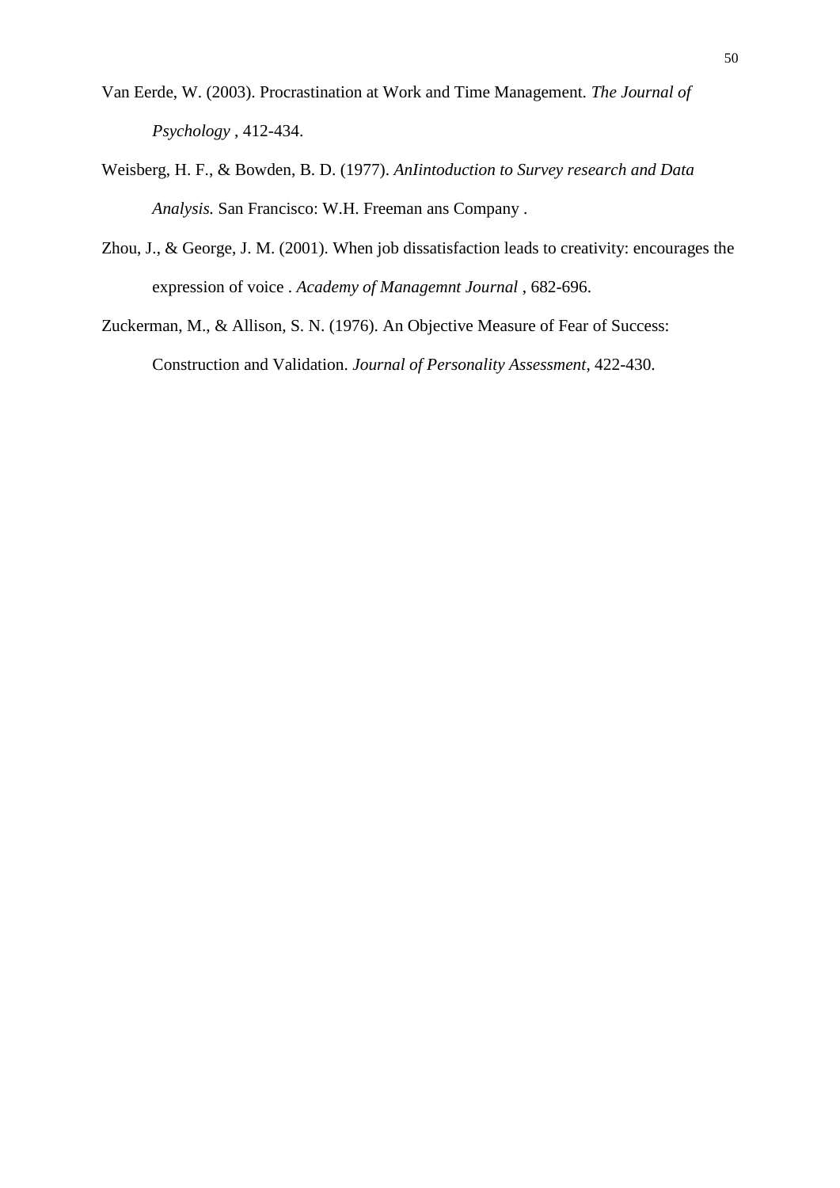Van Eerde, W. (2003). Procrastination at Work and Time Management. *The Journal of Psychology* , 412-434.

Weisberg, H. F., & Bowden, B. D. (1977). *AnIintoduction to Survey research and Data Analysis.* San Francisco: W.H. Freeman ans Company .

Zhou, J., & George, J. M. (2001). When job dissatisfaction leads to creativity: encourages the expression of voice . *Academy of Managemnt Journal* , 682-696.

Zuckerman, M., & Allison, S. N. (1976). An Objective Measure of Fear of Success: Construction and Validation. *Journal of Personality Assessment*, 422-430.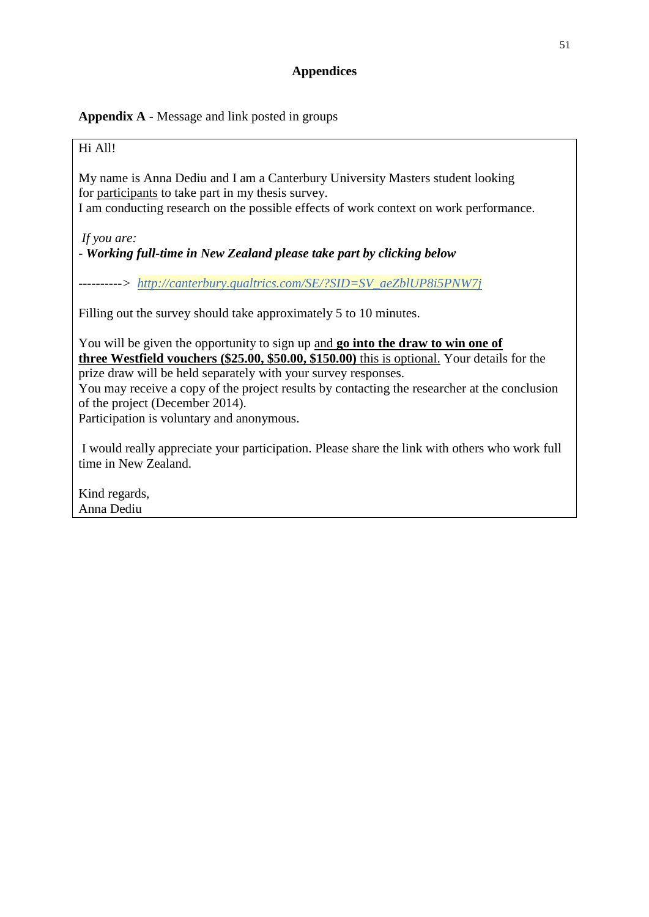# Appendices

**Appendix A** - Message and link posted in groups

Hi All!

My name is Anna Dediu and I am a Canterbury University Masters student looking for participants to take part in my thesis survey.
I am conducting research on the possible effects of work context on work performance.

*If you are:*
- ***Working full-time in New Zealand please take part by clicking below***

----------> *http://canterbury.qualtrics.com/SE/?SID=SV_aeZblUP8i5PNW7j*

Filling out the survey should take approximately 5 to 10 minutes.

You will be given the opportunity to sign up and **go into the draw to win one of three Westfield vouchers ($25.00, $50.00, $150.00)** this is optional. Your details for the prize draw will be held separately with your survey responses.
You may receive a copy of the project results by contacting the researcher at the conclusion of the project (December 2014).
Participation is voluntary and anonymous.

I would really appreciate your participation. Please share the link with others who work full time in New Zealand.

Kind regards,
Anna Dediu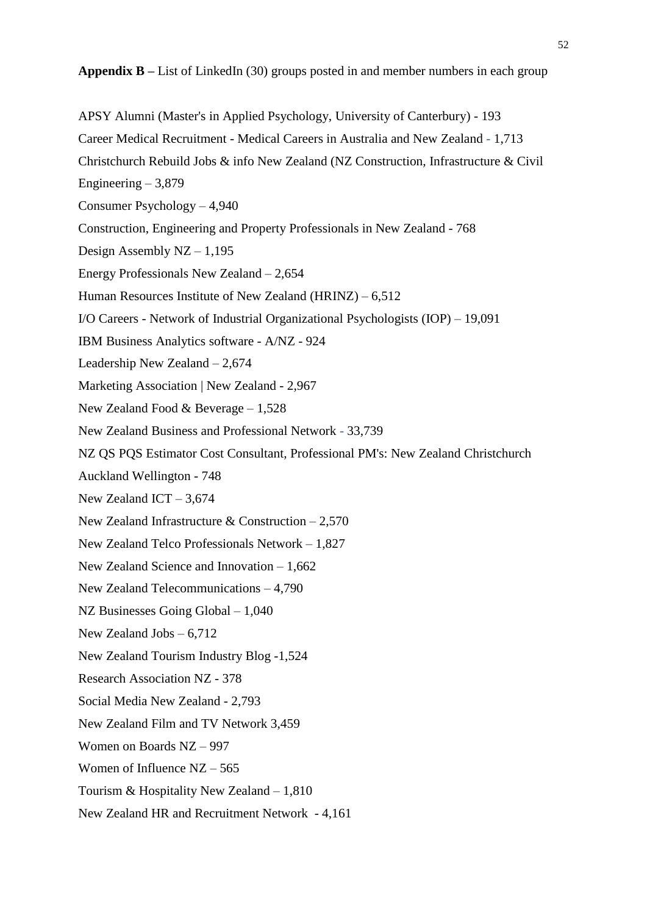**Appendix B –** List of LinkedIn (30) groups posted in and member numbers in each group

APSY Alumni (Master's in Applied Psychology, University of Canterbury) - 193

Career Medical Recruitment - Medical Careers in Australia and New Zealand - 1,713

Christchurch Rebuild Jobs & info New Zealand (NZ Construction, Infrastructure & Civil Engineering – 3,879

Consumer Psychology – 4,940

Construction, Engineering and Property Professionals in New Zealand - 768

Design Assembly NZ – 1,195

Energy Professionals New Zealand – 2,654

Human Resources Institute of New Zealand (HRINZ) – 6,512

I/O Careers - Network of Industrial Organizational Psychologists (IOP) – 19,091

IBM Business Analytics software - A/NZ - 924

Leadership New Zealand – 2,674

Marketing Association | New Zealand - 2,967

New Zealand Food & Beverage – 1,528

New Zealand Business and Professional Network - 33,739

NZ QS PQS Estimator Cost Consultant, Professional PM's: New Zealand Christchurch Auckland Wellington - 748

New Zealand ICT – 3,674

New Zealand Infrastructure & Construction – 2,570

New Zealand Telco Professionals Network – 1,827

New Zealand Science and Innovation – 1,662

New Zealand Telecommunications – 4,790

NZ Businesses Going Global – 1,040

New Zealand Jobs – 6,712

New Zealand Tourism Industry Blog -1,524

Research Association NZ - 378

Social Media New Zealand - 2,793

New Zealand Film and TV Network 3,459

Women on Boards NZ – 997

Women of Influence NZ – 565

Tourism & Hospitality New Zealand – 1,810

New Zealand HR and Recruitment Network - 4,161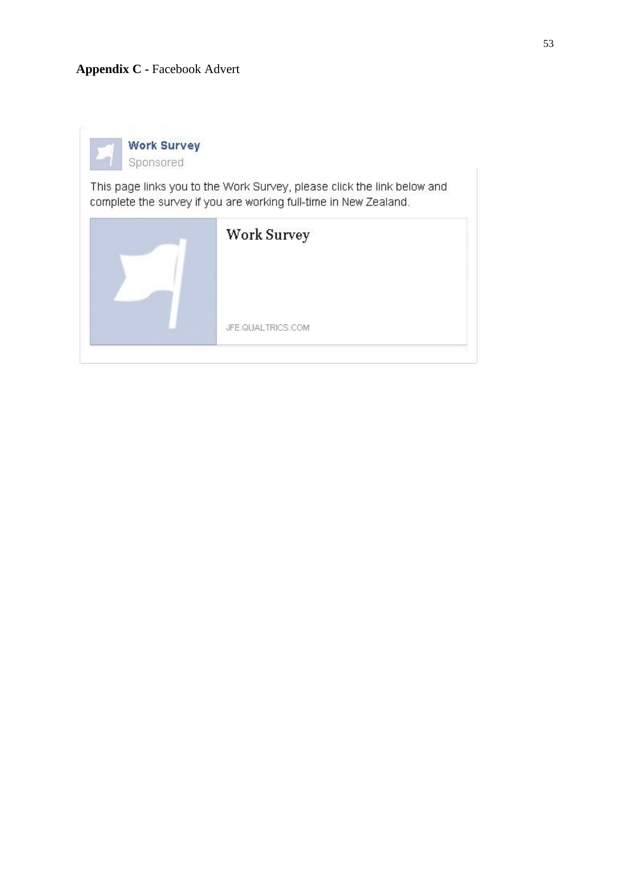**Appendix C -** Facebook Advert

**Work Survey**
Sponsored

This page links you to the Work Survey, please click the link below and complete the survey if you are working full-time in New Zealand.

Work Survey

JFE.QUALTRICS.COM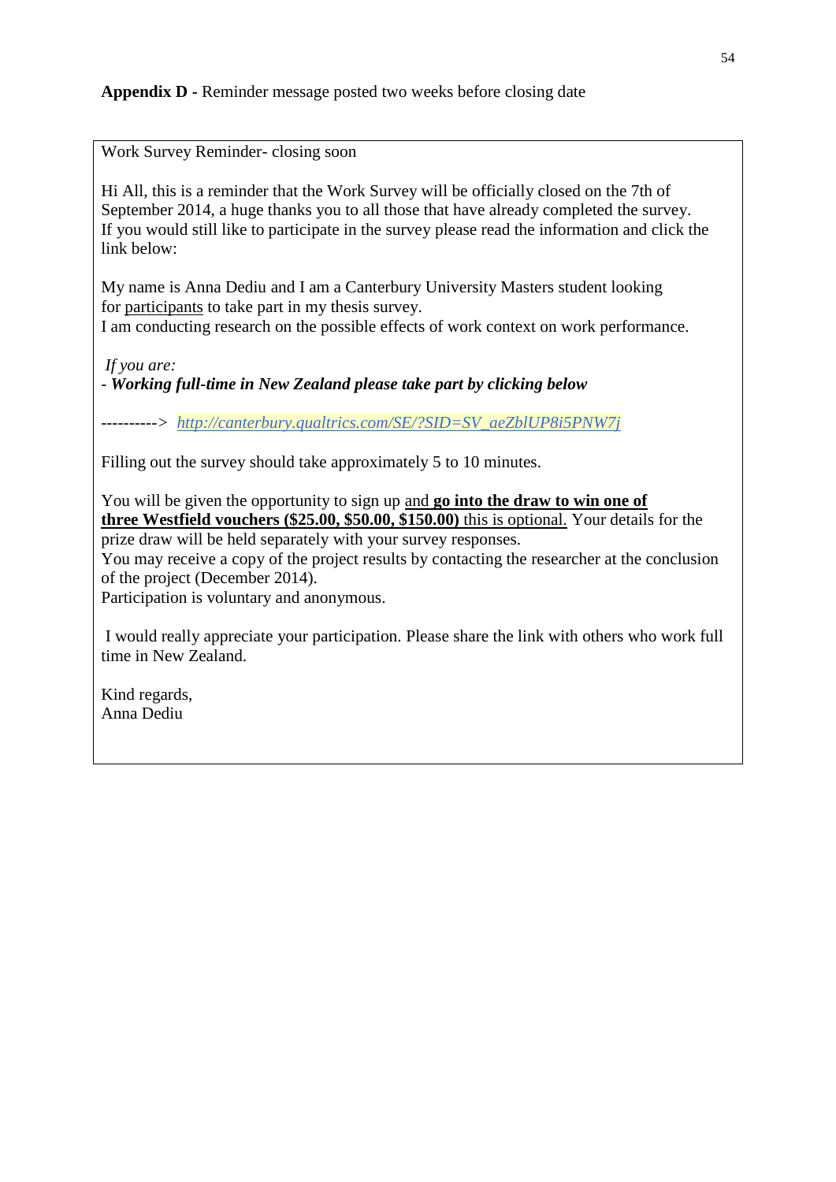**Appendix D -** Reminder message posted two weeks before closing date

Work Survey Reminder- closing soon

Hi All, this is a reminder that the Work Survey will be officially closed on the 7th of September 2014, a huge thanks you to all those that have already completed the survey. If you would still like to participate in the survey please read the information and click the link below:

My name is Anna Dediu and I am a Canterbury University Masters student looking for participants to take part in my thesis survey.
I am conducting research on the possible effects of work context on work performance.

*If you are:*
- ***Working full-time in New Zealand please take part by clicking below***

----------> *http://canterbury.qualtrics.com/SE/?SID=SV_aeZblUP8i5PNW7j*

Filling out the survey should take approximately 5 to 10 minutes.

You will be given the opportunity to sign up and **go into the draw to win one of three Westfield vouchers ($25.00, $50.00, $150.00)** this is optional. Your details for the prize draw will be held separately with your survey responses.
You may receive a copy of the project results by contacting the researcher at the conclusion of the project (December 2014).
Participation is voluntary and anonymous.

I would really appreciate your participation. Please share the link with others who work full time in New Zealand.

Kind regards,
Anna Dediu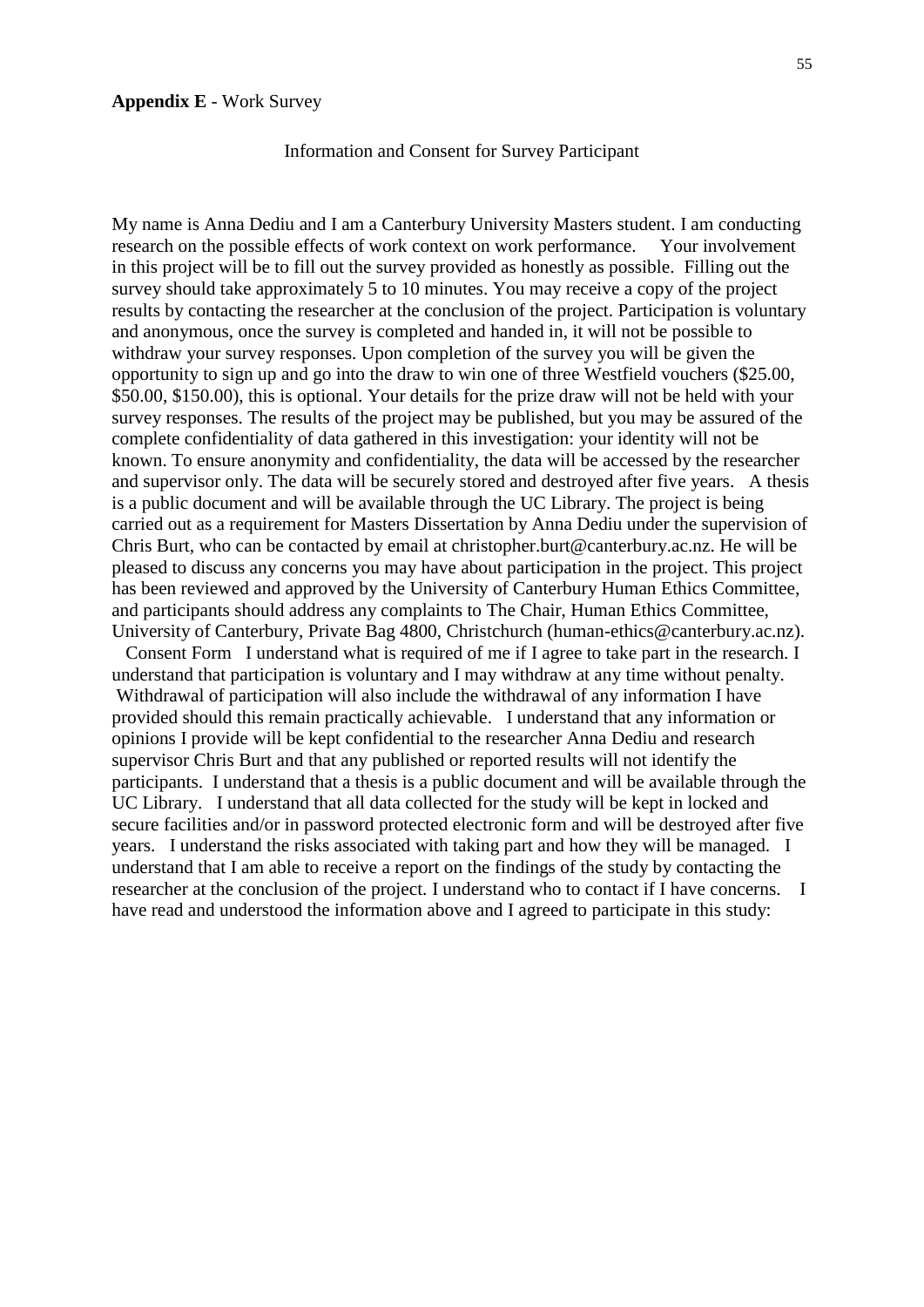**Appendix E** - Work Survey

Information and Consent for Survey Participant

My name is Anna Dediu and I am a Canterbury University Masters student. I am conducting research on the possible effects of work context on work performance. Your involvement in this project will be to fill out the survey provided as honestly as possible. Filling out the survey should take approximately 5 to 10 minutes. You may receive a copy of the project results by contacting the researcher at the conclusion of the project. Participation is voluntary and anonymous, once the survey is completed and handed in, it will not be possible to withdraw your survey responses. Upon completion of the survey you will be given the opportunity to sign up and go into the draw to win one of three Westfield vouchers ($25.00, $50.00, $150.00), this is optional. Your details for the prize draw will not be held with your survey responses. The results of the project may be published, but you may be assured of the complete confidentiality of data gathered in this investigation: your identity will not be known. To ensure anonymity and confidentiality, the data will be accessed by the researcher and supervisor only. The data will be securely stored and destroyed after five years. A thesis is a public document and will be available through the UC Library. The project is being carried out as a requirement for Masters Dissertation by Anna Dediu under the supervision of Chris Burt, who can be contacted by email at christopher.burt@canterbury.ac.nz. He will be pleased to discuss any concerns you may have about participation in the project. This project has been reviewed and approved by the University of Canterbury Human Ethics Committee, and participants should address any complaints to The Chair, Human Ethics Committee, University of Canterbury, Private Bag 4800, Christchurch (human-ethics@canterbury.ac.nz).

Consent Form I understand what is required of me if I agree to take part in the research. I understand that participation is voluntary and I may withdraw at any time without penalty. Withdrawal of participation will also include the withdrawal of any information I have provided should this remain practically achievable. I understand that any information or opinions I provide will be kept confidential to the researcher Anna Dediu and research supervisor Chris Burt and that any published or reported results will not identify the participants. I understand that a thesis is a public document and will be available through the UC Library. I understand that all data collected for the study will be kept in locked and secure facilities and/or in password protected electronic form and will be destroyed after five years. I understand the risks associated with taking part and how they will be managed. I understand that I am able to receive a report on the findings of the study by contacting the researcher at the conclusion of the project. I understand who to contact if I have concerns. I have read and understood the information above and I agreed to participate in this study: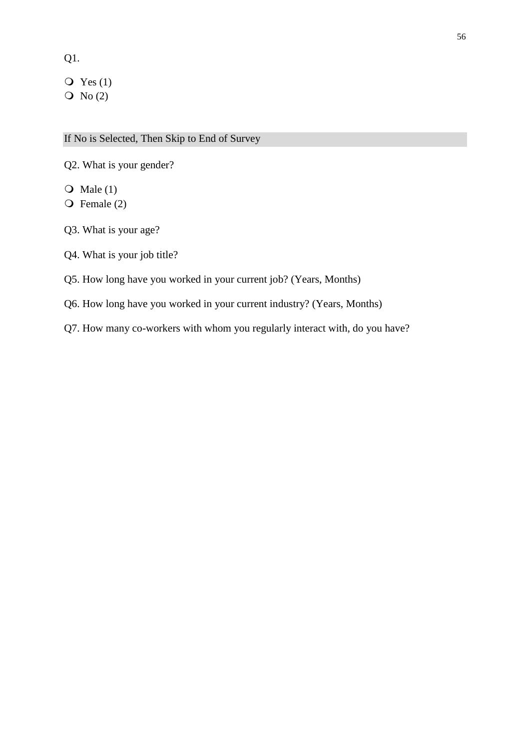Q1.

- ❍ Yes (1)
- ❍ No (2)

If No is Selected, Then Skip to End of Survey

Q2. What is your gender?

- ❍ Male (1)
- ❍ Female (2)

Q3. What is your age?

Q4. What is your job title?

Q5. How long have you worked in your current job? (Years, Months)

Q6. How long have you worked in your current industry? (Years, Months)

Q7. How many co-workers with whom you regularly interact with, do you have?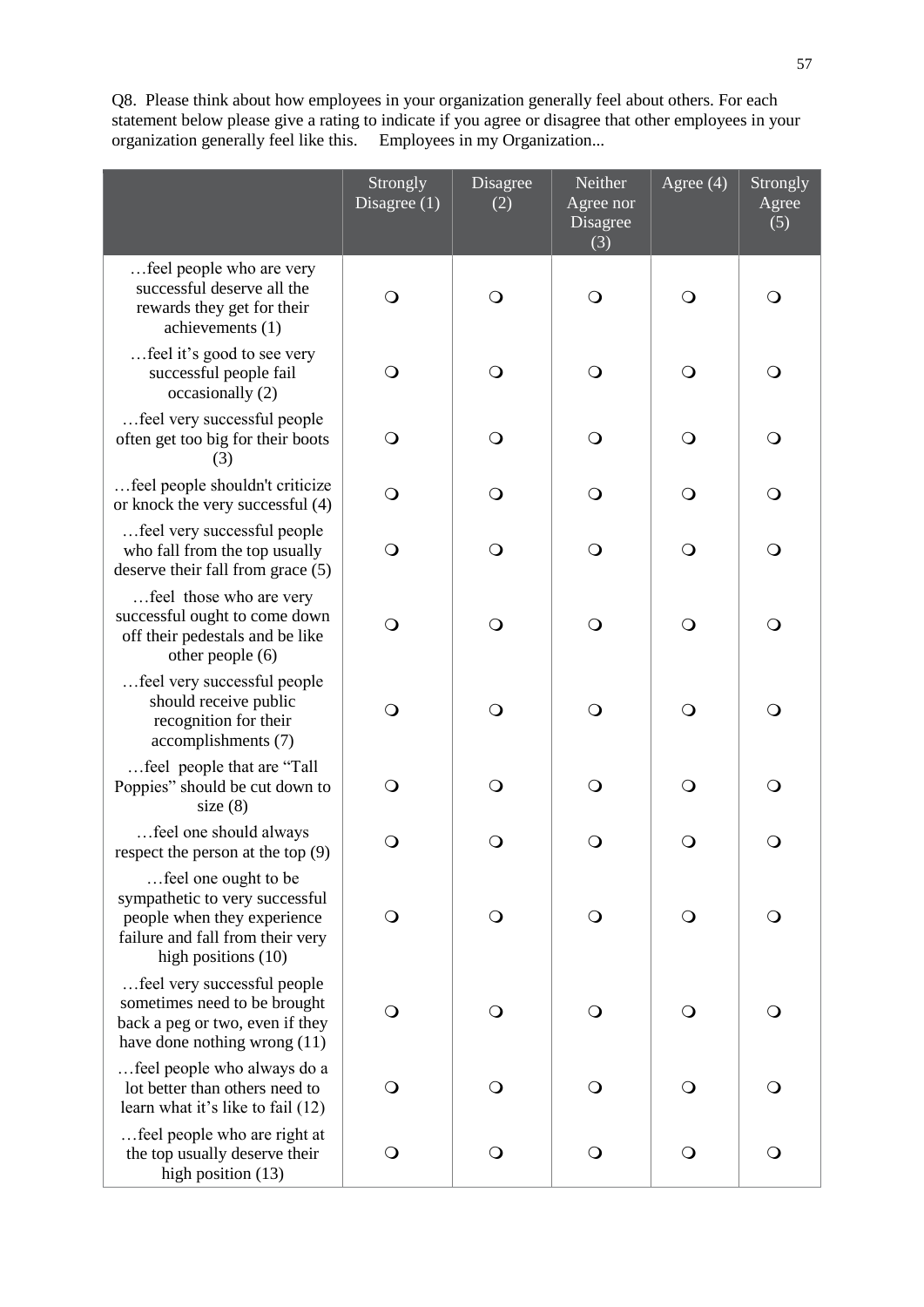Q8. Please think about how employees in your organization generally feel about others. For each statement below please give a rating to indicate if you agree or disagree that other employees in your organization generally feel like this. Employees in my Organization...

| | Strongly Disagree (1) | Disagree (2) | Neither Agree nor Disagree (3) | Agree (4) | Strongly Agree (5) |
|---|---|---|---|---|---|
| …feel people who are very successful deserve all the rewards they get for their achievements (1) | ❍ | ❍ | ❍ | ❍ | ❍ |
| …feel it's good to see very successful people fail occasionally (2) | ❍ | ❍ | ❍ | ❍ | ❍ |
| …feel very successful people often get too big for their boots (3) | ❍ | ❍ | ❍ | ❍ | ❍ |
| …feel people shouldn't criticize or knock the very successful (4) | ❍ | ❍ | ❍ | ❍ | ❍ |
| …feel very successful people who fall from the top usually deserve their fall from grace (5) | ❍ | ❍ | ❍ | ❍ | ❍ |
| …feel those who are very successful ought to come down off their pedestals and be like other people (6) | ❍ | ❍ | ❍ | ❍ | ❍ |
| …feel very successful people should receive public recognition for their accomplishments (7) | ❍ | ❍ | ❍ | ❍ | ❍ |
| …feel people that are "Tall Poppies" should be cut down to size (8) | ❍ | ❍ | ❍ | ❍ | ❍ |
| …feel one should always respect the person at the top (9) | ❍ | ❍ | ❍ | ❍ | ❍ |
| …feel one ought to be sympathetic to very successful people when they experience failure and fall from their very high positions (10) | ❍ | ❍ | ❍ | ❍ | ❍ |
| …feel very successful people sometimes need to be brought back a peg or two, even if they have done nothing wrong (11) | ❍ | ❍ | ❍ | ❍ | ❍ |
| …feel people who always do a lot better than others need to learn what it's like to fail (12) | ❍ | ❍ | ❍ | ❍ | ❍ |
| …feel people who are right at the top usually deserve their high position (13) | ❍ | ❍ | ❍ | ❍ | ❍ |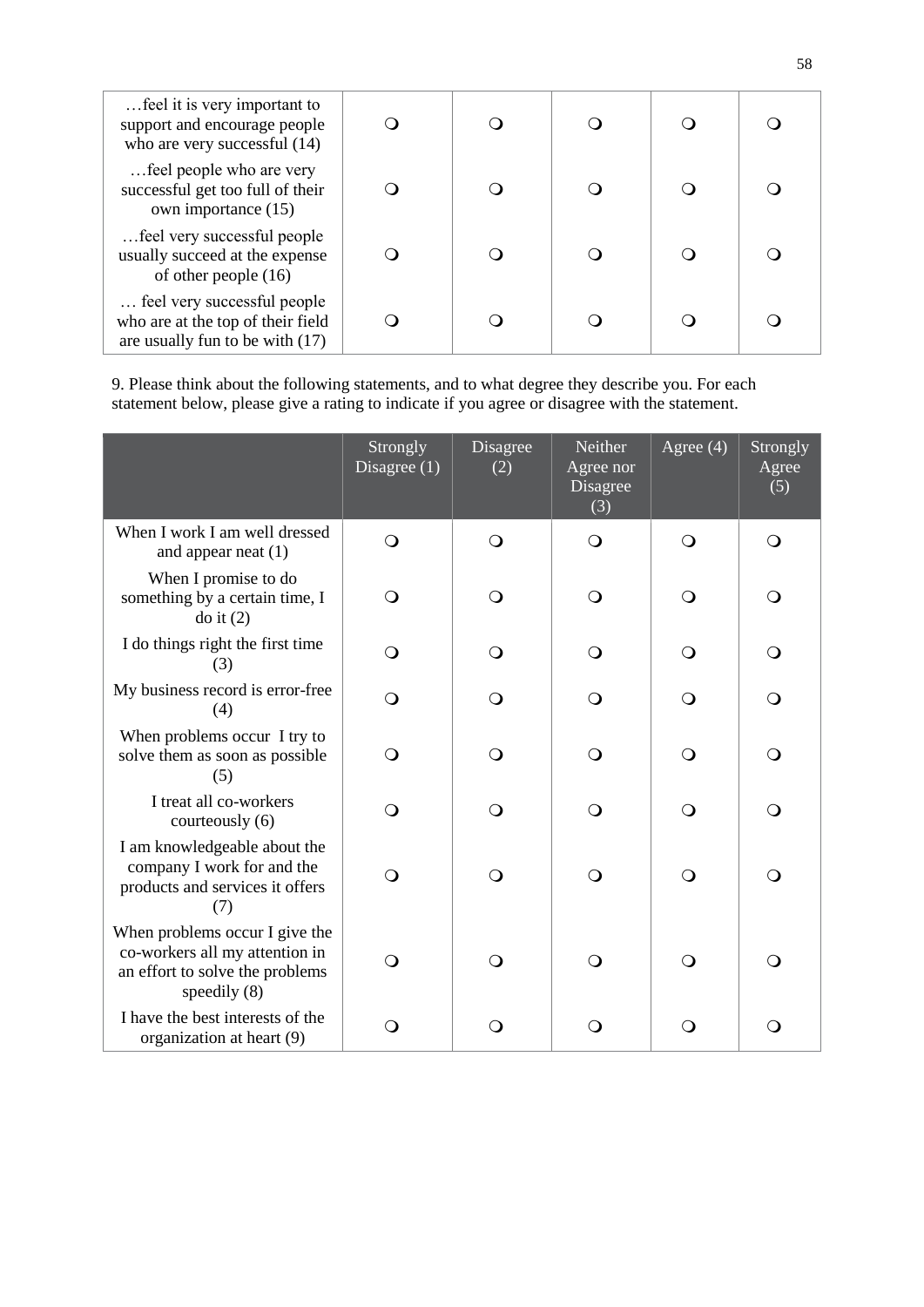| | | | | | |
|---|---|---|---|---|---|
| …feel it is very important to support and encourage people who are very successful (14) | ❍ | ❍ | ❍ | ❍ | ❍ |
| …feel people who are very successful get too full of their own importance (15) | ❍ | ❍ | ❍ | ❍ | ❍ |
| …feel very successful people usually succeed at the expense of other people (16) | ❍ | ❍ | ❍ | ❍ | ❍ |
| … feel very successful people who are at the top of their field are usually fun to be with (17) | ❍ | ❍ | ❍ | ❍ | ❍ |

9. Please think about the following statements, and to what degree they describe you. For each statement below, please give a rating to indicate if you agree or disagree with the statement.

| | Strongly Disagree (1) | Disagree (2) | Neither Agree nor Disagree (3) | Agree (4) | Strongly Agree (5) |
|---|---|---|---|---|---|
| When I work I am well dressed and appear neat (1) | ❍ | ❍ | ❍ | ❍ | ❍ |
| When I promise to do something by a certain time, I do it (2) | ❍ | ❍ | ❍ | ❍ | ❍ |
| I do things right the first time (3) | ❍ | ❍ | ❍ | ❍ | ❍ |
| My business record is error-free (4) | ❍ | ❍ | ❍ | ❍ | ❍ |
| When problems occur I try to solve them as soon as possible (5) | ❍ | ❍ | ❍ | ❍ | ❍ |
| I treat all co-workers courteously (6) | ❍ | ❍ | ❍ | ❍ | ❍ |
| I am knowledgeable about the company I work for and the products and services it offers (7) | ❍ | ❍ | ❍ | ❍ | ❍ |
| When problems occur I give the co-workers all my attention in an effort to solve the problems speedily (8) | ❍ | ❍ | ❍ | ❍ | ❍ |
| I have the best interests of the organization at heart (9) | ❍ | ❍ | ❍ | ❍ | ❍ |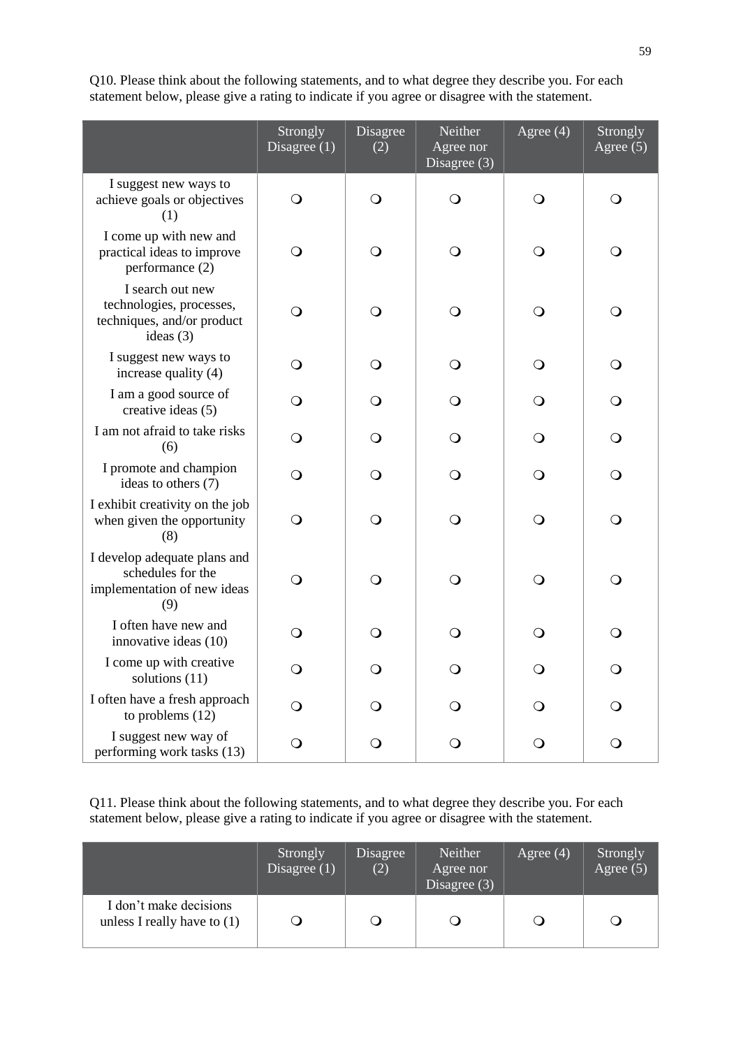Q10. Please think about the following statements, and to what degree they describe you. For each statement below, please give a rating to indicate if you agree or disagree with the statement.

| | Strongly Disagree (1) | Disagree (2) | Neither Agree nor Disagree (3) | Agree (4) | Strongly Agree (5) |
|---|---|---|---|---|---|
| I suggest new ways to achieve goals or objectives (1) | ❍ | ❍ | ❍ | ❍ | ❍ |
| I come up with new and practical ideas to improve performance (2) | ❍ | ❍ | ❍ | ❍ | ❍ |
| I search out new technologies, processes, techniques, and/or product ideas (3) | ❍ | ❍ | ❍ | ❍ | ❍ |
| I suggest new ways to increase quality (4) | ❍ | ❍ | ❍ | ❍ | ❍ |
| I am a good source of creative ideas (5) | ❍ | ❍ | ❍ | ❍ | ❍ |
| I am not afraid to take risks (6) | ❍ | ❍ | ❍ | ❍ | ❍ |
| I promote and champion ideas to others (7) | ❍ | ❍ | ❍ | ❍ | ❍ |
| I exhibit creativity on the job when given the opportunity (8) | ❍ | ❍ | ❍ | ❍ | ❍ |
| I develop adequate plans and schedules for the implementation of new ideas (9) | ❍ | ❍ | ❍ | ❍ | ❍ |
| I often have new and innovative ideas (10) | ❍ | ❍ | ❍ | ❍ | ❍ |
| I come up with creative solutions (11) | ❍ | ❍ | ❍ | ❍ | ❍ |
| I often have a fresh approach to problems (12) | ❍ | ❍ | ❍ | ❍ | ❍ |
| I suggest new way of performing work tasks (13) | ❍ | ❍ | ❍ | ❍ | ❍ |

Q11. Please think about the following statements, and to what degree they describe you. For each statement below, please give a rating to indicate if you agree or disagree with the statement.

| | Strongly Disagree (1) | Disagree (2) | Neither Agree nor Disagree (3) | Agree (4) | Strongly Agree (5) |
|---|---|---|---|---|---|
| I don't make decisions unless I really have to (1) | ❍ | ❍ | ❍ | ❍ | ❍ |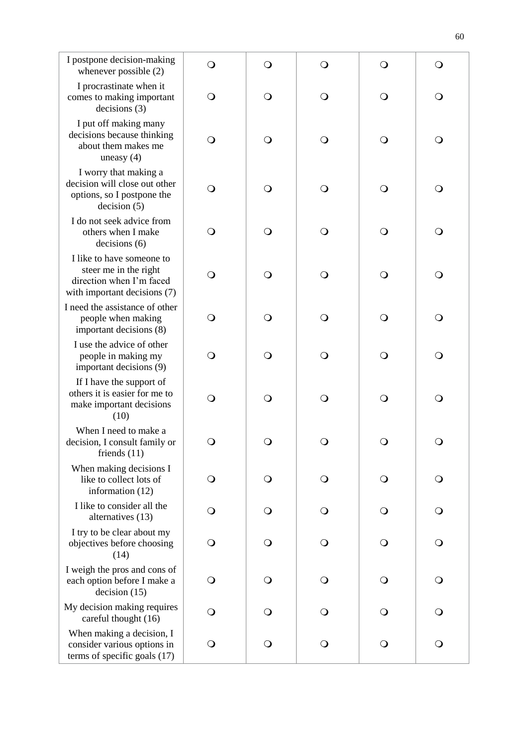| | | | | | |
|---|---|---|---|---|---|
| I postpone decision-making whenever possible (2) | ❍ | ❍ | ❍ | ❍ | ❍ |
| I procrastinate when it comes to making important decisions (3) | ❍ | ❍ | ❍ | ❍ | ❍ |
| I put off making many decisions because thinking about them makes me uneasy (4) | ❍ | ❍ | ❍ | ❍ | ❍ |
| I worry that making a decision will close out other options, so I postpone the decision (5) | ❍ | ❍ | ❍ | ❍ | ❍ |
| I do not seek advice from others when I make decisions (6) | ❍ | ❍ | ❍ | ❍ | ❍ |
| I like to have someone to steer me in the right direction when I'm faced with important decisions (7) | ❍ | ❍ | ❍ | ❍ | ❍ |
| I need the assistance of other people when making important decisions (8) | ❍ | ❍ | ❍ | ❍ | ❍ |
| I use the advice of other people in making my important decisions (9) | ❍ | ❍ | ❍ | ❍ | ❍ |
| If I have the support of others it is easier for me to make important decisions (10) | ❍ | ❍ | ❍ | ❍ | ❍ |
| When I need to make a decision, I consult family or friends (11) | ❍ | ❍ | ❍ | ❍ | ❍ |
| When making decisions I like to collect lots of information (12) | ❍ | ❍ | ❍ | ❍ | ❍ |
| I like to consider all the alternatives (13) | ❍ | ❍ | ❍ | ❍ | ❍ |
| I try to be clear about my objectives before choosing (14) | ❍ | ❍ | ❍ | ❍ | ❍ |
| I weigh the pros and cons of each option before I make a decision (15) | ❍ | ❍ | ❍ | ❍ | ❍ |
| My decision making requires careful thought (16) | ❍ | ❍ | ❍ | ❍ | ❍ |
| When making a decision, I consider various options in terms of specific goals (17) | ❍ | ❍ | ❍ | ❍ | ❍ |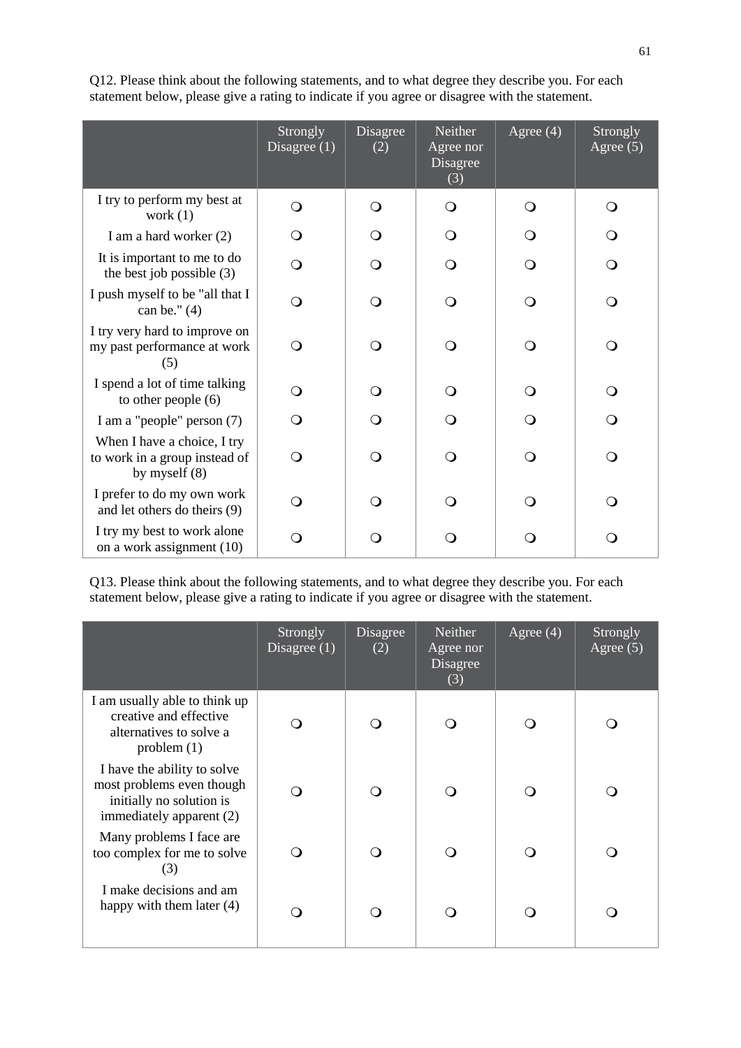Q12. Please think about the following statements, and to what degree they describe you. For each statement below, please give a rating to indicate if you agree or disagree with the statement.

| | Strongly Disagree (1) | Disagree (2) | Neither Agree nor Disagree (3) | Agree (4) | Strongly Agree (5) |
|---|---|---|---|---|---|
| I try to perform my best at work (1) | ❍ | ❍ | ❍ | ❍ | ❍ |
| I am a hard worker (2) | ❍ | ❍ | ❍ | ❍ | ❍ |
| It is important to me to do the best job possible (3) | ❍ | ❍ | ❍ | ❍ | ❍ |
| I push myself to be "all that I can be." (4) | ❍ | ❍ | ❍ | ❍ | ❍ |
| I try very hard to improve on my past performance at work (5) | ❍ | ❍ | ❍ | ❍ | ❍ |
| I spend a lot of time talking to other people (6) | ❍ | ❍ | ❍ | ❍ | ❍ |
| I am a "people" person (7) | ❍ | ❍ | ❍ | ❍ | ❍ |
| When I have a choice, I try to work in a group instead of by myself (8) | ❍ | ❍ | ❍ | ❍ | ❍ |
| I prefer to do my own work and let others do theirs (9) | ❍ | ❍ | ❍ | ❍ | ❍ |
| I try my best to work alone on a work assignment (10) | ❍ | ❍ | ❍ | ❍ | ❍ |

Q13. Please think about the following statements, and to what degree they describe you. For each statement below, please give a rating to indicate if you agree or disagree with the statement.

| | Strongly Disagree (1) | Disagree (2) | Neither Agree nor Disagree (3) | Agree (4) | Strongly Agree (5) |
|---|---|---|---|---|---|
| I am usually able to think up creative and effective alternatives to solve a problem (1) | ❍ | ❍ | ❍ | ❍ | ❍ |
| I have the ability to solve most problems even though initially no solution is immediately apparent (2) | ❍ | ❍ | ❍ | ❍ | ❍ |
| Many problems I face are too complex for me to solve (3) | ❍ | ❍ | ❍ | ❍ | ❍ |
| I make decisions and am happy with them later (4) | ❍ | ❍ | ❍ | ❍ | ❍ |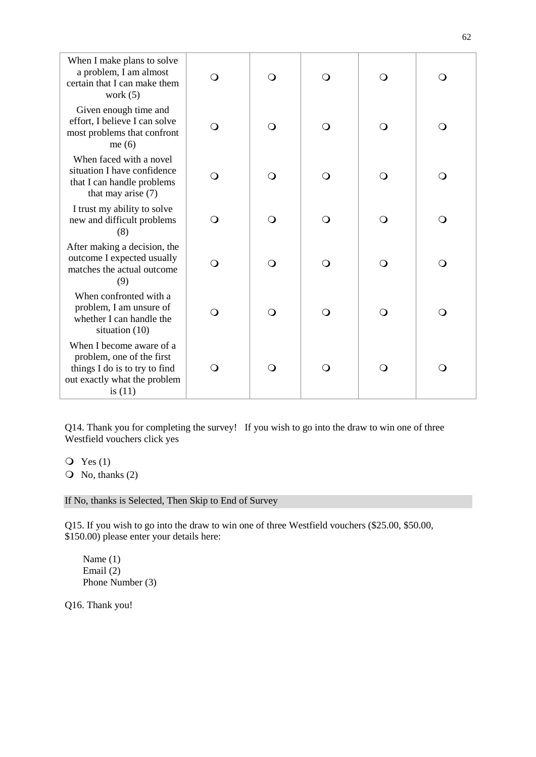| | | | | | |
|---|---|---|---|---|---|
| When I make plans to solve a problem, I am almost certain that I can make them work (5) | ❍ | ❍ | ❍ | ❍ | ❍ |
| Given enough time and effort, I believe I can solve most problems that confront me (6) | ❍ | ❍ | ❍ | ❍ | ❍ |
| When faced with a novel situation I have confidence that I can handle problems that may arise (7) | ❍ | ❍ | ❍ | ❍ | ❍ |
| I trust my ability to solve new and difficult problems (8) | ❍ | ❍ | ❍ | ❍ | ❍ |
| After making a decision, the outcome I expected usually matches the actual outcome (9) | ❍ | ❍ | ❍ | ❍ | ❍ |
| When confronted with a problem, I am unsure of whether I can handle the situation (10) | ❍ | ❍ | ❍ | ❍ | ❍ |
| When I become aware of a problem, one of the first things I do is to try to find out exactly what the problem is (11) | ❍ | ❍ | ❍ | ❍ | ❍ |

Q14. Thank you for completing the survey! If you wish to go into the draw to win one of three Westfield vouchers click yes

❍ Yes (1)
❍ No, thanks (2)

If No, thanks is Selected, Then Skip to End of Survey

Q15. If you wish to go into the draw to win one of three Westfield vouchers ($25.00, $50.00, $150.00) please enter your details here:

Name (1)
Email (2)
Phone Number (3)

Q16. Thank you!